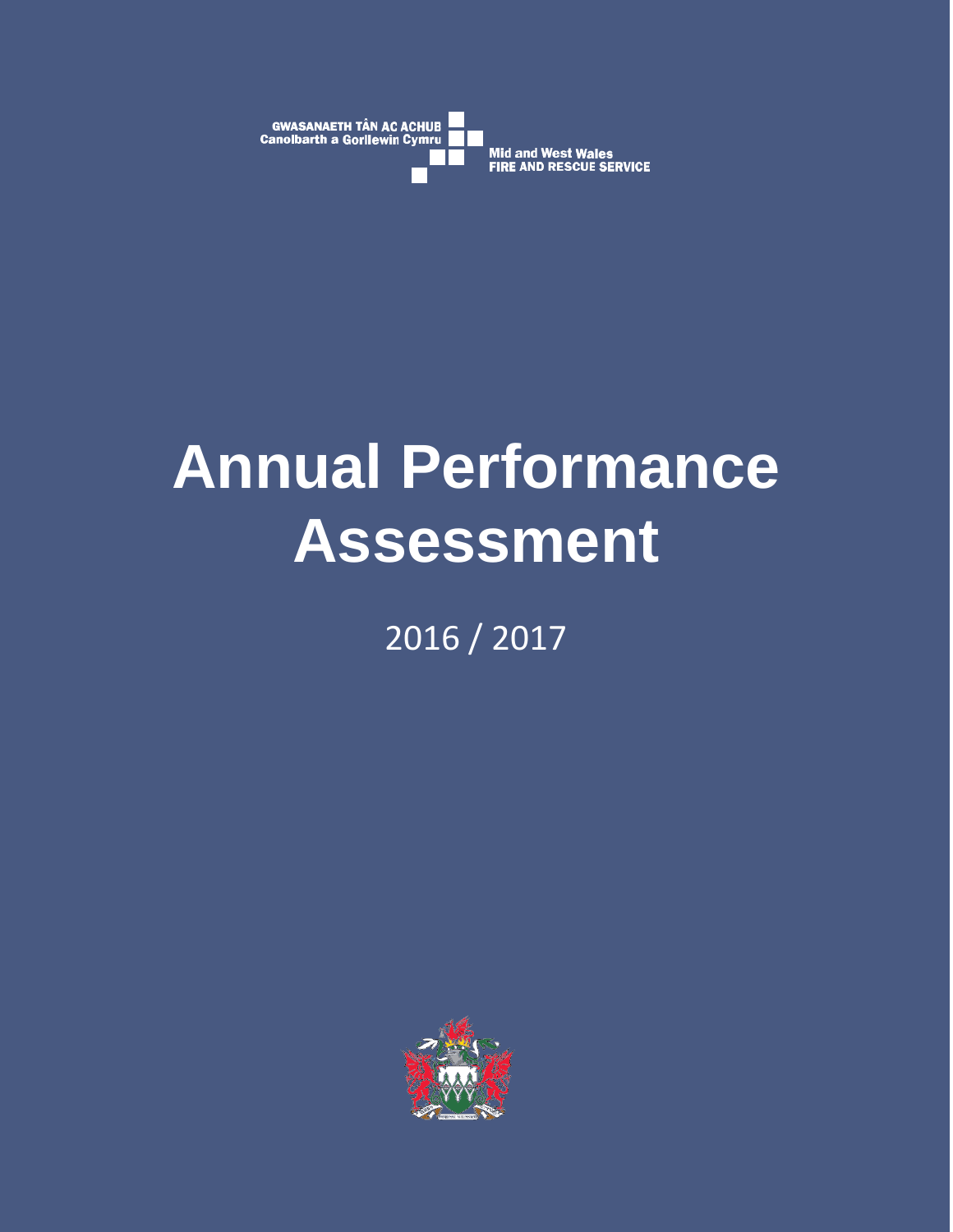GWASANAETH TÂN AC ACHUB
Canolbarth a Gorllewin Cymru

Mid and West Wales
FIRE AND RESCUE SERVICE

# Annual Performance Assessment

2016 / 2017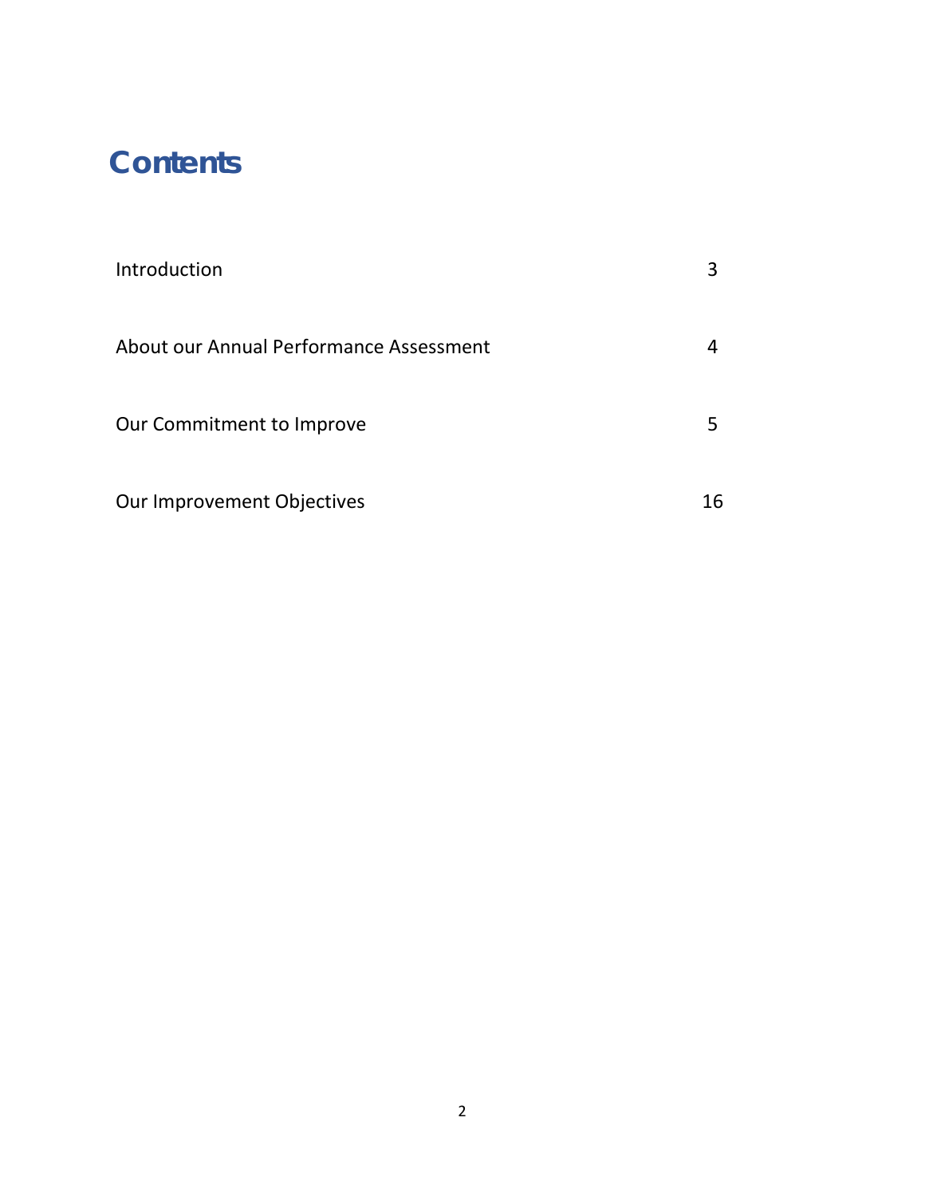# Contents

| | |
|---|---|
| Introduction | 3 |
| About our Annual Performance Assessment | 4 |
| Our Commitment to Improve | 5 |
| Our Improvement Objectives | 16 |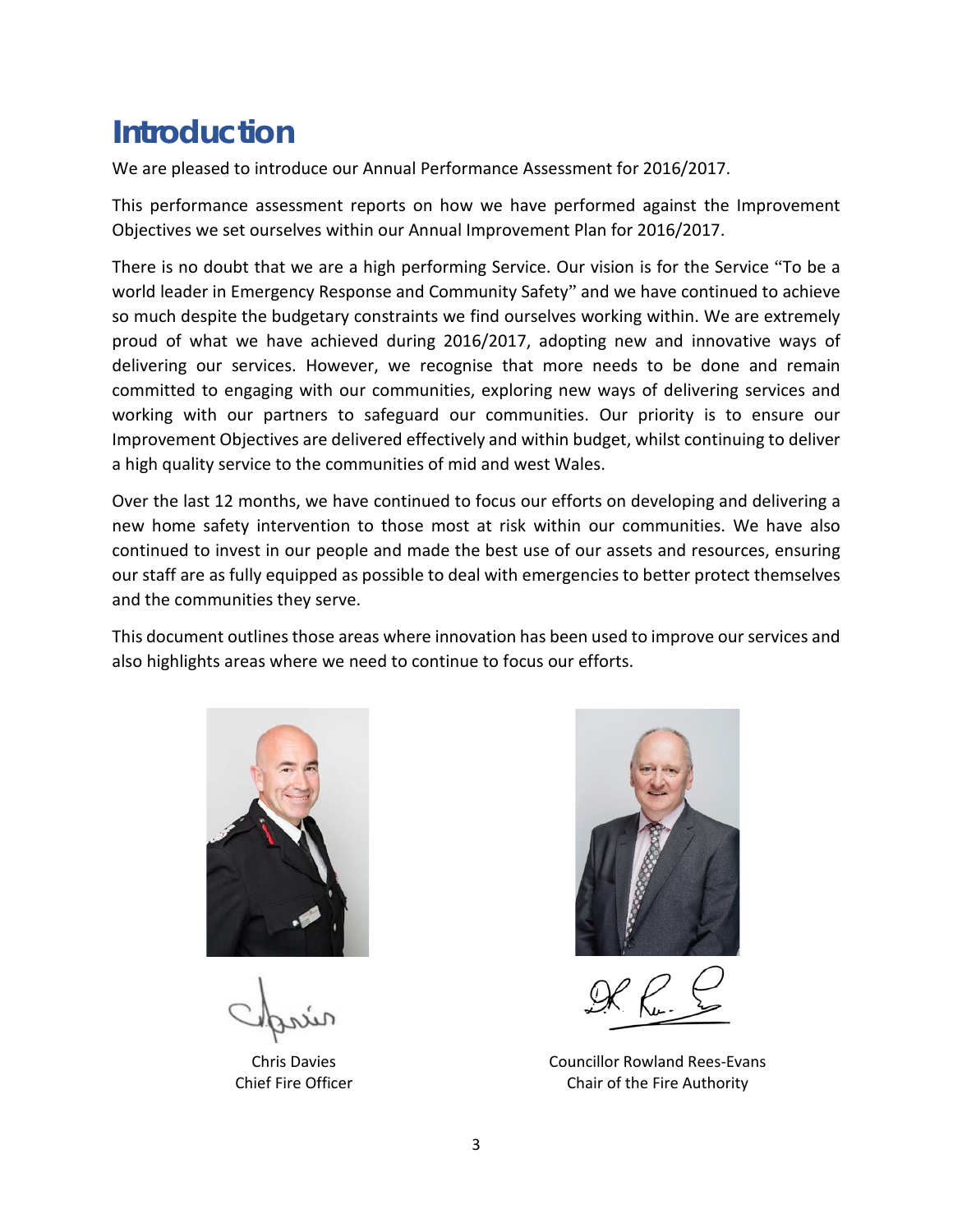# Introduction

We are pleased to introduce our Annual Performance Assessment for 2016/2017.

This performance assessment reports on how we have performed against the Improvement Objectives we set ourselves within our Annual Improvement Plan for 2016/2017.

There is no doubt that we are a high performing Service. Our vision is for the Service "To be a world leader in Emergency Response and Community Safety" and we have continued to achieve so much despite the budgetary constraints we find ourselves working within. We are extremely proud of what we have achieved during 2016/2017, adopting new and innovative ways of delivering our services. However, we recognise that more needs to be done and remain committed to engaging with our communities, exploring new ways of delivering services and working with our partners to safeguard our communities. Our priority is to ensure our Improvement Objectives are delivered effectively and within budget, whilst continuing to deliver a high quality service to the communities of mid and west Wales.

Over the last 12 months, we have continued to focus our efforts on developing and delivering a new home safety intervention to those most at risk within our communities. We have also continued to invest in our people and made the best use of our assets and resources, ensuring our staff are as fully equipped as possible to deal with emergencies to better protect themselves and the communities they serve.

This document outlines those areas where innovation has been used to improve our services and also highlights areas where we need to continue to focus our efforts.

Chris Davies
Chief Fire Officer

Councillor Rowland Rees-Evans
Chair of the Fire Authority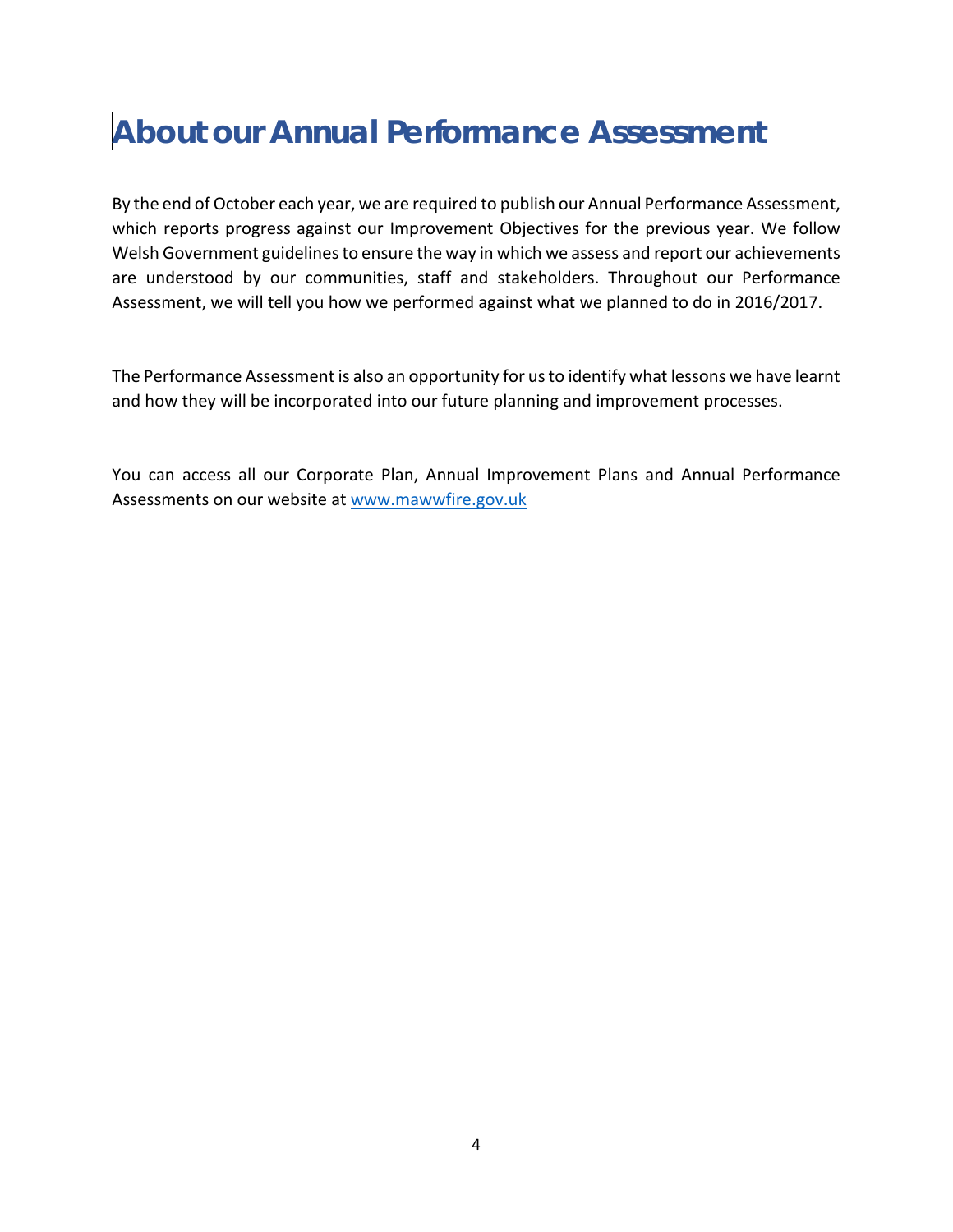# About our Annual Performance Assessment

By the end of October each year, we are required to publish our Annual Performance Assessment, which reports progress against our Improvement Objectives for the previous year. We follow Welsh Government guidelines to ensure the way in which we assess and report our achievements are understood by our communities, staff and stakeholders. Throughout our Performance Assessment, we will tell you how we performed against what we planned to do in 2016/2017.

The Performance Assessment is also an opportunity for us to identify what lessons we have learnt and how they will be incorporated into our future planning and improvement processes.

You can access all our Corporate Plan, Annual Improvement Plans and Annual Performance Assessments on our website at [www.mawwfire.gov.uk](http://www.mawwfire.gov.uk)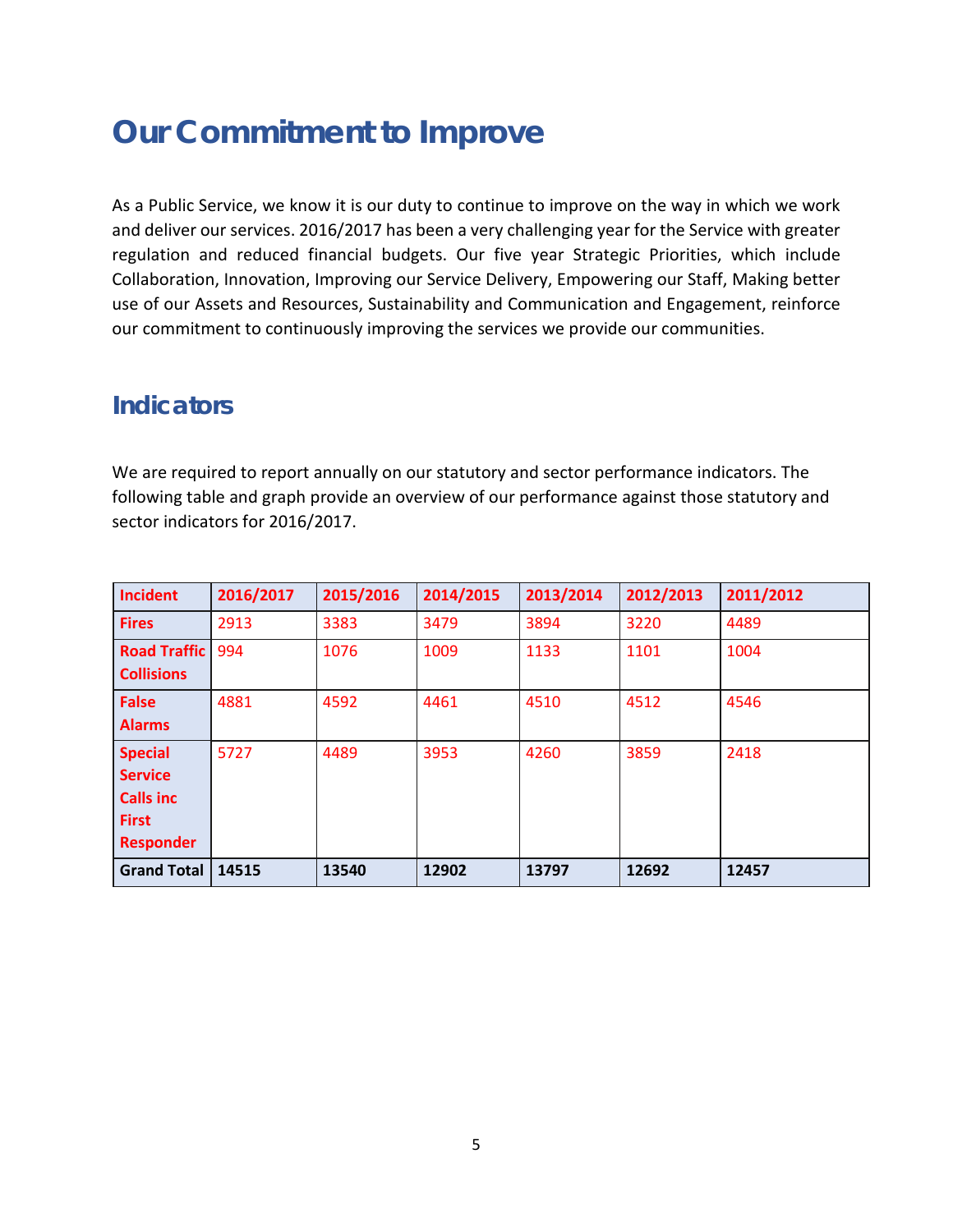# Our Commitment to Improve

As a Public Service, we know it is our duty to continue to improve on the way in which we work and deliver our services. 2016/2017 has been a very challenging year for the Service with greater regulation and reduced financial budgets. Our five year Strategic Priorities, which include Collaboration, Innovation, Improving our Service Delivery, Empowering our Staff, Making better use of our Assets and Resources, Sustainability and Communication and Engagement, reinforce our commitment to continuously improving the services we provide our communities.

## Indicators

We are required to report annually on our statutory and sector performance indicators. The following table and graph provide an overview of our performance against those statutory and sector indicators for 2016/2017.

| Incident | 2016/2017 | 2015/2016 | 2014/2015 | 2013/2014 | 2012/2013 | 2011/2012 |
|---|---|---|---|---|---|---|
| Fires | 2913 | 3383 | 3479 | 3894 | 3220 | 4489 |
| Road Traffic Collisions | 994 | 1076 | 1009 | 1133 | 1101 | 1004 |
| False Alarms | 4881 | 4592 | 4461 | 4510 | 4512 | 4546 |
| Special Service Calls inc First Responder | 5727 | 4489 | 3953 | 4260 | 3859 | 2418 |
| **Grand Total** | **14515** | **13540** | **12902** | **13797** | **12692** | **12457** |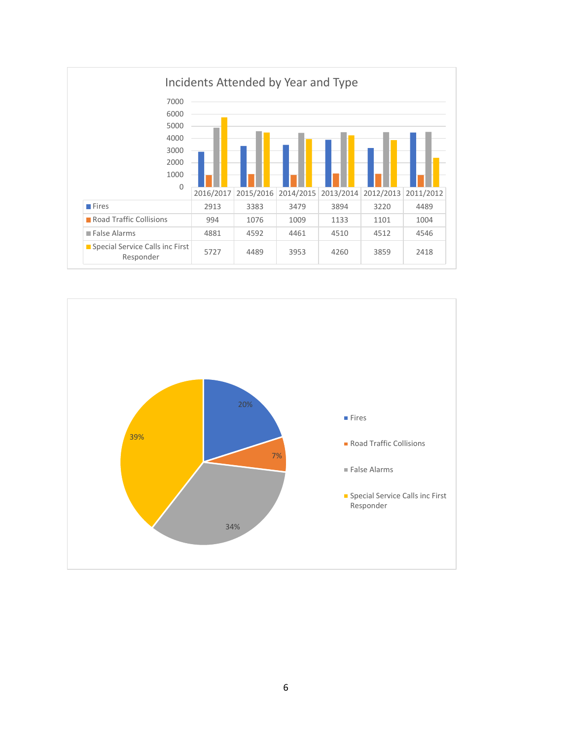## Incidents Attended by Year and Type

| | 2016/2017 | 2015/2016 | 2014/2015 | 2013/2014 | 2012/2013 | 2011/2012 |
|---|---|---|---|---|---|---|
| Fires | 2913 | 3383 | 3479 | 3894 | 3220 | 4489 |
| Road Traffic Collisions | 994 | 1076 | 1009 | 1133 | 1101 | 1004 |
| False Alarms | 4881 | 4592 | 4461 | 4510 | 4512 | 4546 |
| Special Service Calls inc First Responder | 5727 | 4489 | 3953 | 4260 | 3859 | 2418 |

| Type | Percentage |
|---|---|
| Fires | 20% |
| Road Traffic Collisions | 7% |
| False Alarms | 34% |
| Special Service Calls inc First Responder | 39% |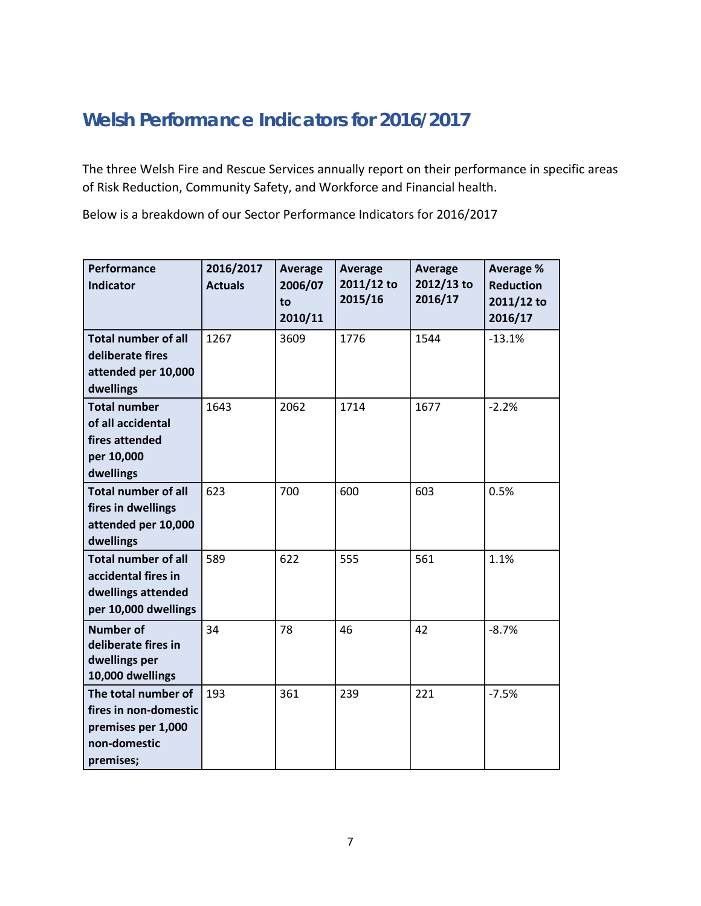## Welsh Performance Indicators for 2016/2017

The three Welsh Fire and Rescue Services annually report on their performance in specific areas of Risk Reduction, Community Safety, and Workforce and Financial health.

Below is a breakdown of our Sector Performance Indicators for 2016/2017

| Performance Indicator | 2016/2017 Actuals | Average 2006/07 to 2010/11 | Average 2011/12 to 2015/16 | Average 2012/13 to 2016/17 | Average % Reduction 2011/12 to 2016/17 |
|---|---|---|---|---|---|
| **Total number of all deliberate fires attended per 10,000 dwellings** | 1267 | 3609 | 1776 | 1544 | -13.1% |
| **Total number of all accidental fires attended per 10,000 dwellings** | 1643 | 2062 | 1714 | 1677 | -2.2% |
| **Total number of all fires in dwellings attended per 10,000 dwellings** | 623 | 700 | 600 | 603 | 0.5% |
| **Total number of all accidental fires in dwellings attended per 10,000 dwellings** | 589 | 622 | 555 | 561 | 1.1% |
| **Number of deliberate fires in dwellings per 10,000 dwellings** | 34 | 78 | 46 | 42 | -8.7% |
| **The total number of fires in non-domestic premises per 1,000 non-domestic premises;** | 193 | 361 | 239 | 221 | -7.5% |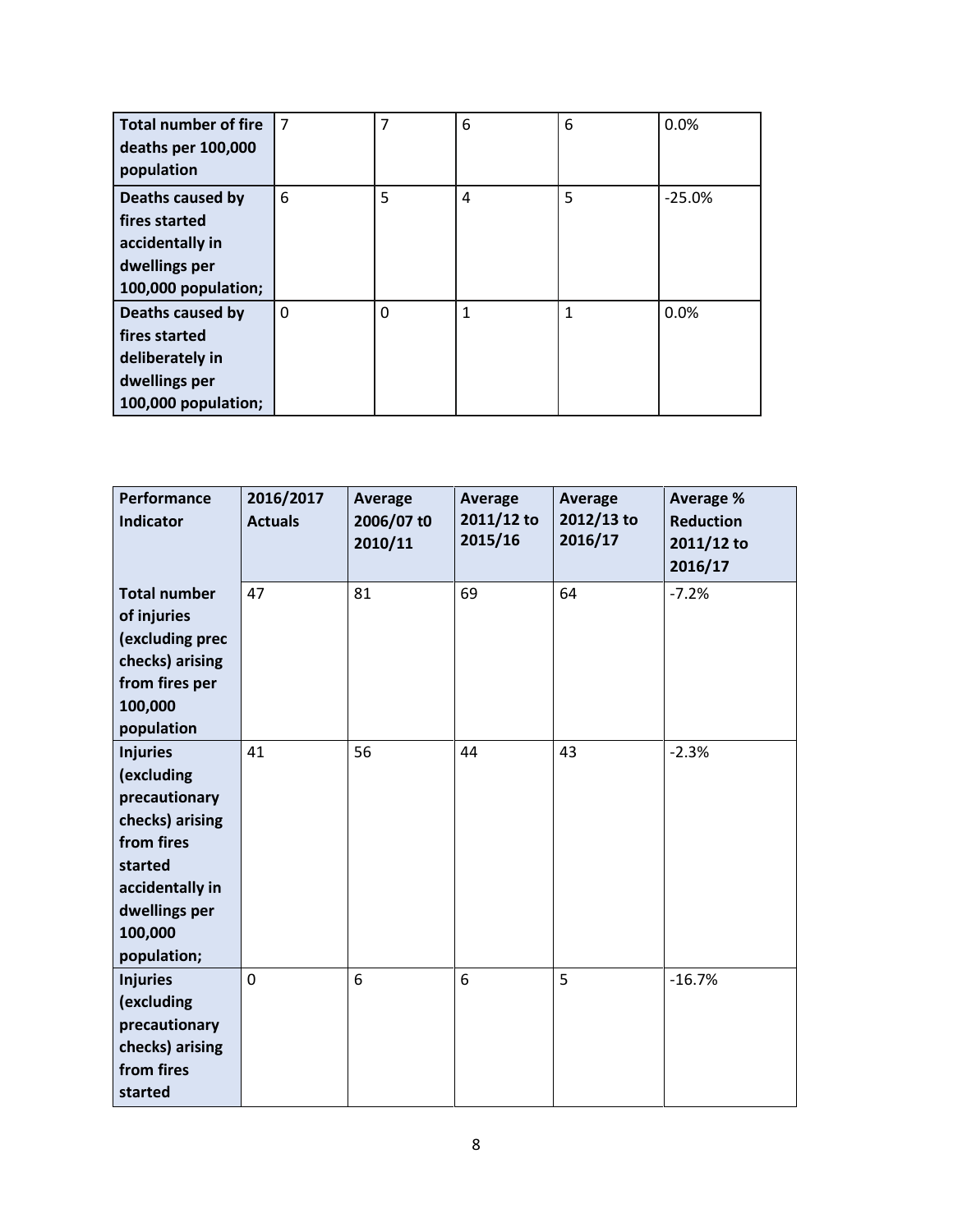| | | | | | |
|---|---|---|---|---|---|
| **Total number of fire deaths per 100,000 population** | 7 | 7 | 6 | 6 | 0.0% |
| **Deaths caused by fires started accidentally in dwellings per 100,000 population;** | 6 | 5 | 4 | 5 | -25.0% |
| **Deaths caused by fires started deliberately in dwellings per 100,000 population;** | 0 | 0 | 1 | 1 | 0.0% |

| Performance Indicator | 2016/2017 Actuals | Average 2006/07 t0 2010/11 | Average 2011/12 to 2015/16 | Average 2012/13 to 2016/17 | Average % Reduction 2011/12 to 2016/17 |
|---|---|---|---|---|---|
| **Total number of injuries (excluding prec checks) arising from fires per 100,000 population** | 47 | 81 | 69 | 64 | -7.2% |
| **Injuries (excluding precautionary checks) arising from fires started accidentally in dwellings per 100,000 population;** | 41 | 56 | 44 | 43 | -2.3% |
| **Injuries (excluding precautionary checks) arising from fires started** | 0 | 6 | 6 | 5 | -16.7% |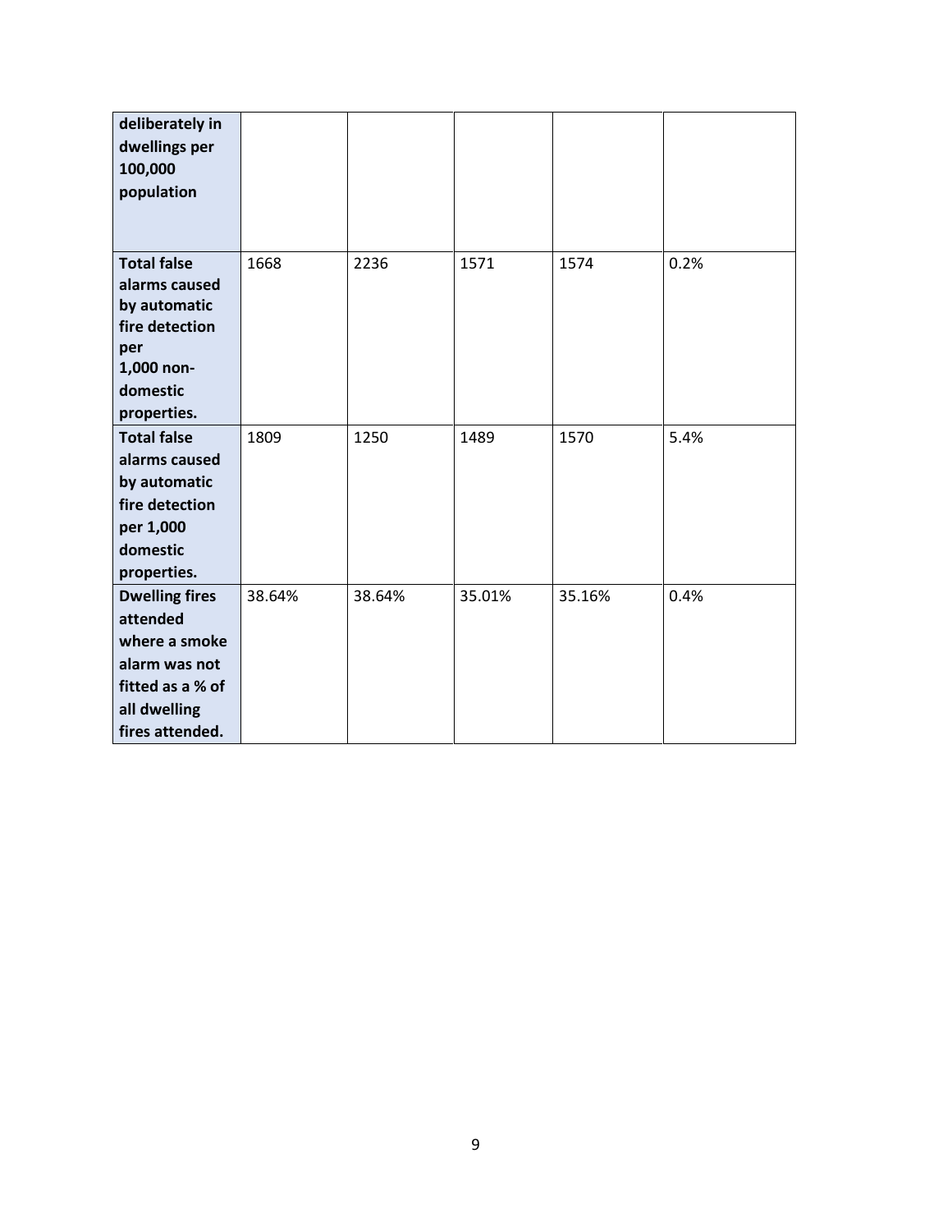| | | | | | |
|---|---|---|---|---|---|
| **deliberately in dwellings per 100,000 population** | | | | | |
| **Total false alarms caused by automatic fire detection per 1,000 non-domestic properties.** | 1668 | 2236 | 1571 | 1574 | 0.2% |
| **Total false alarms caused by automatic fire detection per 1,000 domestic properties.** | 1809 | 1250 | 1489 | 1570 | 5.4% |
| **Dwelling fires attended where a smoke alarm was not fitted as a % of all dwelling fires attended.** | 38.64% | 38.64% | 35.01% | 35.16% | 0.4% |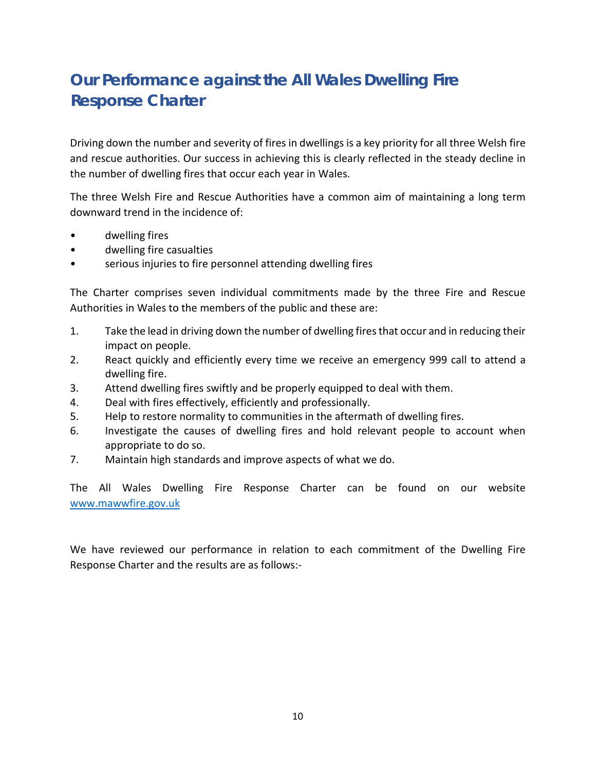## Our Performance against the All Wales Dwelling Fire Response Charter

Driving down the number and severity of fires in dwellings is a key priority for all three Welsh fire and rescue authorities. Our success in achieving this is clearly reflected in the steady decline in the number of dwelling fires that occur each year in Wales.

The three Welsh Fire and Rescue Authorities have a common aim of maintaining a long term downward trend in the incidence of:

- dwelling fires
- dwelling fire casualties
- serious injuries to fire personnel attending dwelling fires

The Charter comprises seven individual commitments made by the three Fire and Rescue Authorities in Wales to the members of the public and these are:

1. Take the lead in driving down the number of dwelling fires that occur and in reducing their impact on people.
2. React quickly and efficiently every time we receive an emergency 999 call to attend a dwelling fire.
3. Attend dwelling fires swiftly and be properly equipped to deal with them.
4. Deal with fires effectively, efficiently and professionally.
5. Help to restore normality to communities in the aftermath of dwelling fires.
6. Investigate the causes of dwelling fires and hold relevant people to account when appropriate to do so.
7. Maintain high standards and improve aspects of what we do.

The All Wales Dwelling Fire Response Charter can be found on our website [www.mawwfire.gov.uk](http://www.mawwfire.gov.uk)

We have reviewed our performance in relation to each commitment of the Dwelling Fire Response Charter and the results are as follows:-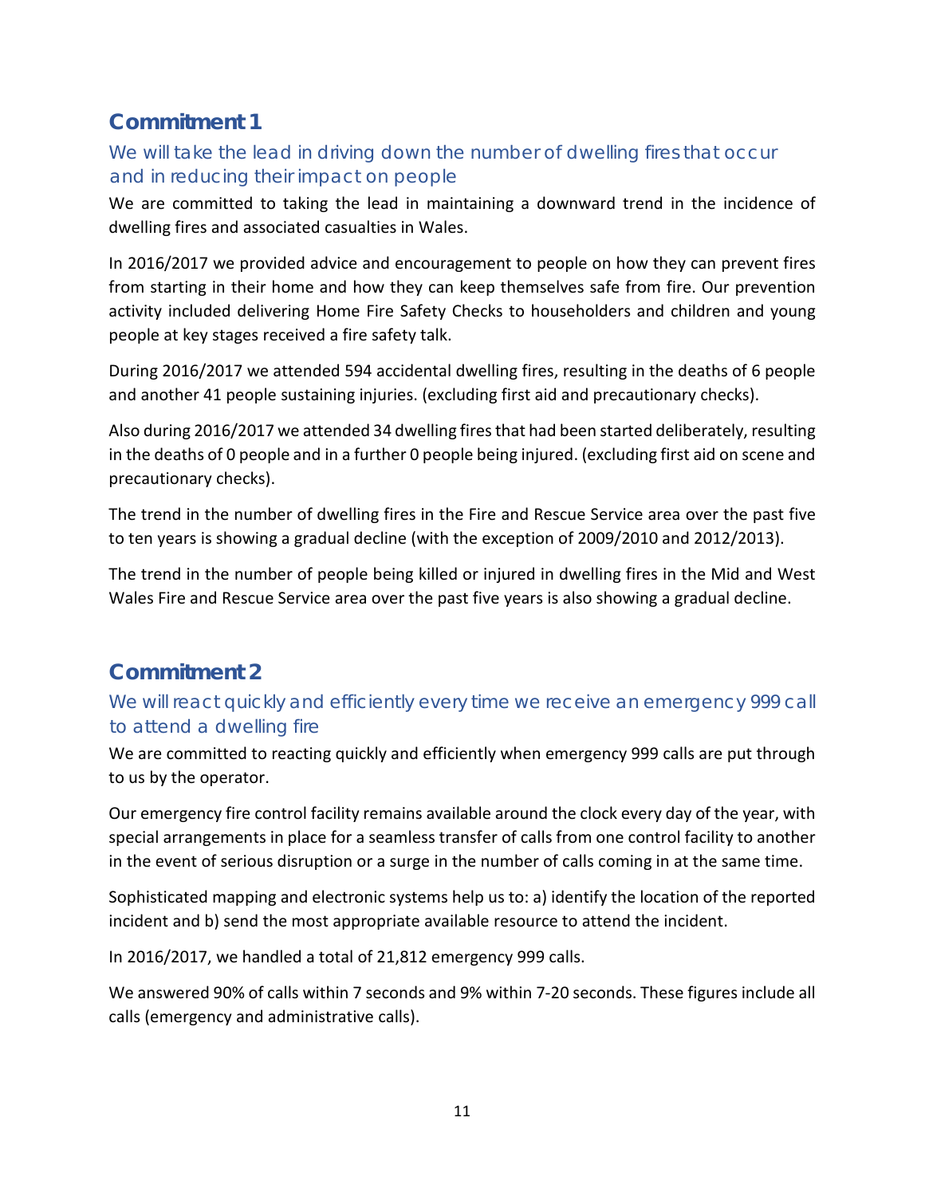## Commitment 1

### We will take the lead in driving down the number of dwelling fires that occur and in reducing their impact on people

We are committed to taking the lead in maintaining a downward trend in the incidence of dwelling fires and associated casualties in Wales.

In 2016/2017 we provided advice and encouragement to people on how they can prevent fires from starting in their home and how they can keep themselves safe from fire. Our prevention activity included delivering Home Fire Safety Checks to householders and children and young people at key stages received a fire safety talk.

During 2016/2017 we attended 594 accidental dwelling fires, resulting in the deaths of 6 people and another 41 people sustaining injuries. (excluding first aid and precautionary checks).

Also during 2016/2017 we attended 34 dwelling fires that had been started deliberately, resulting in the deaths of 0 people and in a further 0 people being injured. (excluding first aid on scene and precautionary checks).

The trend in the number of dwelling fires in the Fire and Rescue Service area over the past five to ten years is showing a gradual decline (with the exception of 2009/2010 and 2012/2013).

The trend in the number of people being killed or injured in dwelling fires in the Mid and West Wales Fire and Rescue Service area over the past five years is also showing a gradual decline.

## Commitment 2

### We will react quickly and efficiently every time we receive an emergency 999 call to attend a dwelling fire

We are committed to reacting quickly and efficiently when emergency 999 calls are put through to us by the operator.

Our emergency fire control facility remains available around the clock every day of the year, with special arrangements in place for a seamless transfer of calls from one control facility to another in the event of serious disruption or a surge in the number of calls coming in at the same time.

Sophisticated mapping and electronic systems help us to: a) identify the location of the reported incident and b) send the most appropriate available resource to attend the incident.

In 2016/2017, we handled a total of 21,812 emergency 999 calls.

We answered 90% of calls within 7 seconds and 9% within 7-20 seconds. These figures include all calls (emergency and administrative calls).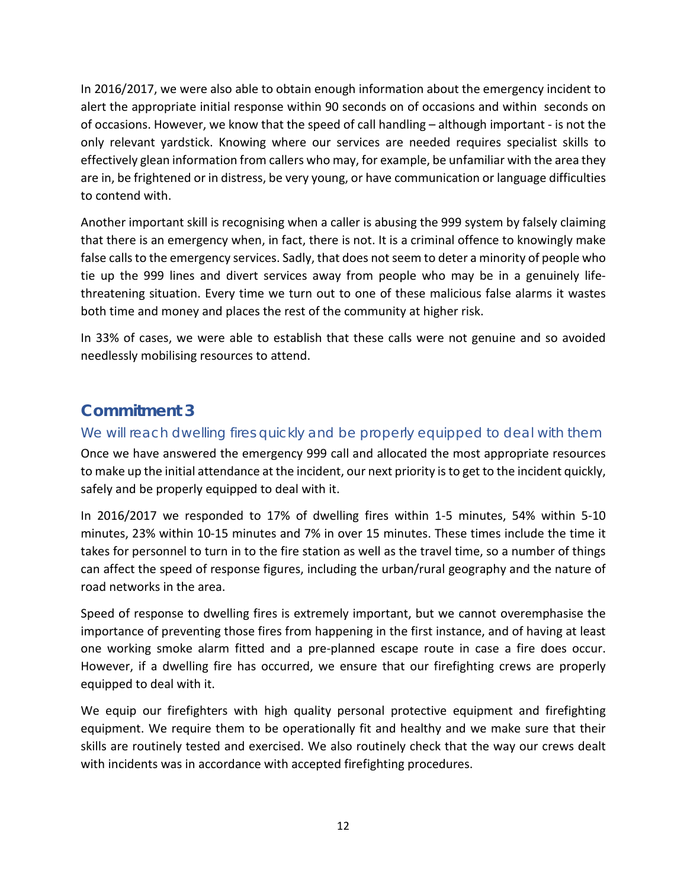In 2016/2017, we were also able to obtain enough information about the emergency incident to alert the appropriate initial response within 90 seconds on of occasions and within  seconds on of occasions. However, we know that the speed of call handling – although important - is not the only relevant yardstick. Knowing where our services are needed requires specialist skills to effectively glean information from callers who may, for example, be unfamiliar with the area they are in, be frightened or in distress, be very young, or have communication or language difficulties to contend with.

Another important skill is recognising when a caller is abusing the 999 system by falsely claiming that there is an emergency when, in fact, there is not. It is a criminal offence to knowingly make false calls to the emergency services. Sadly, that does not seem to deter a minority of people who tie up the 999 lines and divert services away from people who may be in a genuinely life-threatening situation. Every time we turn out to one of these malicious false alarms it wastes both time and money and places the rest of the community at higher risk.

In 33% of cases, we were able to establish that these calls were not genuine and so avoided needlessly mobilising resources to attend.

## Commitment 3

### We will reach dwelling fires quickly and be properly equipped to deal with them

Once we have answered the emergency 999 call and allocated the most appropriate resources to make up the initial attendance at the incident, our next priority is to get to the incident quickly, safely and be properly equipped to deal with it.

In 2016/2017 we responded to 17% of dwelling fires within 1-5 minutes, 54% within 5-10 minutes, 23% within 10-15 minutes and 7% in over 15 minutes. These times include the time it takes for personnel to turn in to the fire station as well as the travel time, so a number of things can affect the speed of response figures, including the urban/rural geography and the nature of road networks in the area.

Speed of response to dwelling fires is extremely important, but we cannot overemphasise the importance of preventing those fires from happening in the first instance, and of having at least one working smoke alarm fitted and a pre-planned escape route in case a fire does occur. However, if a dwelling fire has occurred, we ensure that our firefighting crews are properly equipped to deal with it.

We equip our firefighters with high quality personal protective equipment and firefighting equipment. We require them to be operationally fit and healthy and we make sure that their skills are routinely tested and exercised. We also routinely check that the way our crews dealt with incidents was in accordance with accepted firefighting procedures.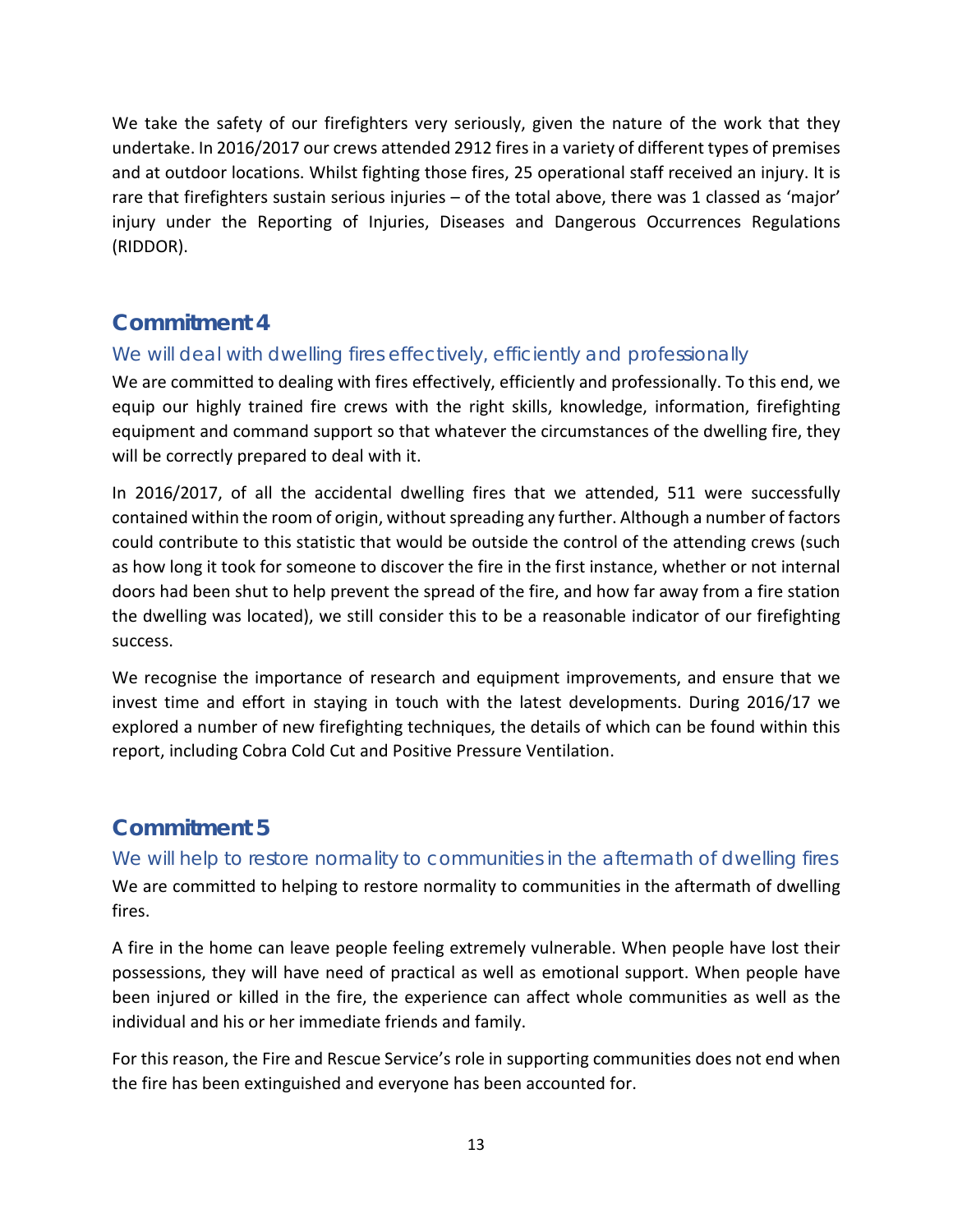We take the safety of our firefighters very seriously, given the nature of the work that they undertake. In 2016/2017 our crews attended 2912 fires in a variety of different types of premises and at outdoor locations. Whilst fighting those fires, 25 operational staff received an injury. It is rare that firefighters sustain serious injuries – of the total above, there was 1 classed as 'major' injury under the Reporting of Injuries, Diseases and Dangerous Occurrences Regulations (RIDDOR).

## Commitment 4

### We will deal with dwelling fires effectively, efficiently and professionally

We are committed to dealing with fires effectively, efficiently and professionally. To this end, we equip our highly trained fire crews with the right skills, knowledge, information, firefighting equipment and command support so that whatever the circumstances of the dwelling fire, they will be correctly prepared to deal with it.

In 2016/2017, of all the accidental dwelling fires that we attended, 511 were successfully contained within the room of origin, without spreading any further. Although a number of factors could contribute to this statistic that would be outside the control of the attending crews (such as how long it took for someone to discover the fire in the first instance, whether or not internal doors had been shut to help prevent the spread of the fire, and how far away from a fire station the dwelling was located), we still consider this to be a reasonable indicator of our firefighting success.

We recognise the importance of research and equipment improvements, and ensure that we invest time and effort in staying in touch with the latest developments. During 2016/17 we explored a number of new firefighting techniques, the details of which can be found within this report, including Cobra Cold Cut and Positive Pressure Ventilation.

## Commitment 5

### We will help to restore normality to communities in the aftermath of dwelling fires

We are committed to helping to restore normality to communities in the aftermath of dwelling fires.

A fire in the home can leave people feeling extremely vulnerable. When people have lost their possessions, they will have need of practical as well as emotional support. When people have been injured or killed in the fire, the experience can affect whole communities as well as the individual and his or her immediate friends and family.

For this reason, the Fire and Rescue Service's role in supporting communities does not end when the fire has been extinguished and everyone has been accounted for.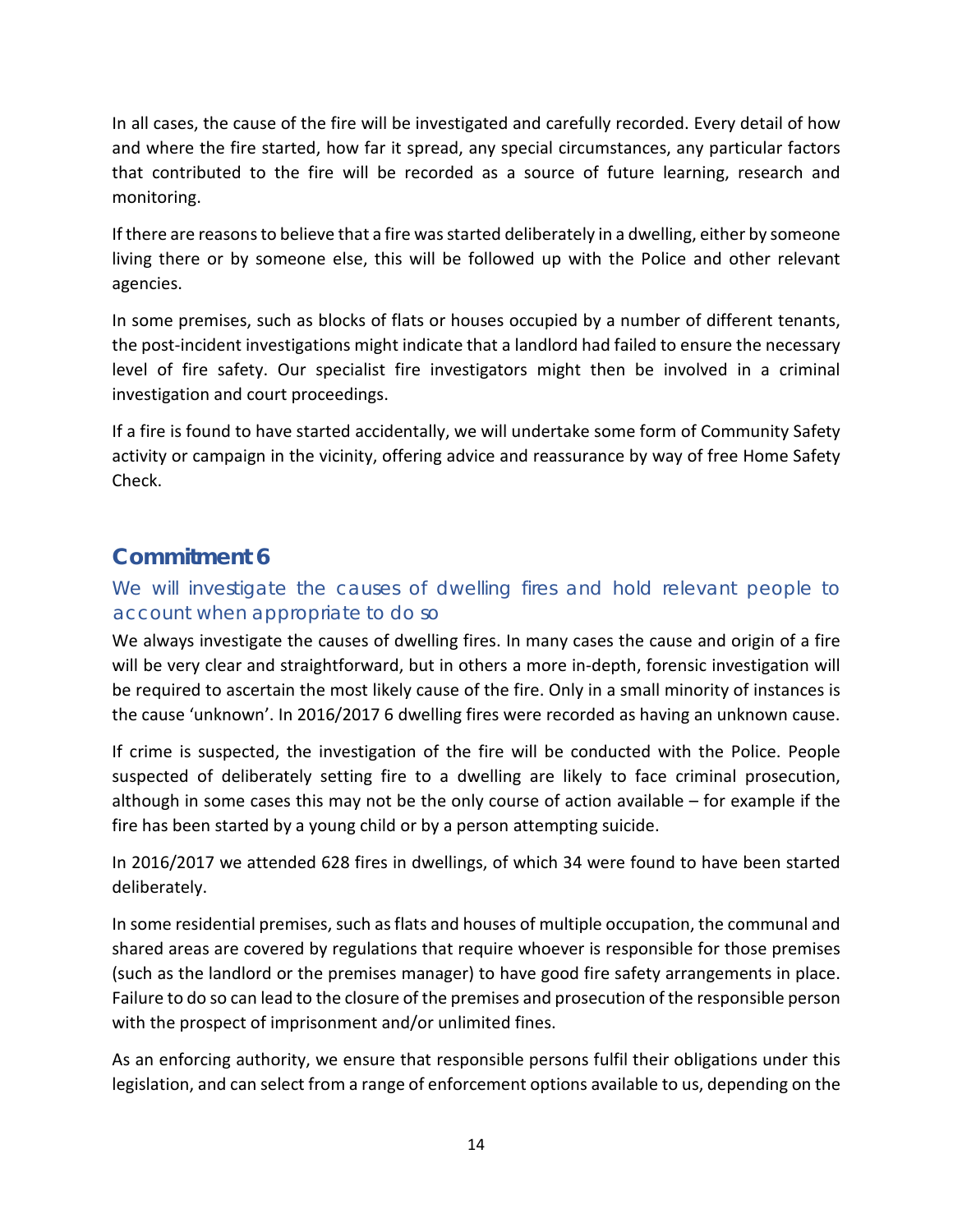In all cases, the cause of the fire will be investigated and carefully recorded. Every detail of how and where the fire started, how far it spread, any special circumstances, any particular factors that contributed to the fire will be recorded as a source of future learning, research and monitoring.

If there are reasons to believe that a fire was started deliberately in a dwelling, either by someone living there or by someone else, this will be followed up with the Police and other relevant agencies.

In some premises, such as blocks of flats or houses occupied by a number of different tenants, the post-incident investigations might indicate that a landlord had failed to ensure the necessary level of fire safety. Our specialist fire investigators might then be involved in a criminal investigation and court proceedings.

If a fire is found to have started accidentally, we will undertake some form of Community Safety activity or campaign in the vicinity, offering advice and reassurance by way of free Home Safety Check.

## Commitment 6

### We will investigate the causes of dwelling fires and hold relevant people to account when appropriate to do so

We always investigate the causes of dwelling fires. In many cases the cause and origin of a fire will be very clear and straightforward, but in others a more in-depth, forensic investigation will be required to ascertain the most likely cause of the fire. Only in a small minority of instances is the cause 'unknown'. In 2016/2017 6 dwelling fires were recorded as having an unknown cause.

If crime is suspected, the investigation of the fire will be conducted with the Police. People suspected of deliberately setting fire to a dwelling are likely to face criminal prosecution, although in some cases this may not be the only course of action available – for example if the fire has been started by a young child or by a person attempting suicide.

In 2016/2017 we attended 628 fires in dwellings, of which 34 were found to have been started deliberately.

In some residential premises, such as flats and houses of multiple occupation, the communal and shared areas are covered by regulations that require whoever is responsible for those premises (such as the landlord or the premises manager) to have good fire safety arrangements in place. Failure to do so can lead to the closure of the premises and prosecution of the responsible person with the prospect of imprisonment and/or unlimited fines.

As an enforcing authority, we ensure that responsible persons fulfil their obligations under this legislation, and can select from a range of enforcement options available to us, depending on the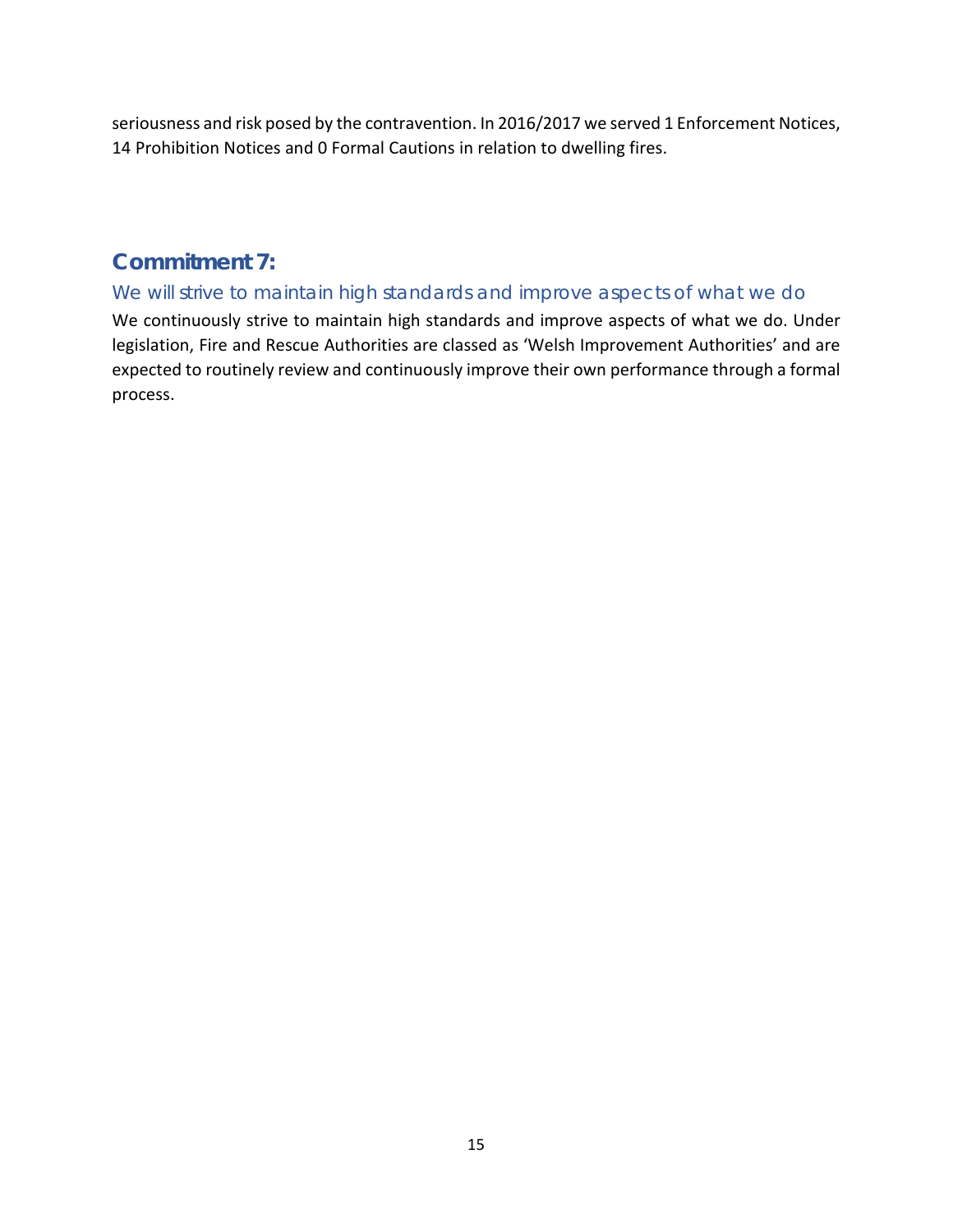seriousness and risk posed by the contravention. In 2016/2017 we served 1 Enforcement Notices, 14 Prohibition Notices and 0 Formal Cautions in relation to dwelling fires.

## Commitment 7:

### We will strive to maintain high standards and improve aspects of what we do

We continuously strive to maintain high standards and improve aspects of what we do. Under legislation, Fire and Rescue Authorities are classed as 'Welsh Improvement Authorities' and are expected to routinely review and continuously improve their own performance through a formal process.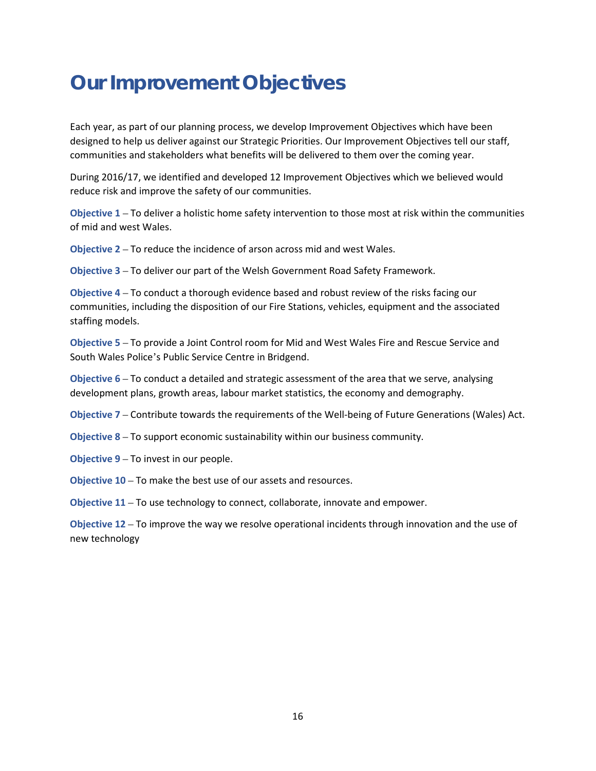# Our Improvement Objectives

Each year, as part of our planning process, we develop Improvement Objectives which have been designed to help us deliver against our Strategic Priorities. Our Improvement Objectives tell our staff, communities and stakeholders what benefits will be delivered to them over the coming year.

During 2016/17, we identified and developed 12 Improvement Objectives which we believed would reduce risk and improve the safety of our communities.

**Objective 1** – To deliver a holistic home safety intervention to those most at risk within the communities of mid and west Wales.

**Objective 2** – To reduce the incidence of arson across mid and west Wales.

**Objective 3** – To deliver our part of the Welsh Government Road Safety Framework.

**Objective 4** – To conduct a thorough evidence based and robust review of the risks facing our communities, including the disposition of our Fire Stations, vehicles, equipment and the associated staffing models.

**Objective 5** – To provide a Joint Control room for Mid and West Wales Fire and Rescue Service and South Wales Police's Public Service Centre in Bridgend.

**Objective 6** – To conduct a detailed and strategic assessment of the area that we serve, analysing development plans, growth areas, labour market statistics, the economy and demography.

**Objective 7** – Contribute towards the requirements of the Well-being of Future Generations (Wales) Act.

**Objective 8** – To support economic sustainability within our business community.

**Objective 9** – To invest in our people.

**Objective 10** – To make the best use of our assets and resources.

**Objective 11** – To use technology to connect, collaborate, innovate and empower.

**Objective 12** – To improve the way we resolve operational incidents through innovation and the use of new technology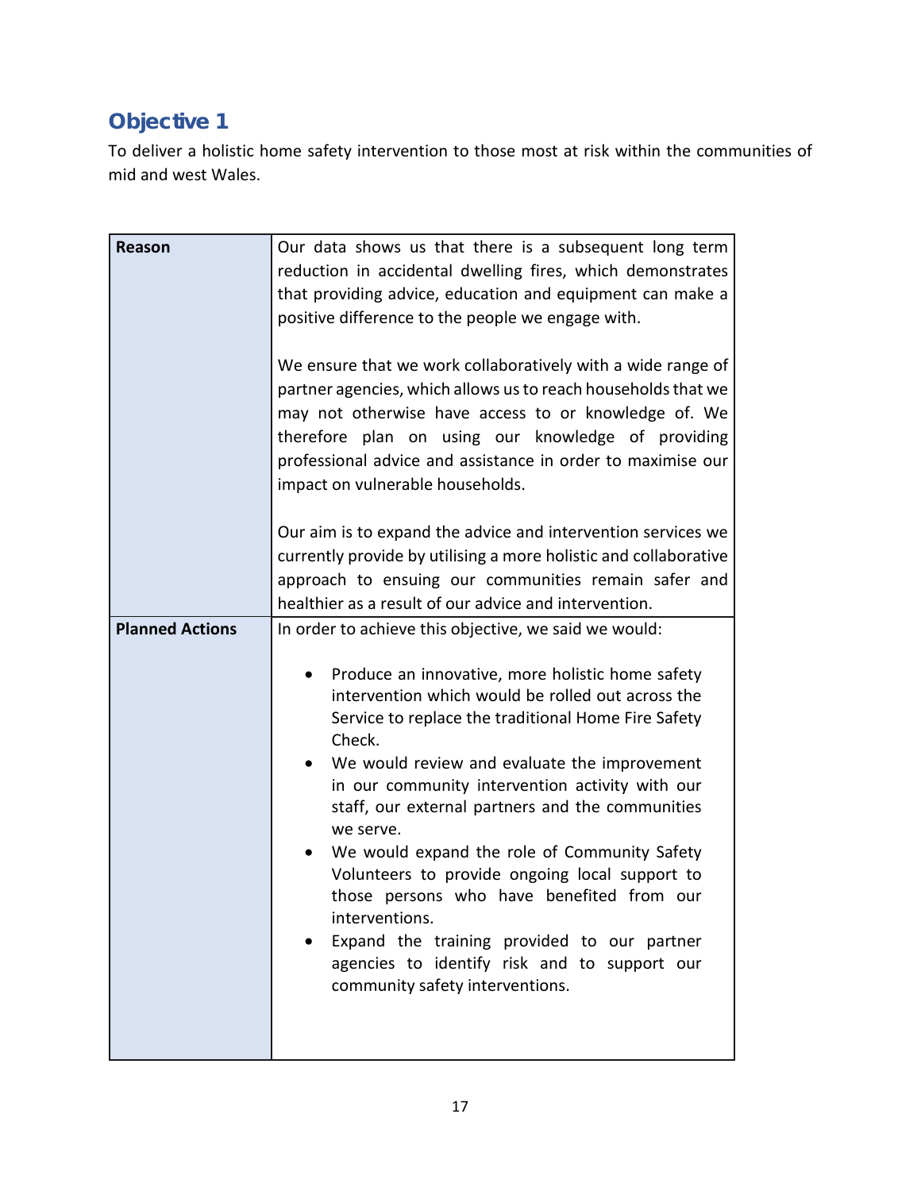## Objective 1

To deliver a holistic home safety intervention to those most at risk within the communities of mid and west Wales.

| | |
|---|---|
| **Reason** | Our data shows us that there is a subsequent long term reduction in accidental dwelling fires, which demonstrates that providing advice, education and equipment can make a positive difference to the people we engage with.<br><br>We ensure that we work collaboratively with a wide range of partner agencies, which allows us to reach households that we may not otherwise have access to or knowledge of. We therefore plan on using our knowledge of providing professional advice and assistance in order to maximise our impact on vulnerable households.<br><br>Our aim is to expand the advice and intervention services we currently provide by utilising a more holistic and collaborative approach to ensuing our communities remain safer and healthier as a result of our advice and intervention. |
| **Planned Actions** | In order to achieve this objective, we said we would:<br><br>• Produce an innovative, more holistic home safety intervention which would be rolled out across the Service to replace the traditional Home Fire Safety Check.<br>• We would review and evaluate the improvement in our community intervention activity with our staff, our external partners and the communities we serve.<br>• We would expand the role of Community Safety Volunteers to provide ongoing local support to those persons who have benefited from our interventions.<br>• Expand the training provided to our partner agencies to identify risk and to support our community safety interventions. |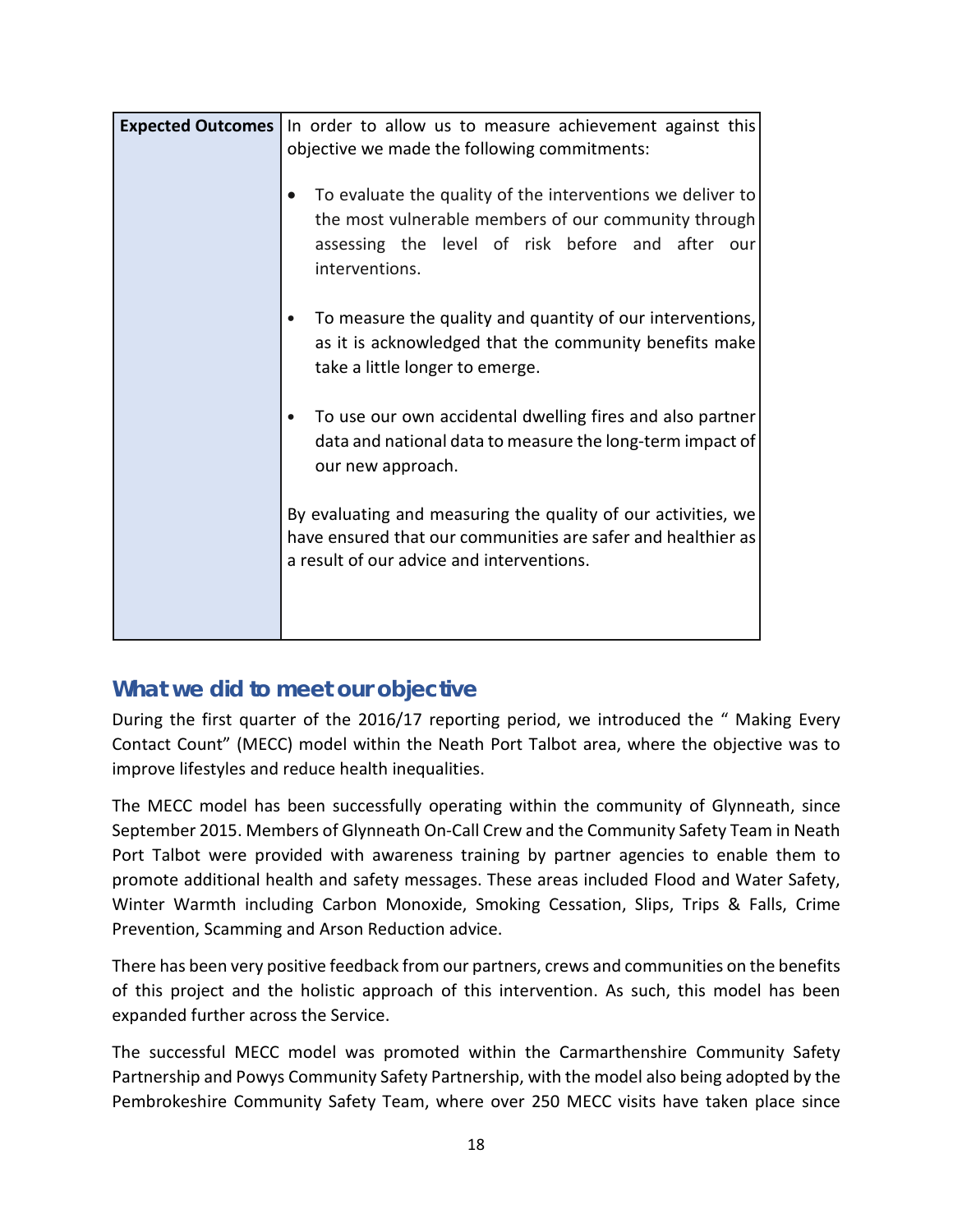| Expected Outcomes | In order to allow us to measure achievement against this objective we made the following commitments:<br><br>• To evaluate the quality of the interventions we deliver to the most vulnerable members of our community through assessing the level of risk before and after our interventions.<br><br>• To measure the quality and quantity of our interventions, as it is acknowledged that the community benefits make take a little longer to emerge.<br><br>• To use our own accidental dwelling fires and also partner data and national data to measure the long-term impact of our new approach.<br><br>By evaluating and measuring the quality of our activities, we have ensured that our communities are safer and healthier as a result of our advice and interventions. |
|---|---|

## What we did to meet our objective

During the first quarter of the 2016/17 reporting period, we introduced the " Making Every Contact Count" (MECC) model within the Neath Port Talbot area, where the objective was to improve lifestyles and reduce health inequalities.

The MECC model has been successfully operating within the community of Glynneath, since September 2015. Members of Glynneath On-Call Crew and the Community Safety Team in Neath Port Talbot were provided with awareness training by partner agencies to enable them to promote additional health and safety messages. These areas included Flood and Water Safety, Winter Warmth including Carbon Monoxide, Smoking Cessation, Slips, Trips & Falls, Crime Prevention, Scamming and Arson Reduction advice.

There has been very positive feedback from our partners, crews and communities on the benefits of this project and the holistic approach of this intervention. As such, this model has been expanded further across the Service.

The successful MECC model was promoted within the Carmarthenshire Community Safety Partnership and Powys Community Safety Partnership, with the model also being adopted by the Pembrokeshire Community Safety Team, where over 250 MECC visits have taken place since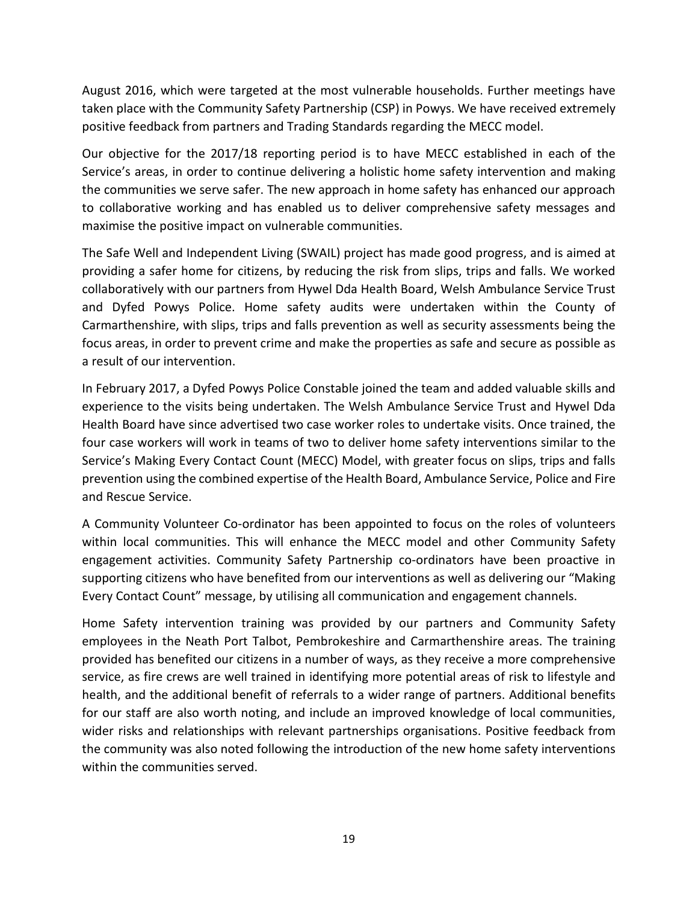August 2016, which were targeted at the most vulnerable households. Further meetings have taken place with the Community Safety Partnership (CSP) in Powys. We have received extremely positive feedback from partners and Trading Standards regarding the MECC model.

Our objective for the 2017/18 reporting period is to have MECC established in each of the Service's areas, in order to continue delivering a holistic home safety intervention and making the communities we serve safer. The new approach in home safety has enhanced our approach to collaborative working and has enabled us to deliver comprehensive safety messages and maximise the positive impact on vulnerable communities.

The Safe Well and Independent Living (SWAIL) project has made good progress, and is aimed at providing a safer home for citizens, by reducing the risk from slips, trips and falls. We worked collaboratively with our partners from Hywel Dda Health Board, Welsh Ambulance Service Trust and Dyfed Powys Police. Home safety audits were undertaken within the County of Carmarthenshire, with slips, trips and falls prevention as well as security assessments being the focus areas, in order to prevent crime and make the properties as safe and secure as possible as a result of our intervention.

In February 2017, a Dyfed Powys Police Constable joined the team and added valuable skills and experience to the visits being undertaken. The Welsh Ambulance Service Trust and Hywel Dda Health Board have since advertised two case worker roles to undertake visits. Once trained, the four case workers will work in teams of two to deliver home safety interventions similar to the Service's Making Every Contact Count (MECC) Model, with greater focus on slips, trips and falls prevention using the combined expertise of the Health Board, Ambulance Service, Police and Fire and Rescue Service.

A Community Volunteer Co-ordinator has been appointed to focus on the roles of volunteers within local communities. This will enhance the MECC model and other Community Safety engagement activities. Community Safety Partnership co-ordinators have been proactive in supporting citizens who have benefited from our interventions as well as delivering our "Making Every Contact Count" message, by utilising all communication and engagement channels.

Home Safety intervention training was provided by our partners and Community Safety employees in the Neath Port Talbot, Pembrokeshire and Carmarthenshire areas. The training provided has benefited our citizens in a number of ways, as they receive a more comprehensive service, as fire crews are well trained in identifying more potential areas of risk to lifestyle and health, and the additional benefit of referrals to a wider range of partners. Additional benefits for our staff are also worth noting, and include an improved knowledge of local communities, wider risks and relationships with relevant partnerships organisations. Positive feedback from the community was also noted following the introduction of the new home safety interventions within the communities served.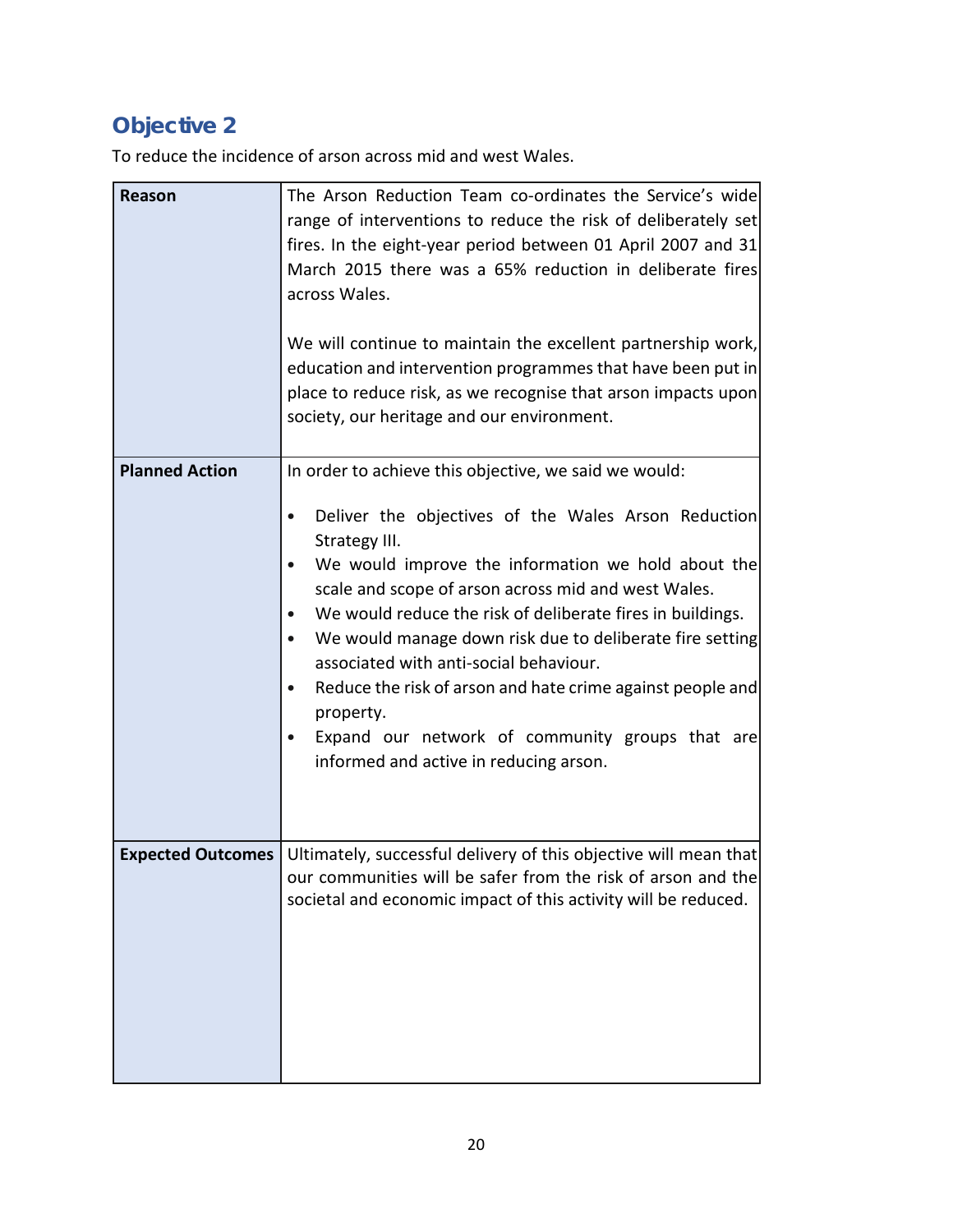## Objective 2

To reduce the incidence of arson across mid and west Wales.

| | |
|---|---|
| **Reason** | The Arson Reduction Team co-ordinates the Service's wide range of interventions to reduce the risk of deliberately set fires. In the eight-year period between 01 April 2007 and 31 March 2015 there was a 65% reduction in deliberate fires across Wales.<br><br>We will continue to maintain the excellent partnership work, education and intervention programmes that have been put in place to reduce risk, as we recognise that arson impacts upon society, our heritage and our environment. |
| **Planned Action** | In order to achieve this objective, we said we would:<br><br>• Deliver the objectives of the Wales Arson Reduction Strategy III.<br>• We would improve the information we hold about the scale and scope of arson across mid and west Wales.<br>• We would reduce the risk of deliberate fires in buildings.<br>• We would manage down risk due to deliberate fire setting associated with anti-social behaviour.<br>• Reduce the risk of arson and hate crime against people and property.<br>• Expand our network of community groups that are informed and active in reducing arson. |
| **Expected Outcomes** | Ultimately, successful delivery of this objective will mean that our communities will be safer from the risk of arson and the societal and economic impact of this activity will be reduced. |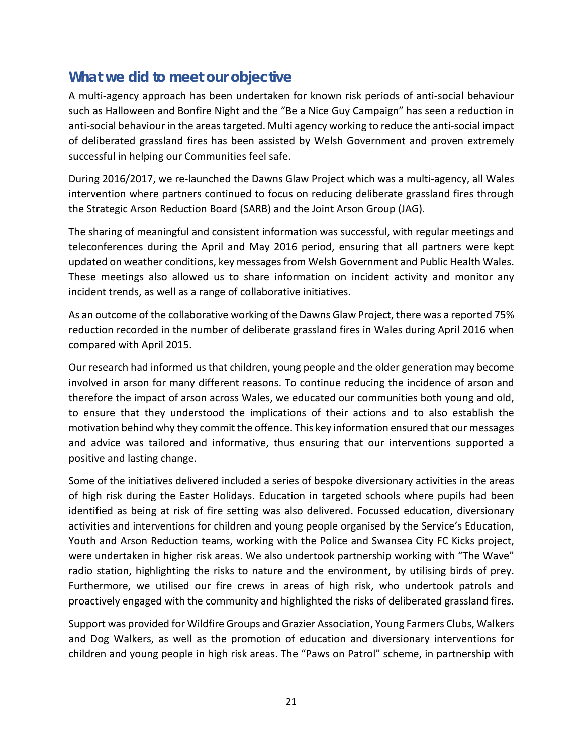## What we did to meet our objective

A multi-agency approach has been undertaken for known risk periods of anti-social behaviour such as Halloween and Bonfire Night and the "Be a Nice Guy Campaign" has seen a reduction in anti-social behaviour in the areas targeted. Multi agency working to reduce the anti-social impact of deliberated grassland fires has been assisted by Welsh Government and proven extremely successful in helping our Communities feel safe.

During 2016/2017, we re-launched the Dawns Glaw Project which was a multi-agency, all Wales intervention where partners continued to focus on reducing deliberate grassland fires through the Strategic Arson Reduction Board (SARB) and the Joint Arson Group (JAG).

The sharing of meaningful and consistent information was successful, with regular meetings and teleconferences during the April and May 2016 period, ensuring that all partners were kept updated on weather conditions, key messages from Welsh Government and Public Health Wales. These meetings also allowed us to share information on incident activity and monitor any incident trends, as well as a range of collaborative initiatives.

As an outcome of the collaborative working of the Dawns Glaw Project, there was a reported 75% reduction recorded in the number of deliberate grassland fires in Wales during April 2016 when compared with April 2015.

Our research had informed us that children, young people and the older generation may become involved in arson for many different reasons. To continue reducing the incidence of arson and therefore the impact of arson across Wales, we educated our communities both young and old, to ensure that they understood the implications of their actions and to also establish the motivation behind why they commit the offence. This key information ensured that our messages and advice was tailored and informative, thus ensuring that our interventions supported a positive and lasting change.

Some of the initiatives delivered included a series of bespoke diversionary activities in the areas of high risk during the Easter Holidays. Education in targeted schools where pupils had been identified as being at risk of fire setting was also delivered. Focussed education, diversionary activities and interventions for children and young people organised by the Service's Education, Youth and Arson Reduction teams, working with the Police and Swansea City FC Kicks project, were undertaken in higher risk areas. We also undertook partnership working with "The Wave" radio station, highlighting the risks to nature and the environment, by utilising birds of prey. Furthermore, we utilised our fire crews in areas of high risk, who undertook patrols and proactively engaged with the community and highlighted the risks of deliberated grassland fires.

Support was provided for Wildfire Groups and Grazier Association, Young Farmers Clubs, Walkers and Dog Walkers, as well as the promotion of education and diversionary interventions for children and young people in high risk areas. The "Paws on Patrol" scheme, in partnership with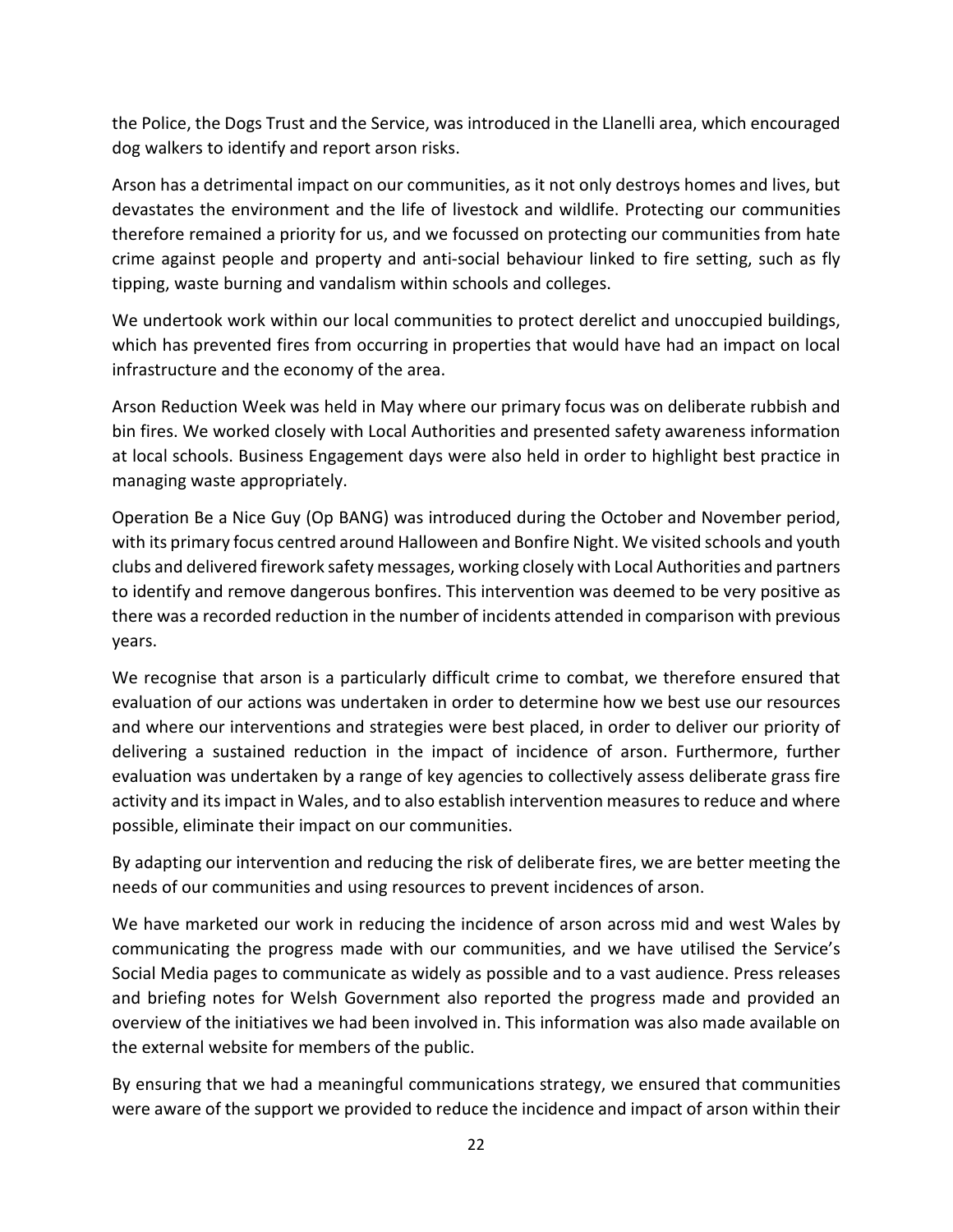the Police, the Dogs Trust and the Service, was introduced in the Llanelli area, which encouraged dog walkers to identify and report arson risks.

Arson has a detrimental impact on our communities, as it not only destroys homes and lives, but devastates the environment and the life of livestock and wildlife. Protecting our communities therefore remained a priority for us, and we focussed on protecting our communities from hate crime against people and property and anti-social behaviour linked to fire setting, such as fly tipping, waste burning and vandalism within schools and colleges.

We undertook work within our local communities to protect derelict and unoccupied buildings, which has prevented fires from occurring in properties that would have had an impact on local infrastructure and the economy of the area.

Arson Reduction Week was held in May where our primary focus was on deliberate rubbish and bin fires. We worked closely with Local Authorities and presented safety awareness information at local schools. Business Engagement days were also held in order to highlight best practice in managing waste appropriately.

Operation Be a Nice Guy (Op BANG) was introduced during the October and November period, with its primary focus centred around Halloween and Bonfire Night. We visited schools and youth clubs and delivered firework safety messages, working closely with Local Authorities and partners to identify and remove dangerous bonfires. This intervention was deemed to be very positive as there was a recorded reduction in the number of incidents attended in comparison with previous years.

We recognise that arson is a particularly difficult crime to combat, we therefore ensured that evaluation of our actions was undertaken in order to determine how we best use our resources and where our interventions and strategies were best placed, in order to deliver our priority of delivering a sustained reduction in the impact of incidence of arson. Furthermore, further evaluation was undertaken by a range of key agencies to collectively assess deliberate grass fire activity and its impact in Wales, and to also establish intervention measures to reduce and where possible, eliminate their impact on our communities.

By adapting our intervention and reducing the risk of deliberate fires, we are better meeting the needs of our communities and using resources to prevent incidences of arson.

We have marketed our work in reducing the incidence of arson across mid and west Wales by communicating the progress made with our communities, and we have utilised the Service's Social Media pages to communicate as widely as possible and to a vast audience. Press releases and briefing notes for Welsh Government also reported the progress made and provided an overview of the initiatives we had been involved in. This information was also made available on the external website for members of the public.

By ensuring that we had a meaningful communications strategy, we ensured that communities were aware of the support we provided to reduce the incidence and impact of arson within their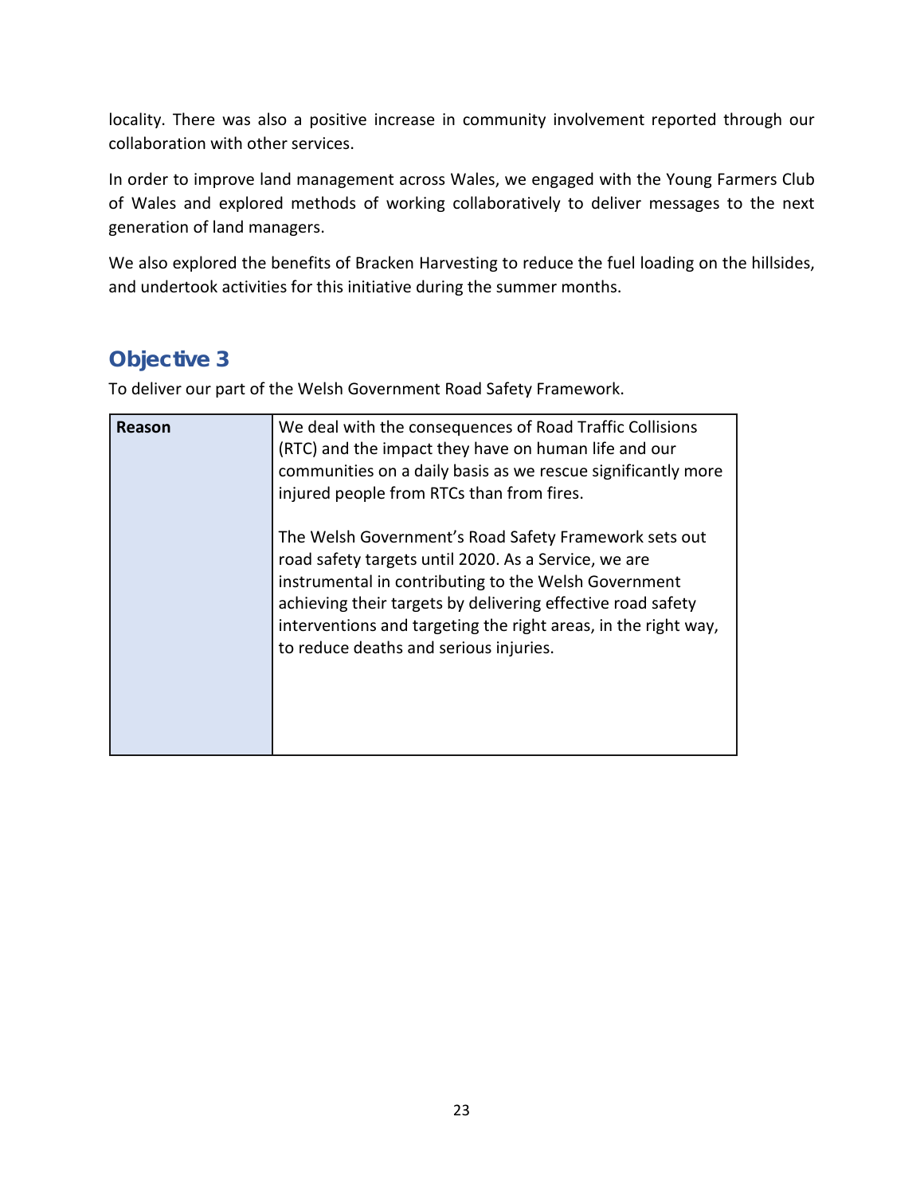locality. There was also a positive increase in community involvement reported through our collaboration with other services.

In order to improve land management across Wales, we engaged with the Young Farmers Club of Wales and explored methods of working collaboratively to deliver messages to the next generation of land managers.

We also explored the benefits of Bracken Harvesting to reduce the fuel loading on the hillsides, and undertook activities for this initiative during the summer months.

## Objective 3

To deliver our part of the Welsh Government Road Safety Framework.

| **Reason** | We deal with the consequences of Road Traffic Collisions (RTC) and the impact they have on human life and our communities on a daily basis as we rescue significantly more injured people from RTCs than from fires.<br><br>The Welsh Government's Road Safety Framework sets out road safety targets until 2020. As a Service, we are instrumental in contributing to the Welsh Government achieving their targets by delivering effective road safety interventions and targeting the right areas, in the right way, to reduce deaths and serious injuries. |
|---|---|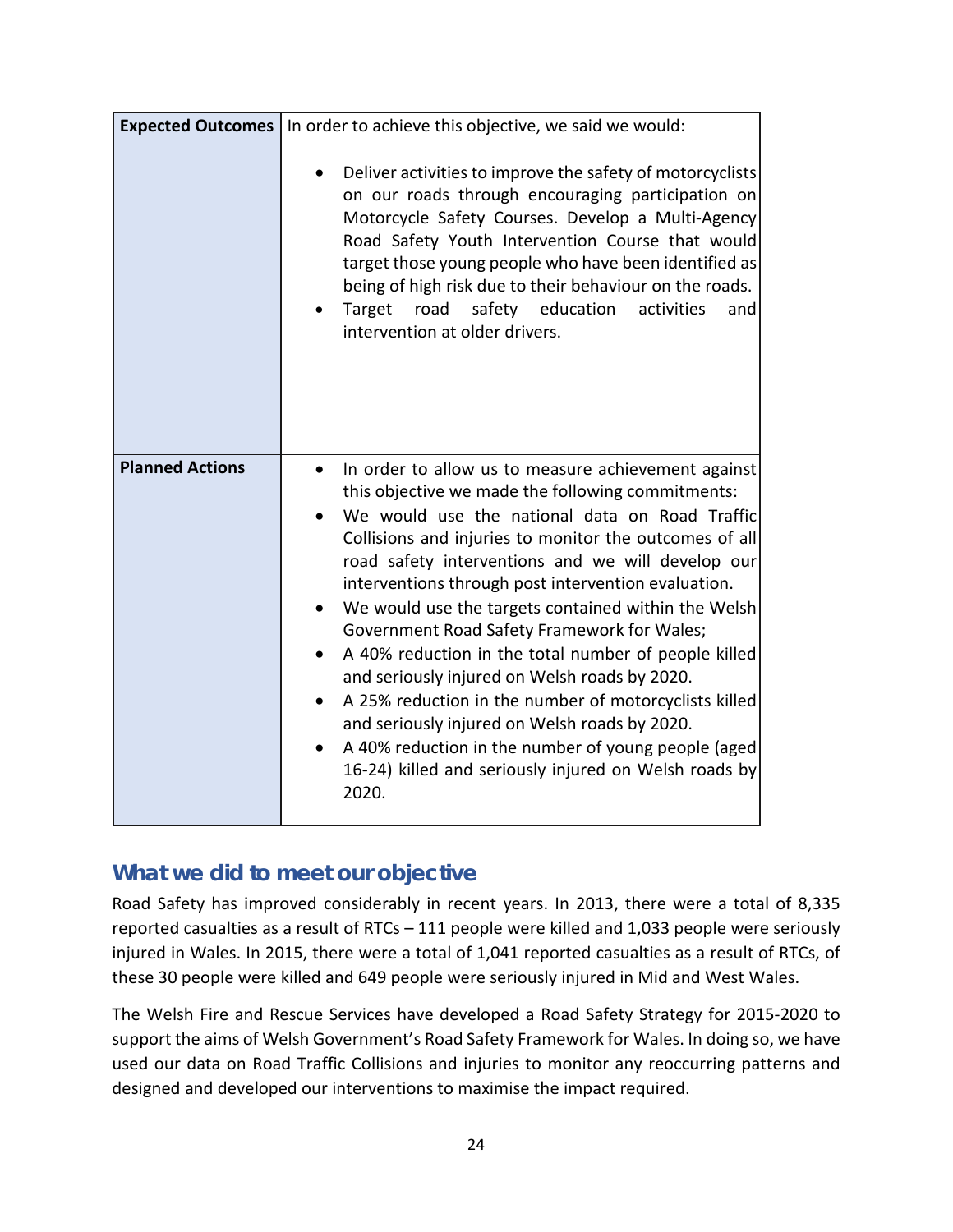| **Expected Outcomes** | In order to achieve this objective, we said we would:<br><br>• Deliver activities to improve the safety of motorcyclists on our roads through encouraging participation on Motorcycle Safety Courses. Develop a Multi-Agency Road Safety Youth Intervention Course that would target those young people who have been identified as being of high risk due to their behaviour on the roads.<br>• Target road safety education activities and intervention at older drivers. |
|---|---|
| **Planned Actions** | • In order to allow us to measure achievement against this objective we made the following commitments:<br>• We would use the national data on Road Traffic Collisions and injuries to monitor the outcomes of all road safety interventions and we will develop our interventions through post intervention evaluation.<br>• We would use the targets contained within the Welsh Government Road Safety Framework for Wales;<br>• A 40% reduction in the total number of people killed and seriously injured on Welsh roads by 2020.<br>• A 25% reduction in the number of motorcyclists killed and seriously injured on Welsh roads by 2020.<br>• A 40% reduction in the number of young people (aged 16-24) killed and seriously injured on Welsh roads by 2020. |

## What we did to meet our objective

Road Safety has improved considerably in recent years. In 2013, there were a total of 8,335 reported casualties as a result of RTCs – 111 people were killed and 1,033 people were seriously injured in Wales. In 2015, there were a total of 1,041 reported casualties as a result of RTCs, of these 30 people were killed and 649 people were seriously injured in Mid and West Wales.

The Welsh Fire and Rescue Services have developed a Road Safety Strategy for 2015-2020 to support the aims of Welsh Government's Road Safety Framework for Wales. In doing so, we have used our data on Road Traffic Collisions and injuries to monitor any reoccurring patterns and designed and developed our interventions to maximise the impact required.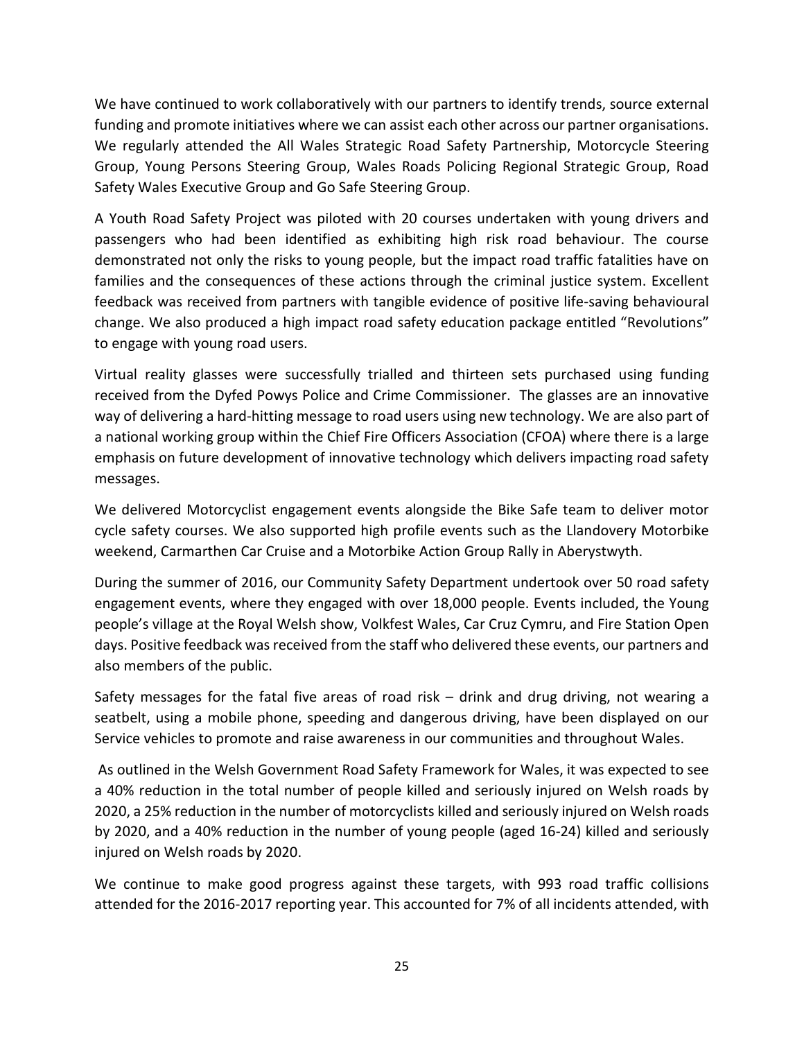We have continued to work collaboratively with our partners to identify trends, source external funding and promote initiatives where we can assist each other across our partner organisations. We regularly attended the All Wales Strategic Road Safety Partnership, Motorcycle Steering Group, Young Persons Steering Group, Wales Roads Policing Regional Strategic Group, Road Safety Wales Executive Group and Go Safe Steering Group.

A Youth Road Safety Project was piloted with 20 courses undertaken with young drivers and passengers who had been identified as exhibiting high risk road behaviour. The course demonstrated not only the risks to young people, but the impact road traffic fatalities have on families and the consequences of these actions through the criminal justice system. Excellent feedback was received from partners with tangible evidence of positive life-saving behavioural change. We also produced a high impact road safety education package entitled "Revolutions" to engage with young road users.

Virtual reality glasses were successfully trialled and thirteen sets purchased using funding received from the Dyfed Powys Police and Crime Commissioner. The glasses are an innovative way of delivering a hard-hitting message to road users using new technology. We are also part of a national working group within the Chief Fire Officers Association (CFOA) where there is a large emphasis on future development of innovative technology which delivers impacting road safety messages.

We delivered Motorcyclist engagement events alongside the Bike Safe team to deliver motor cycle safety courses. We also supported high profile events such as the Llandovery Motorbike weekend, Carmarthen Car Cruise and a Motorbike Action Group Rally in Aberystwyth.

During the summer of 2016, our Community Safety Department undertook over 50 road safety engagement events, where they engaged with over 18,000 people. Events included, the Young people's village at the Royal Welsh show, Volkfest Wales, Car Cruz Cymru, and Fire Station Open days. Positive feedback was received from the staff who delivered these events, our partners and also members of the public.

Safety messages for the fatal five areas of road risk – drink and drug driving, not wearing a seatbelt, using a mobile phone, speeding and dangerous driving, have been displayed on our Service vehicles to promote and raise awareness in our communities and throughout Wales.

As outlined in the Welsh Government Road Safety Framework for Wales, it was expected to see a 40% reduction in the total number of people killed and seriously injured on Welsh roads by 2020, a 25% reduction in the number of motorcyclists killed and seriously injured on Welsh roads by 2020, and a 40% reduction in the number of young people (aged 16-24) killed and seriously injured on Welsh roads by 2020.

We continue to make good progress against these targets, with 993 road traffic collisions attended for the 2016-2017 reporting year. This accounted for 7% of all incidents attended, with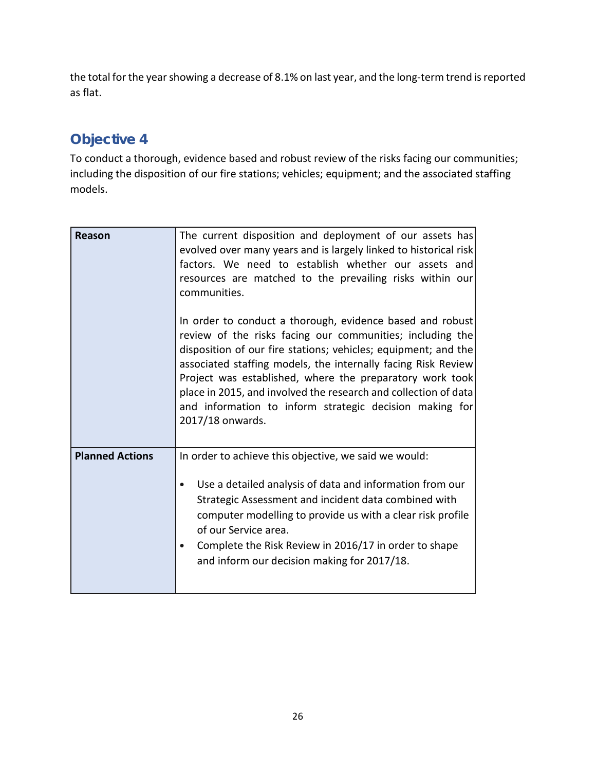the total for the year showing a decrease of 8.1% on last year, and the long-term trend is reported as flat.

## Objective 4

To conduct a thorough, evidence based and robust review of the risks facing our communities; including the disposition of our fire stations; vehicles; equipment; and the associated staffing models.

| | |
|---|---|
| **Reason** | The current disposition and deployment of our assets has evolved over many years and is largely linked to historical risk factors. We need to establish whether our assets and resources are matched to the prevailing risks within our communities.<br><br>In order to conduct a thorough, evidence based and robust review of the risks facing our communities; including the disposition of our fire stations; vehicles; equipment; and the associated staffing models, the internally facing Risk Review Project was established, where the preparatory work took place in 2015, and involved the research and collection of data and information to inform strategic decision making for 2017/18 onwards. |
| **Planned Actions** | In order to achieve this objective, we said we would:<br><br>• Use a detailed analysis of data and information from our Strategic Assessment and incident data combined with computer modelling to provide us with a clear risk profile of our Service area.<br>• Complete the Risk Review in 2016/17 in order to shape and inform our decision making for 2017/18. |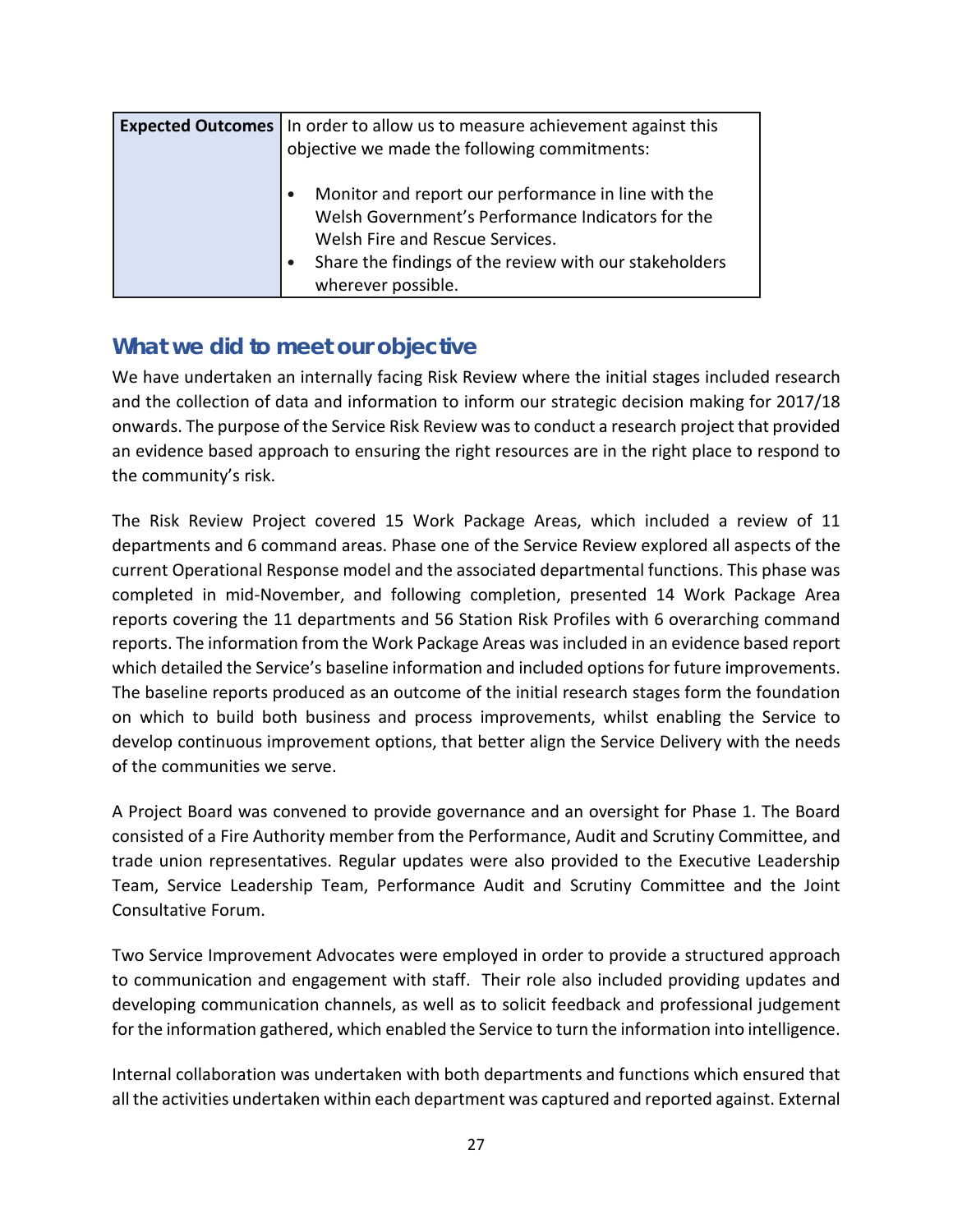| Expected Outcomes | In order to allow us to measure achievement against this objective we made the following commitments:<br><br>• Monitor and report our performance in line with the Welsh Government's Performance Indicators for the Welsh Fire and Rescue Services.<br>• Share the findings of the review with our stakeholders wherever possible. |
|---|---|

## What we did to meet our objective

We have undertaken an internally facing Risk Review where the initial stages included research and the collection of data and information to inform our strategic decision making for 2017/18 onwards. The purpose of the Service Risk Review was to conduct a research project that provided an evidence based approach to ensuring the right resources are in the right place to respond to the community's risk.

The Risk Review Project covered 15 Work Package Areas, which included a review of 11 departments and 6 command areas. Phase one of the Service Review explored all aspects of the current Operational Response model and the associated departmental functions. This phase was completed in mid-November, and following completion, presented 14 Work Package Area reports covering the 11 departments and 56 Station Risk Profiles with 6 overarching command reports. The information from the Work Package Areas was included in an evidence based report which detailed the Service's baseline information and included options for future improvements. The baseline reports produced as an outcome of the initial research stages form the foundation on which to build both business and process improvements, whilst enabling the Service to develop continuous improvement options, that better align the Service Delivery with the needs of the communities we serve.

A Project Board was convened to provide governance and an oversight for Phase 1. The Board consisted of a Fire Authority member from the Performance, Audit and Scrutiny Committee, and trade union representatives. Regular updates were also provided to the Executive Leadership Team, Service Leadership Team, Performance Audit and Scrutiny Committee and the Joint Consultative Forum.

Two Service Improvement Advocates were employed in order to provide a structured approach to communication and engagement with staff. Their role also included providing updates and developing communication channels, as well as to solicit feedback and professional judgement for the information gathered, which enabled the Service to turn the information into intelligence.

Internal collaboration was undertaken with both departments and functions which ensured that all the activities undertaken within each department was captured and reported against. External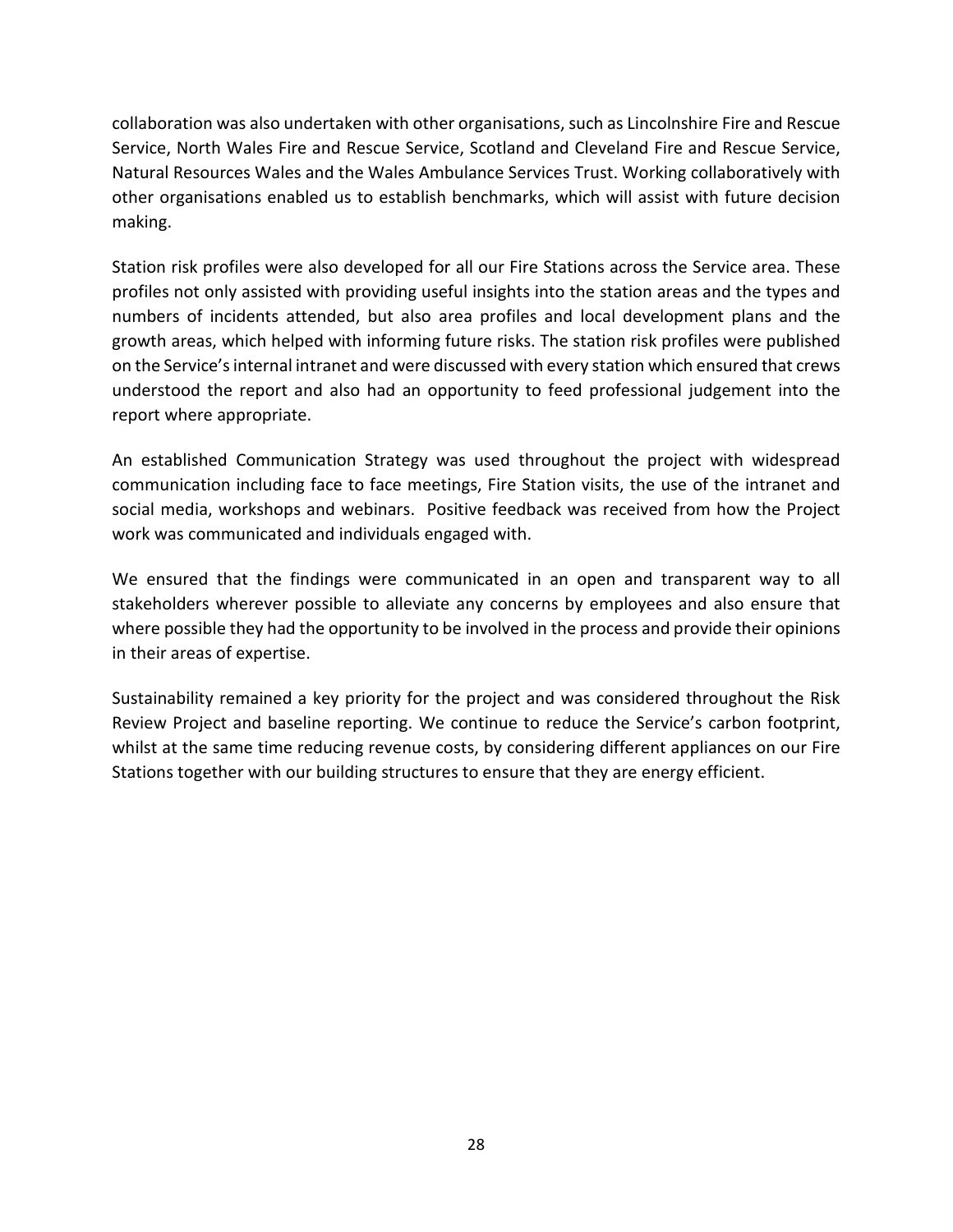collaboration was also undertaken with other organisations, such as Lincolnshire Fire and Rescue Service, North Wales Fire and Rescue Service, Scotland and Cleveland Fire and Rescue Service, Natural Resources Wales and the Wales Ambulance Services Trust. Working collaboratively with other organisations enabled us to establish benchmarks, which will assist with future decision making.

Station risk profiles were also developed for all our Fire Stations across the Service area. These profiles not only assisted with providing useful insights into the station areas and the types and numbers of incidents attended, but also area profiles and local development plans and the growth areas, which helped with informing future risks. The station risk profiles were published on the Service's internal intranet and were discussed with every station which ensured that crews understood the report and also had an opportunity to feed professional judgement into the report where appropriate.

An established Communication Strategy was used throughout the project with widespread communication including face to face meetings, Fire Station visits, the use of the intranet and social media, workshops and webinars. Positive feedback was received from how the Project work was communicated and individuals engaged with.

We ensured that the findings were communicated in an open and transparent way to all stakeholders wherever possible to alleviate any concerns by employees and also ensure that where possible they had the opportunity to be involved in the process and provide their opinions in their areas of expertise.

Sustainability remained a key priority for the project and was considered throughout the Risk Review Project and baseline reporting. We continue to reduce the Service's carbon footprint, whilst at the same time reducing revenue costs, by considering different appliances on our Fire Stations together with our building structures to ensure that they are energy efficient.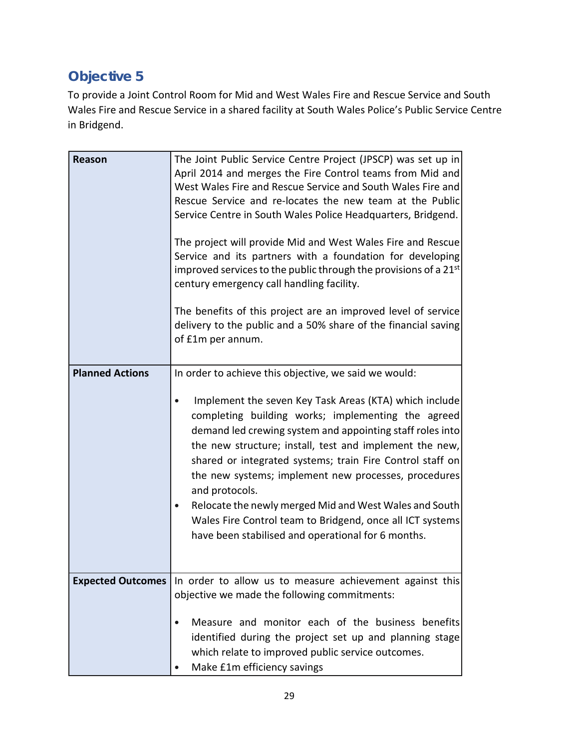## Objective 5

To provide a Joint Control Room for Mid and West Wales Fire and Rescue Service and South Wales Fire and Rescue Service in a shared facility at South Wales Police's Public Service Centre in Bridgend.

| | |
|---|---|
| **Reason** | The Joint Public Service Centre Project (JPSCP) was set up in April 2014 and merges the Fire Control teams from Mid and West Wales Fire and Rescue Service and South Wales Fire and Rescue Service and re-locates the new team at the Public Service Centre in South Wales Police Headquarters, Bridgend.<br><br>The project will provide Mid and West Wales Fire and Rescue Service and its partners with a foundation for developing improved services to the public through the provisions of a 21st century emergency call handling facility.<br><br>The benefits of this project are an improved level of service delivery to the public and a 50% share of the financial saving of £1m per annum. |
| **Planned Actions** | In order to achieve this objective, we said we would:<br><br>• Implement the seven Key Task Areas (KTA) which include completing building works; implementing the agreed demand led crewing system and appointing staff roles into the new structure; install, test and implement the new, shared or integrated systems; train Fire Control staff on the new systems; implement new processes, procedures and protocols.<br>• Relocate the newly merged Mid and West Wales and South Wales Fire Control team to Bridgend, once all ICT systems have been stabilised and operational for 6 months. |
| **Expected Outcomes** | In order to allow us to measure achievement against this objective we made the following commitments:<br><br>• Measure and monitor each of the business benefits identified during the project set up and planning stage which relate to improved public service outcomes.<br>• Make £1m efficiency savings |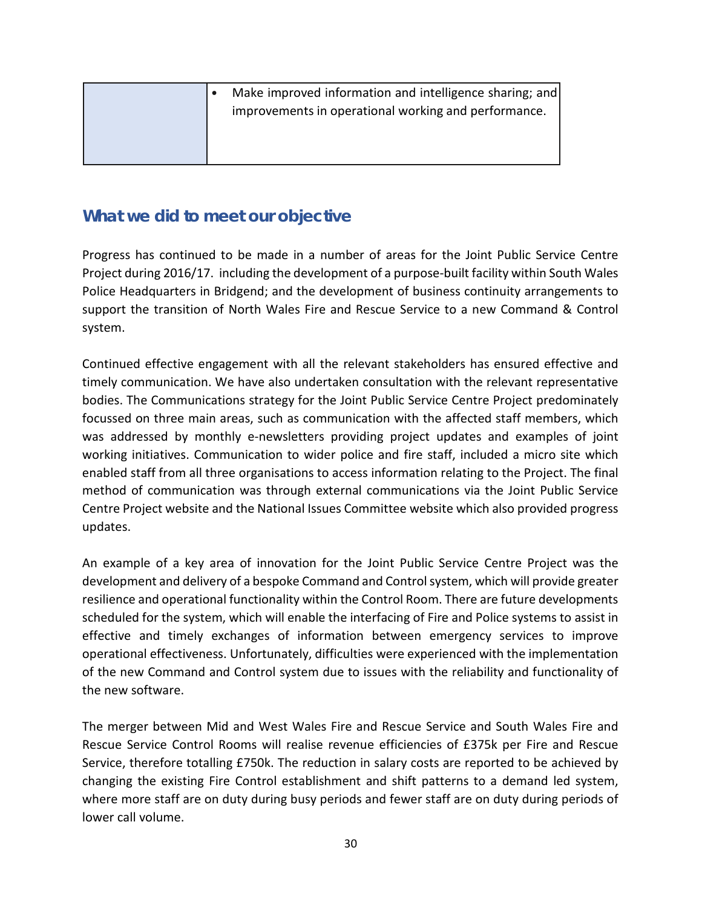| | • Make improved information and intelligence sharing; and improvements in operational working and performance. |
|---|---|

## What we did to meet our objective

Progress has continued to be made in a number of areas for the Joint Public Service Centre Project during 2016/17. including the development of a purpose-built facility within South Wales Police Headquarters in Bridgend; and the development of business continuity arrangements to support the transition of North Wales Fire and Rescue Service to a new Command & Control system.

Continued effective engagement with all the relevant stakeholders has ensured effective and timely communication. We have also undertaken consultation with the relevant representative bodies. The Communications strategy for the Joint Public Service Centre Project predominately focussed on three main areas, such as communication with the affected staff members, which was addressed by monthly e-newsletters providing project updates and examples of joint working initiatives. Communication to wider police and fire staff, included a micro site which enabled staff from all three organisations to access information relating to the Project. The final method of communication was through external communications via the Joint Public Service Centre Project website and the National Issues Committee website which also provided progress updates.

An example of a key area of innovation for the Joint Public Service Centre Project was the development and delivery of a bespoke Command and Control system, which will provide greater resilience and operational functionality within the Control Room. There are future developments scheduled for the system, which will enable the interfacing of Fire and Police systems to assist in effective and timely exchanges of information between emergency services to improve operational effectiveness. Unfortunately, difficulties were experienced with the implementation of the new Command and Control system due to issues with the reliability and functionality of the new software.

The merger between Mid and West Wales Fire and Rescue Service and South Wales Fire and Rescue Service Control Rooms will realise revenue efficiencies of £375k per Fire and Rescue Service, therefore totalling £750k. The reduction in salary costs are reported to be achieved by changing the existing Fire Control establishment and shift patterns to a demand led system, where more staff are on duty during busy periods and fewer staff are on duty during periods of lower call volume.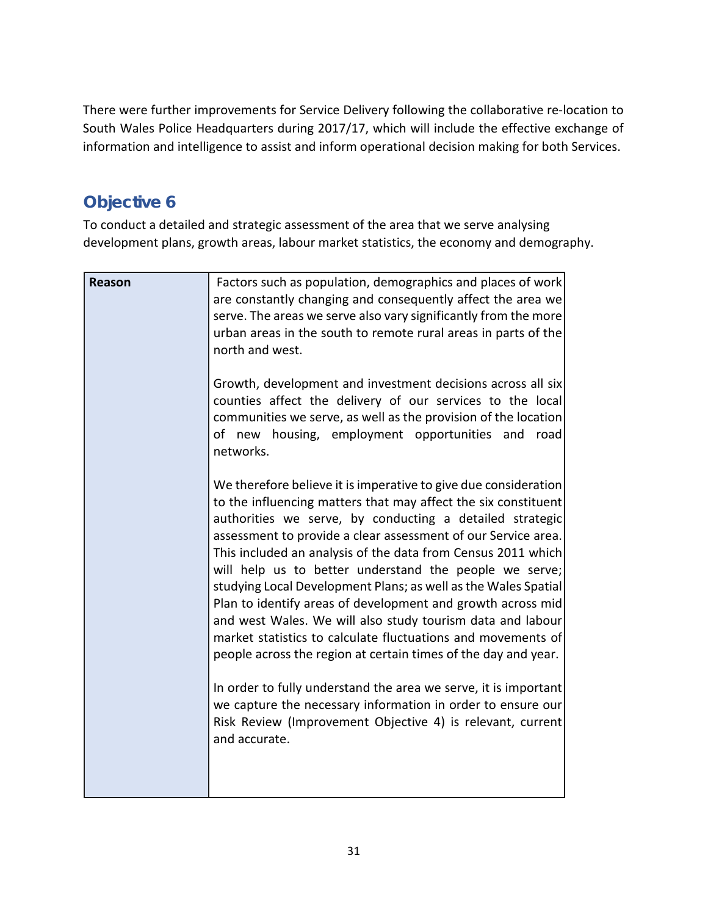There were further improvements for Service Delivery following the collaborative re-location to South Wales Police Headquarters during 2017/17, which will include the effective exchange of information and intelligence to assist and inform operational decision making for both Services.

## Objective 6

To conduct a detailed and strategic assessment of the area that we serve analysing development plans, growth areas, labour market statistics, the economy and demography.

| **Reason** | Factors such as population, demographics and places of work are constantly changing and consequently affect the area we serve. The areas we serve also vary significantly from the more urban areas in the south to remote rural areas in parts of the north and west.<br><br>Growth, development and investment decisions across all six counties affect the delivery of our services to the local communities we serve, as well as the provision of the location of new housing, employment opportunities and road networks.<br><br>We therefore believe it is imperative to give due consideration to the influencing matters that may affect the six constituent authorities we serve, by conducting a detailed strategic assessment to provide a clear assessment of our Service area. This included an analysis of the data from Census 2011 which will help us to better understand the people we serve; studying Local Development Plans; as well as the Wales Spatial Plan to identify areas of development and growth across mid and west Wales. We will also study tourism data and labour market statistics to calculate fluctuations and movements of people across the region at certain times of the day and year.<br><br>In order to fully understand the area we serve, it is important we capture the necessary information in order to ensure our Risk Review (Improvement Objective 4) is relevant, current and accurate. |
|---|---|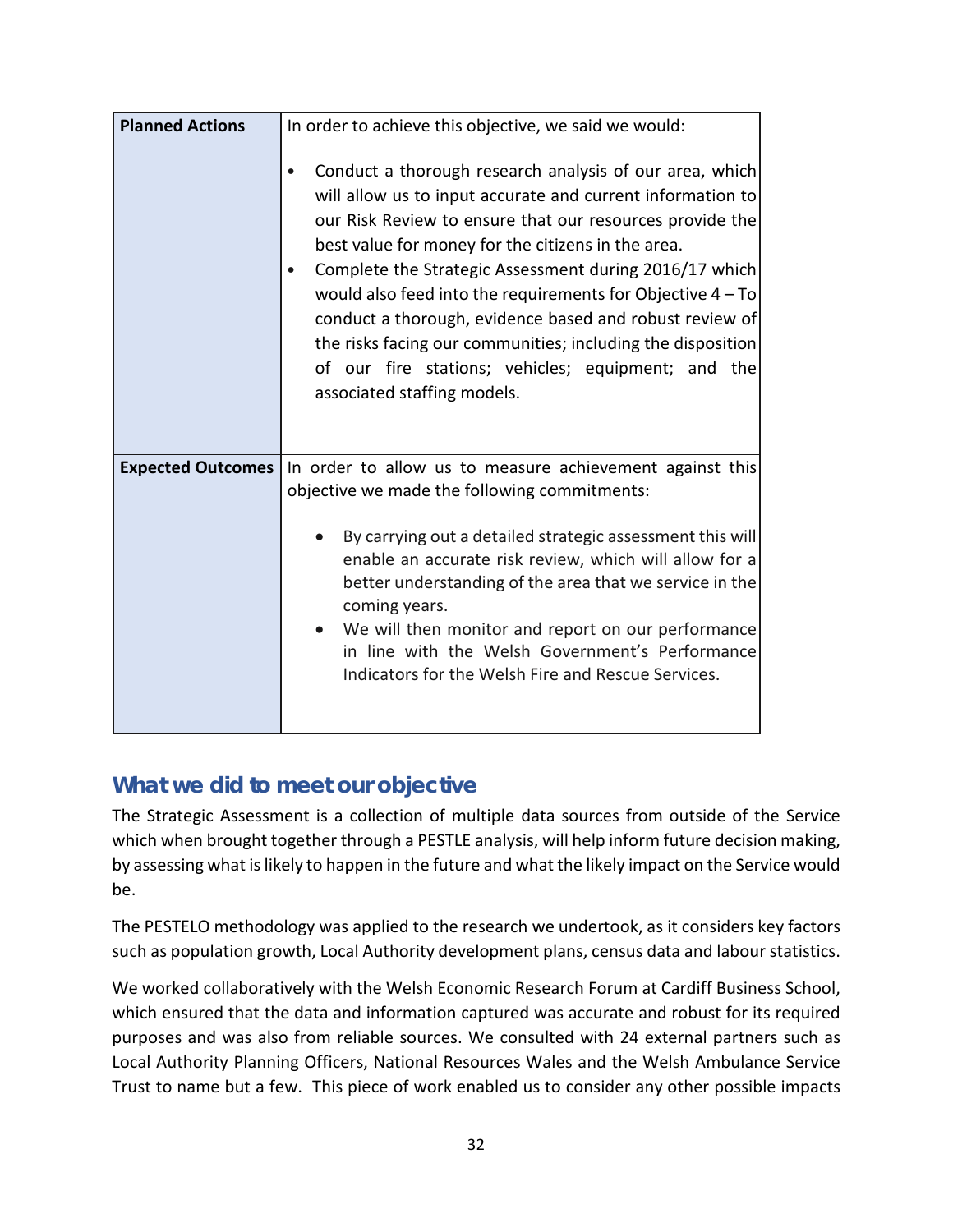| Planned Actions | In order to achieve this objective, we said we would:<br><br>• Conduct a thorough research analysis of our area, which will allow us to input accurate and current information to our Risk Review to ensure that our resources provide the best value for money for the citizens in the area.<br>• Complete the Strategic Assessment during 2016/17 which would also feed into the requirements for Objective 4 – To conduct a thorough, evidence based and robust review of the risks facing our communities; including the disposition of our fire stations; vehicles; equipment; and the associated staffing models. |
|---|---|
| **Expected Outcomes** | In order to allow us to measure achievement against this objective we made the following commitments:<br><br>• By carrying out a detailed strategic assessment this will enable an accurate risk review, which will allow for a better understanding of the area that we service in the coming years.<br>• We will then monitor and report on our performance in line with the Welsh Government's Performance Indicators for the Welsh Fire and Rescue Services. |

## What we did to meet our objective

The Strategic Assessment is a collection of multiple data sources from outside of the Service which when brought together through a PESTLE analysis, will help inform future decision making, by assessing what is likely to happen in the future and what the likely impact on the Service would be.

The PESTELO methodology was applied to the research we undertook, as it considers key factors such as population growth, Local Authority development plans, census data and labour statistics.

We worked collaboratively with the Welsh Economic Research Forum at Cardiff Business School, which ensured that the data and information captured was accurate and robust for its required purposes and was also from reliable sources. We consulted with 24 external partners such as Local Authority Planning Officers, National Resources Wales and the Welsh Ambulance Service Trust to name but a few. This piece of work enabled us to consider any other possible impacts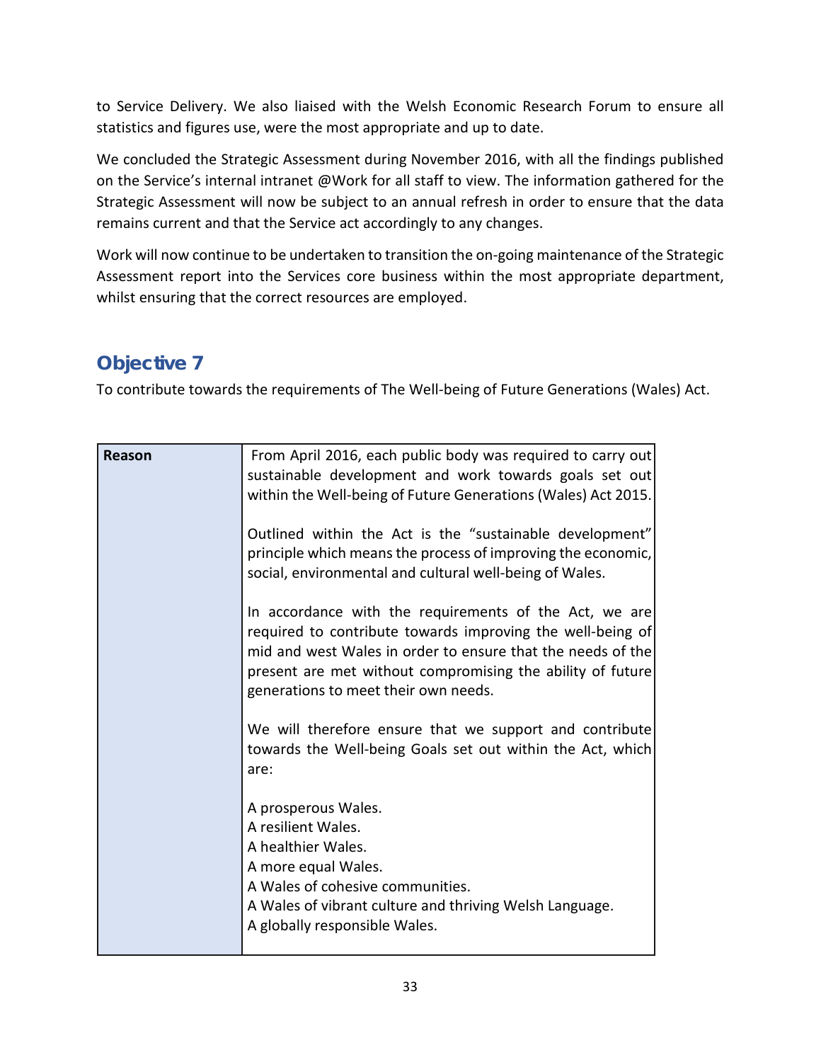to Service Delivery. We also liaised with the Welsh Economic Research Forum to ensure all statistics and figures use, were the most appropriate and up to date.

We concluded the Strategic Assessment during November 2016, with all the findings published on the Service's internal intranet @Work for all staff to view. The information gathered for the Strategic Assessment will now be subject to an annual refresh in order to ensure that the data remains current and that the Service act accordingly to any changes.

Work will now continue to be undertaken to transition the on-going maintenance of the Strategic Assessment report into the Services core business within the most appropriate department, whilst ensuring that the correct resources are employed.

## Objective 7

To contribute towards the requirements of The Well-being of Future Generations (Wales) Act.

| **Reason** | From April 2016, each public body was required to carry out sustainable development and work towards goals set out within the Well-being of Future Generations (Wales) Act 2015.<br><br>Outlined within the Act is the "sustainable development" principle which means the process of improving the economic, social, environmental and cultural well-being of Wales.<br><br>In accordance with the requirements of the Act, we are required to contribute towards improving the well-being of mid and west Wales in order to ensure that the needs of the present are met without compromising the ability of future generations to meet their own needs.<br><br>We will therefore ensure that we support and contribute towards the Well-being Goals set out within the Act, which are:<br><br>A prosperous Wales.<br>A resilient Wales.<br>A healthier Wales.<br>A more equal Wales.<br>A Wales of cohesive communities.<br>A Wales of vibrant culture and thriving Welsh Language.<br>A globally responsible Wales. |
|---|---|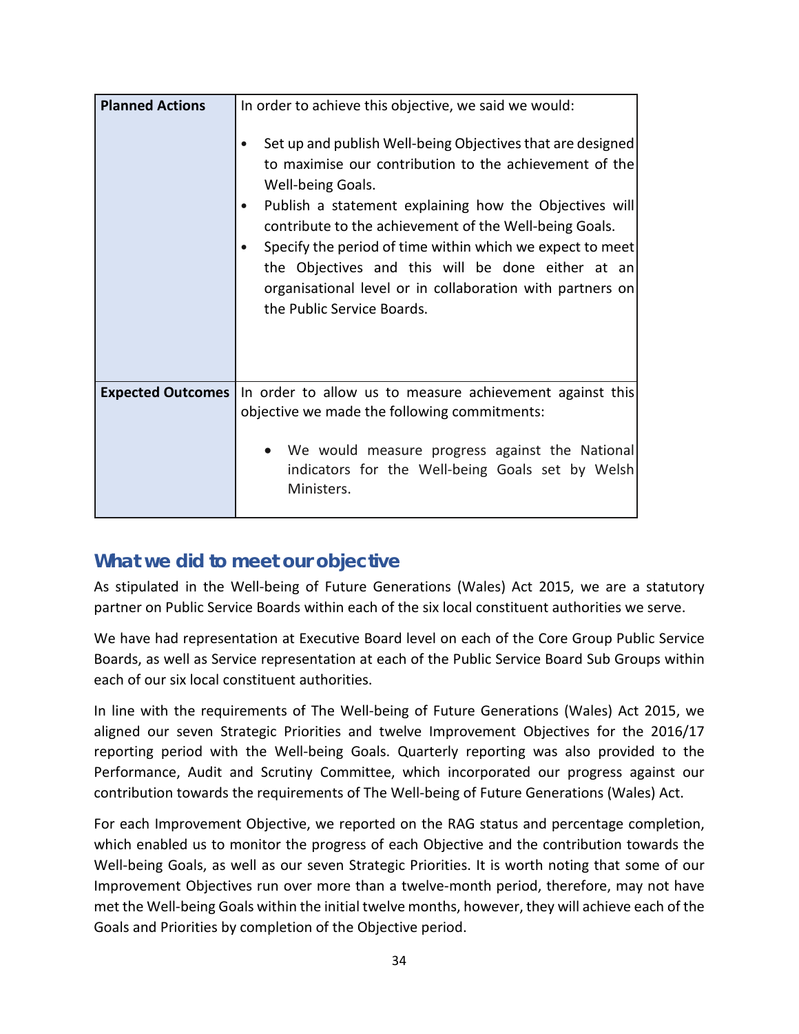| Planned Actions | In order to achieve this objective, we said we would:<br><br>• Set up and publish Well-being Objectives that are designed to maximise our contribution to the achievement of the Well-being Goals.<br>• Publish a statement explaining how the Objectives will contribute to the achievement of the Well-being Goals.<br>• Specify the period of time within which we expect to meet the Objectives and this will be done either at an organisational level or in collaboration with partners on the Public Service Boards. |
|---|---|
| **Expected Outcomes** | In order to allow us to measure achievement against this objective we made the following commitments:<br><br>• We would measure progress against the National indicators for the Well-being Goals set by Welsh Ministers. |

## What we did to meet our objective

As stipulated in the Well-being of Future Generations (Wales) Act 2015, we are a statutory partner on Public Service Boards within each of the six local constituent authorities we serve.

We have had representation at Executive Board level on each of the Core Group Public Service Boards, as well as Service representation at each of the Public Service Board Sub Groups within each of our six local constituent authorities.

In line with the requirements of The Well-being of Future Generations (Wales) Act 2015, we aligned our seven Strategic Priorities and twelve Improvement Objectives for the 2016/17 reporting period with the Well-being Goals. Quarterly reporting was also provided to the Performance, Audit and Scrutiny Committee, which incorporated our progress against our contribution towards the requirements of The Well-being of Future Generations (Wales) Act.

For each Improvement Objective, we reported on the RAG status and percentage completion, which enabled us to monitor the progress of each Objective and the contribution towards the Well-being Goals, as well as our seven Strategic Priorities. It is worth noting that some of our Improvement Objectives run over more than a twelve-month period, therefore, may not have met the Well-being Goals within the initial twelve months, however, they will achieve each of the Goals and Priorities by completion of the Objective period.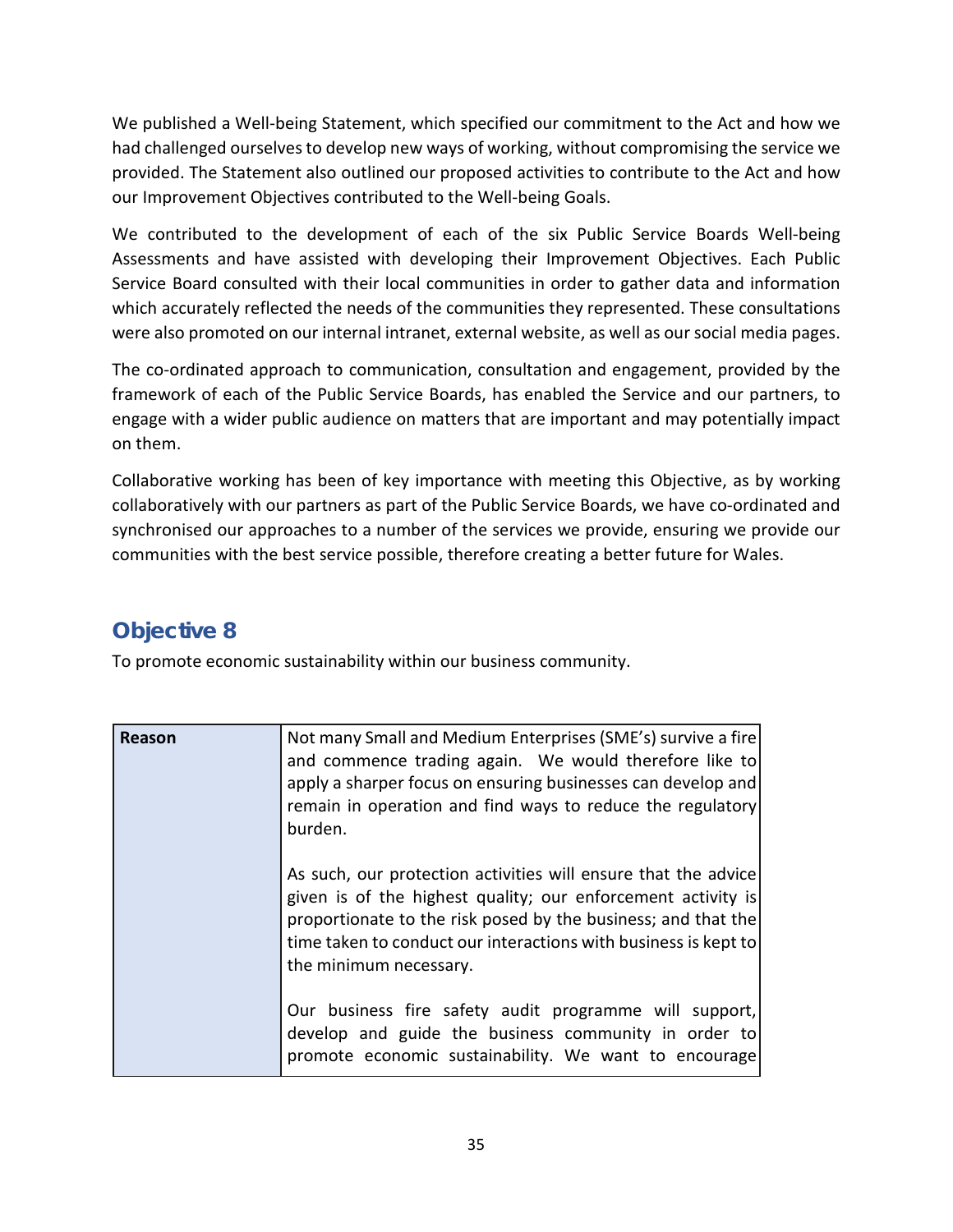We published a Well-being Statement, which specified our commitment to the Act and how we had challenged ourselves to develop new ways of working, without compromising the service we provided. The Statement also outlined our proposed activities to contribute to the Act and how our Improvement Objectives contributed to the Well-being Goals.

We contributed to the development of each of the six Public Service Boards Well-being Assessments and have assisted with developing their Improvement Objectives. Each Public Service Board consulted with their local communities in order to gather data and information which accurately reflected the needs of the communities they represented. These consultations were also promoted on our internal intranet, external website, as well as our social media pages.

The co-ordinated approach to communication, consultation and engagement, provided by the framework of each of the Public Service Boards, has enabled the Service and our partners, to engage with a wider public audience on matters that are important and may potentially impact on them.

Collaborative working has been of key importance with meeting this Objective, as by working collaboratively with our partners as part of the Public Service Boards, we have co-ordinated and synchronised our approaches to a number of the services we provide, ensuring we provide our communities with the best service possible, therefore creating a better future for Wales.

## Objective 8

To promote economic sustainability within our business community.

| **Reason** | Not many Small and Medium Enterprises (SME's) survive a fire and commence trading again. We would therefore like to apply a sharper focus on ensuring businesses can develop and remain in operation and find ways to reduce the regulatory burden.<br><br>As such, our protection activities will ensure that the advice given is of the highest quality; our enforcement activity is proportionate to the risk posed by the business; and that the time taken to conduct our interactions with business is kept to the minimum necessary.<br><br>Our business fire safety audit programme will support, develop and guide the business community in order to promote economic sustainability. We want to encourage |
|---|---|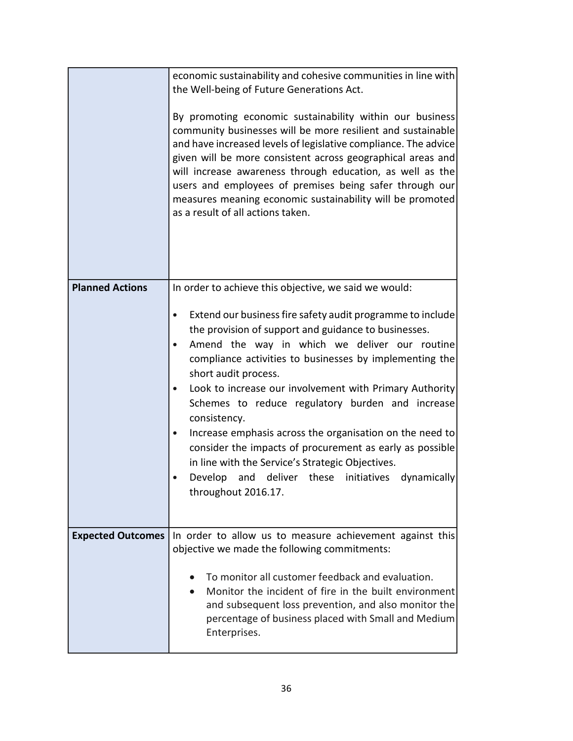| | |
|---|---|
| | economic sustainability and cohesive communities in line with the Well-being of Future Generations Act.<br><br>By promoting economic sustainability within our business community businesses will be more resilient and sustainable and have increased levels of legislative compliance. The advice given will be more consistent across geographical areas and will increase awareness through education, as well as the users and employees of premises being safer through our measures meaning economic sustainability will be promoted as a result of all actions taken. |
| **Planned Actions** | In order to achieve this objective, we said we would:<br><br>• Extend our business fire safety audit programme to include the provision of support and guidance to businesses.<br>• Amend the way in which we deliver our routine compliance activities to businesses by implementing the short audit process.<br>• Look to increase our involvement with Primary Authority Schemes to reduce regulatory burden and increase consistency.<br>• Increase emphasis across the organisation on the need to consider the impacts of procurement as early as possible in line with the Service's Strategic Objectives.<br>• Develop and deliver these initiatives dynamically throughout 2016.17. |
| **Expected Outcomes** | In order to allow us to measure achievement against this objective we made the following commitments:<br><br>• To monitor all customer feedback and evaluation.<br>• Monitor the incident of fire in the built environment and subsequent loss prevention, and also monitor the percentage of business placed with Small and Medium Enterprises. |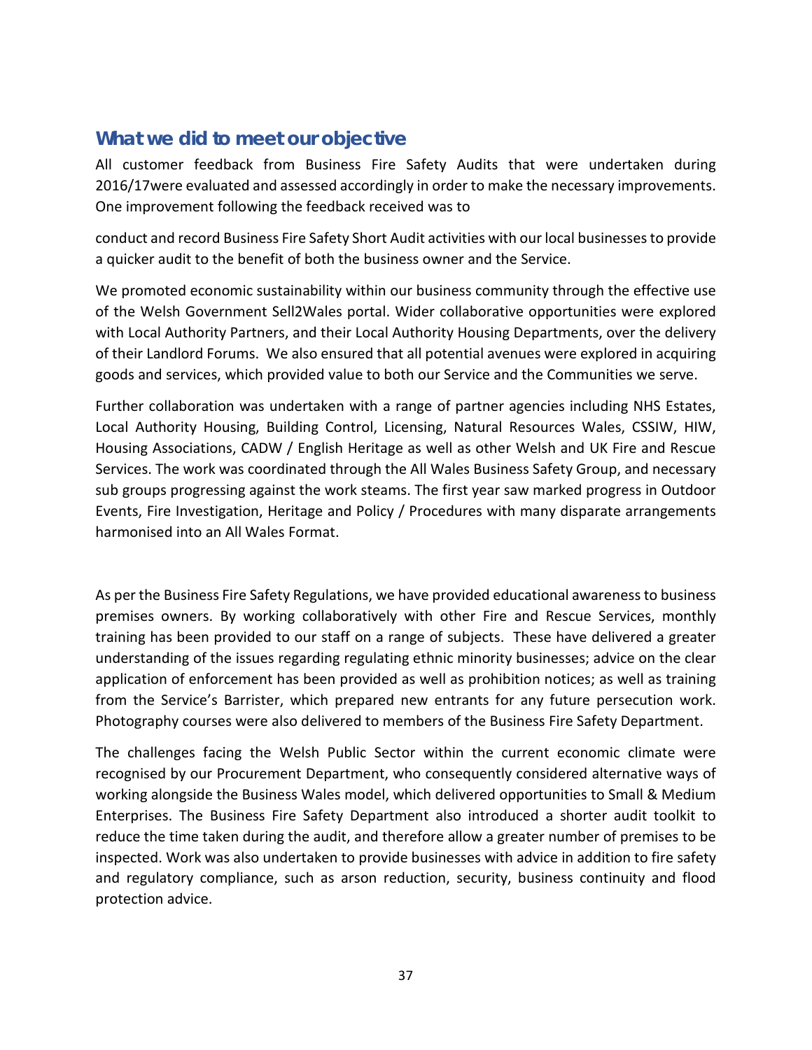## What we did to meet our objective

All customer feedback from Business Fire Safety Audits that were undertaken during 2016/17were evaluated and assessed accordingly in order to make the necessary improvements. One improvement following the feedback received was to

conduct and record Business Fire Safety Short Audit activities with our local businesses to provide a quicker audit to the benefit of both the business owner and the Service.

We promoted economic sustainability within our business community through the effective use of the Welsh Government Sell2Wales portal. Wider collaborative opportunities were explored with Local Authority Partners, and their Local Authority Housing Departments, over the delivery of their Landlord Forums. We also ensured that all potential avenues were explored in acquiring goods and services, which provided value to both our Service and the Communities we serve.

Further collaboration was undertaken with a range of partner agencies including NHS Estates, Local Authority Housing, Building Control, Licensing, Natural Resources Wales, CSSIW, HIW, Housing Associations, CADW / English Heritage as well as other Welsh and UK Fire and Rescue Services. The work was coordinated through the All Wales Business Safety Group, and necessary sub groups progressing against the work steams. The first year saw marked progress in Outdoor Events, Fire Investigation, Heritage and Policy / Procedures with many disparate arrangements harmonised into an All Wales Format.

As per the Business Fire Safety Regulations, we have provided educational awareness to business premises owners. By working collaboratively with other Fire and Rescue Services, monthly training has been provided to our staff on a range of subjects. These have delivered a greater understanding of the issues regarding regulating ethnic minority businesses; advice on the clear application of enforcement has been provided as well as prohibition notices; as well as training from the Service's Barrister, which prepared new entrants for any future persecution work. Photography courses were also delivered to members of the Business Fire Safety Department.

The challenges facing the Welsh Public Sector within the current economic climate were recognised by our Procurement Department, who consequently considered alternative ways of working alongside the Business Wales model, which delivered opportunities to Small & Medium Enterprises. The Business Fire Safety Department also introduced a shorter audit toolkit to reduce the time taken during the audit, and therefore allow a greater number of premises to be inspected. Work was also undertaken to provide businesses with advice in addition to fire safety and regulatory compliance, such as arson reduction, security, business continuity and flood protection advice.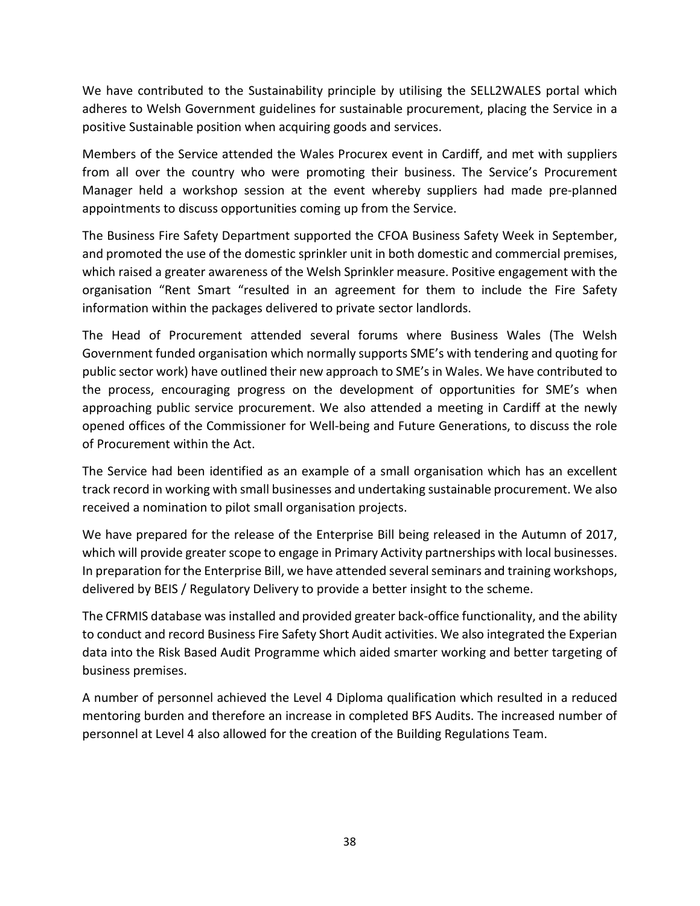We have contributed to the Sustainability principle by utilising the SELL2WALES portal which adheres to Welsh Government guidelines for sustainable procurement, placing the Service in a positive Sustainable position when acquiring goods and services.

Members of the Service attended the Wales Procurex event in Cardiff, and met with suppliers from all over the country who were promoting their business. The Service's Procurement Manager held a workshop session at the event whereby suppliers had made pre-planned appointments to discuss opportunities coming up from the Service.

The Business Fire Safety Department supported the CFOA Business Safety Week in September, and promoted the use of the domestic sprinkler unit in both domestic and commercial premises, which raised a greater awareness of the Welsh Sprinkler measure. Positive engagement with the organisation "Rent Smart "resulted in an agreement for them to include the Fire Safety information within the packages delivered to private sector landlords.

The Head of Procurement attended several forums where Business Wales (The Welsh Government funded organisation which normally supports SME's with tendering and quoting for public sector work) have outlined their new approach to SME's in Wales. We have contributed to the process, encouraging progress on the development of opportunities for SME's when approaching public service procurement. We also attended a meeting in Cardiff at the newly opened offices of the Commissioner for Well-being and Future Generations, to discuss the role of Procurement within the Act.

The Service had been identified as an example of a small organisation which has an excellent track record in working with small businesses and undertaking sustainable procurement. We also received a nomination to pilot small organisation projects.

We have prepared for the release of the Enterprise Bill being released in the Autumn of 2017, which will provide greater scope to engage in Primary Activity partnerships with local businesses. In preparation for the Enterprise Bill, we have attended several seminars and training workshops, delivered by BEIS / Regulatory Delivery to provide a better insight to the scheme.

The CFRMIS database was installed and provided greater back-office functionality, and the ability to conduct and record Business Fire Safety Short Audit activities. We also integrated the Experian data into the Risk Based Audit Programme which aided smarter working and better targeting of business premises.

A number of personnel achieved the Level 4 Diploma qualification which resulted in a reduced mentoring burden and therefore an increase in completed BFS Audits. The increased number of personnel at Level 4 also allowed for the creation of the Building Regulations Team.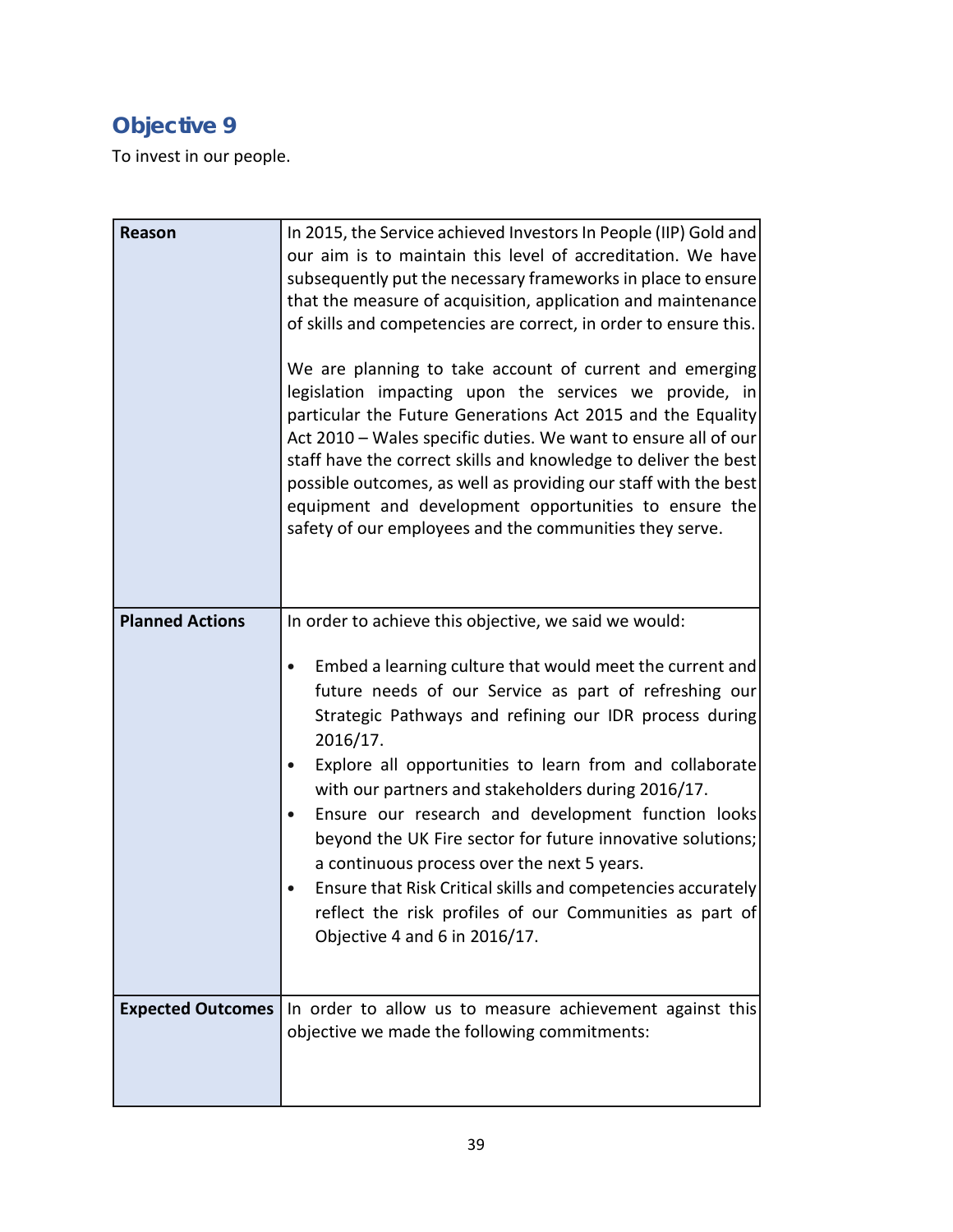## Objective 9

To invest in our people.

| | |
|---|---|
| **Reason** | In 2015, the Service achieved Investors In People (IIP) Gold and our aim is to maintain this level of accreditation. We have subsequently put the necessary frameworks in place to ensure that the measure of acquisition, application and maintenance of skills and competencies are correct, in order to ensure this.<br><br>We are planning to take account of current and emerging legislation impacting upon the services we provide, in particular the Future Generations Act 2015 and the Equality Act 2010 – Wales specific duties. We want to ensure all of our staff have the correct skills and knowledge to deliver the best possible outcomes, as well as providing our staff with the best equipment and development opportunities to ensure the safety of our employees and the communities they serve. |
| **Planned Actions** | In order to achieve this objective, we said we would:<br><br>• Embed a learning culture that would meet the current and future needs of our Service as part of refreshing our Strategic Pathways and refining our IDR process during 2016/17.<br>• Explore all opportunities to learn from and collaborate with our partners and stakeholders during 2016/17.<br>• Ensure our research and development function looks beyond the UK Fire sector for future innovative solutions; a continuous process over the next 5 years.<br>• Ensure that Risk Critical skills and competencies accurately reflect the risk profiles of our Communities as part of Objective 4 and 6 in 2016/17. |
| **Expected Outcomes** | In order to allow us to measure achievement against this objective we made the following commitments: |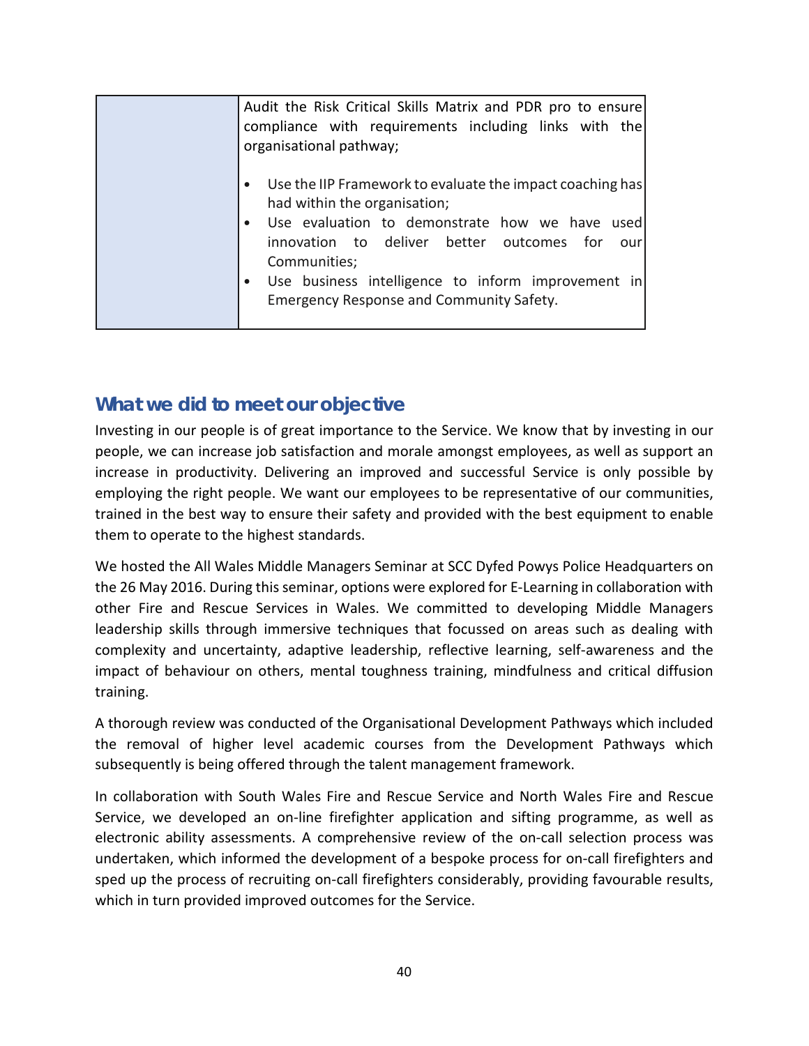| | Audit the Risk Critical Skills Matrix and PDR pro to ensure compliance with requirements including links with the organisational pathway;<br><br>• Use the IIP Framework to evaluate the impact coaching has had within the organisation;<br>• Use evaluation to demonstrate how we have used innovation to deliver better outcomes for our Communities;<br>• Use business intelligence to inform improvement in Emergency Response and Community Safety. |
|---|---|

## What we did to meet our objective

Investing in our people is of great importance to the Service. We know that by investing in our people, we can increase job satisfaction and morale amongst employees, as well as support an increase in productivity. Delivering an improved and successful Service is only possible by employing the right people. We want our employees to be representative of our communities, trained in the best way to ensure their safety and provided with the best equipment to enable them to operate to the highest standards.

We hosted the All Wales Middle Managers Seminar at SCC Dyfed Powys Police Headquarters on the 26 May 2016. During this seminar, options were explored for E-Learning in collaboration with other Fire and Rescue Services in Wales. We committed to developing Middle Managers leadership skills through immersive techniques that focussed on areas such as dealing with complexity and uncertainty, adaptive leadership, reflective learning, self-awareness and the impact of behaviour on others, mental toughness training, mindfulness and critical diffusion training.

A thorough review was conducted of the Organisational Development Pathways which included the removal of higher level academic courses from the Development Pathways which subsequently is being offered through the talent management framework.

In collaboration with South Wales Fire and Rescue Service and North Wales Fire and Rescue Service, we developed an on-line firefighter application and sifting programme, as well as electronic ability assessments. A comprehensive review of the on-call selection process was undertaken, which informed the development of a bespoke process for on-call firefighters and sped up the process of recruiting on-call firefighters considerably, providing favourable results, which in turn provided improved outcomes for the Service.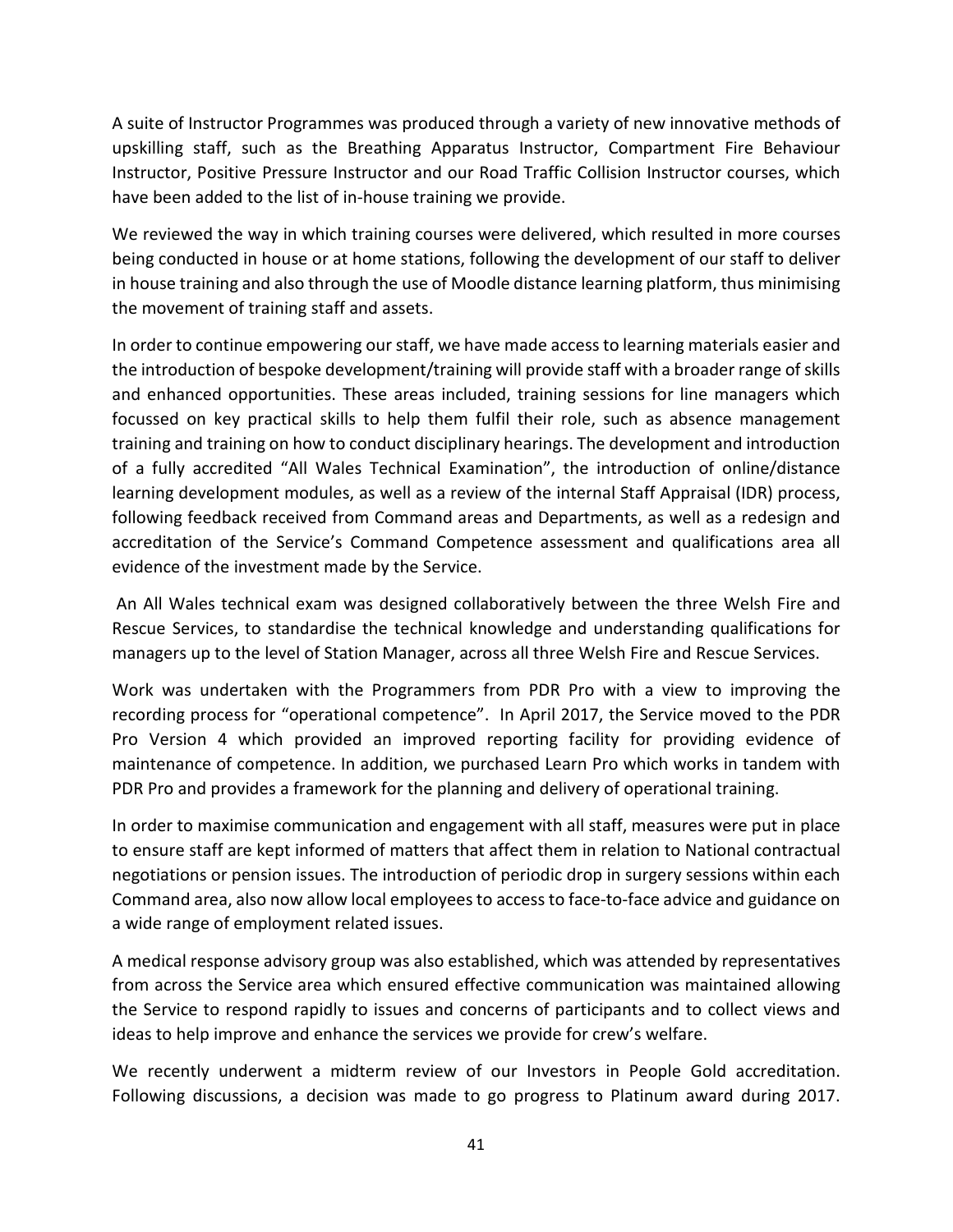A suite of Instructor Programmes was produced through a variety of new innovative methods of upskilling staff, such as the Breathing Apparatus Instructor, Compartment Fire Behaviour Instructor, Positive Pressure Instructor and our Road Traffic Collision Instructor courses, which have been added to the list of in-house training we provide.

We reviewed the way in which training courses were delivered, which resulted in more courses being conducted in house or at home stations, following the development of our staff to deliver in house training and also through the use of Moodle distance learning platform, thus minimising the movement of training staff and assets.

In order to continue empowering our staff, we have made access to learning materials easier and the introduction of bespoke development/training will provide staff with a broader range of skills and enhanced opportunities. These areas included, training sessions for line managers which focussed on key practical skills to help them fulfil their role, such as absence management training and training on how to conduct disciplinary hearings. The development and introduction of a fully accredited "All Wales Technical Examination", the introduction of online/distance learning development modules, as well as a review of the internal Staff Appraisal (IDR) process, following feedback received from Command areas and Departments, as well as a redesign and accreditation of the Service's Command Competence assessment and qualifications area all evidence of the investment made by the Service.

An All Wales technical exam was designed collaboratively between the three Welsh Fire and Rescue Services, to standardise the technical knowledge and understanding qualifications for managers up to the level of Station Manager, across all three Welsh Fire and Rescue Services.

Work was undertaken with the Programmers from PDR Pro with a view to improving the recording process for "operational competence". In April 2017, the Service moved to the PDR Pro Version 4 which provided an improved reporting facility for providing evidence of maintenance of competence. In addition, we purchased Learn Pro which works in tandem with PDR Pro and provides a framework for the planning and delivery of operational training.

In order to maximise communication and engagement with all staff, measures were put in place to ensure staff are kept informed of matters that affect them in relation to National contractual negotiations or pension issues. The introduction of periodic drop in surgery sessions within each Command area, also now allow local employees to access to face-to-face advice and guidance on a wide range of employment related issues.

A medical response advisory group was also established, which was attended by representatives from across the Service area which ensured effective communication was maintained allowing the Service to respond rapidly to issues and concerns of participants and to collect views and ideas to help improve and enhance the services we provide for crew's welfare.

We recently underwent a midterm review of our Investors in People Gold accreditation. Following discussions, a decision was made to go progress to Platinum award during 2017.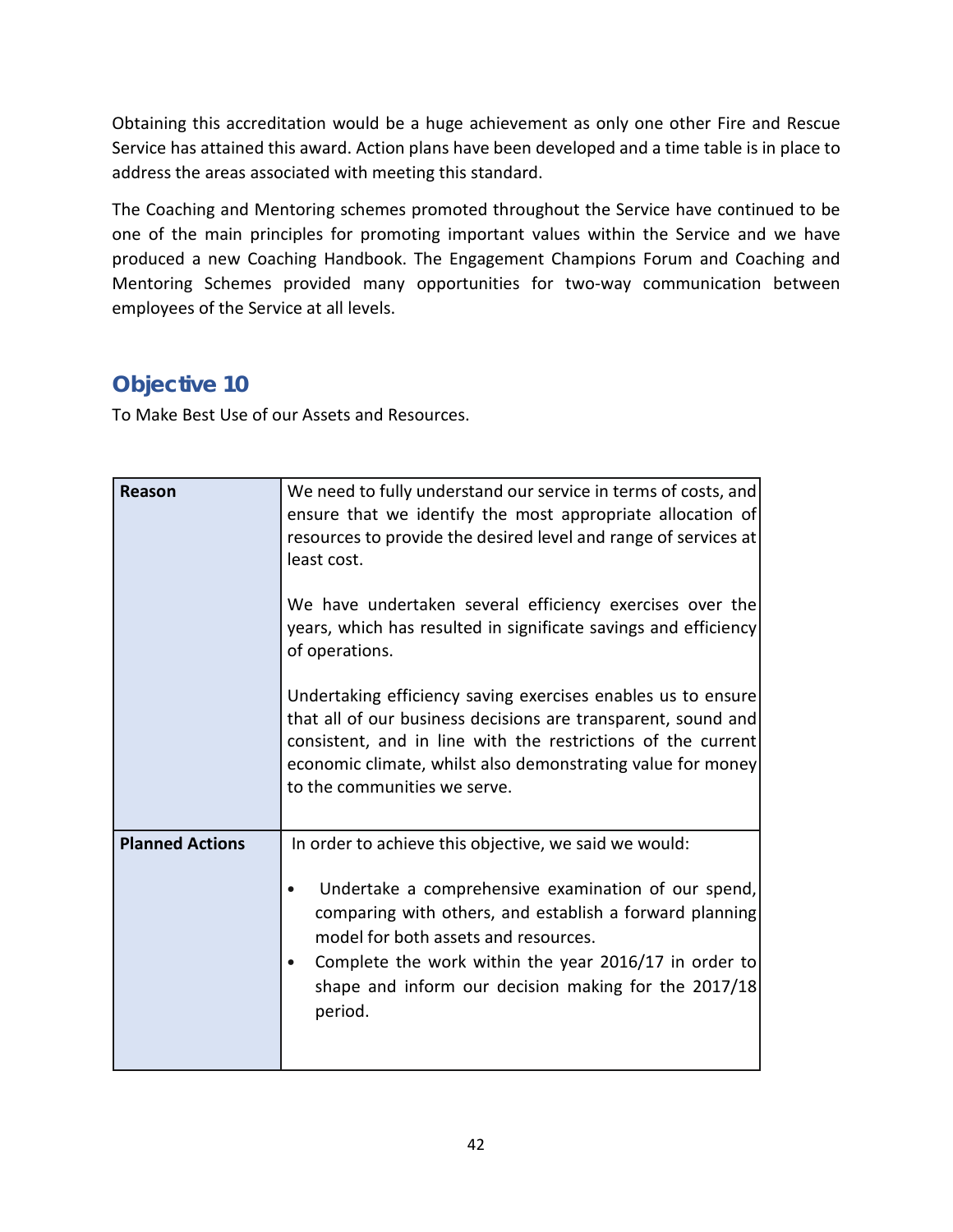Obtaining this accreditation would be a huge achievement as only one other Fire and Rescue Service has attained this award. Action plans have been developed and a time table is in place to address the areas associated with meeting this standard.

The Coaching and Mentoring schemes promoted throughout the Service have continued to be one of the main principles for promoting important values within the Service and we have produced a new Coaching Handbook. The Engagement Champions Forum and Coaching and Mentoring Schemes provided many opportunities for two-way communication between employees of the Service at all levels.

## Objective 10

To Make Best Use of our Assets and Resources.

| | |
|---|---|
| **Reason** | We need to fully understand our service in terms of costs, and ensure that we identify the most appropriate allocation of resources to provide the desired level and range of services at least cost.<br><br>We have undertaken several efficiency exercises over the years, which has resulted in significate savings and efficiency of operations.<br><br>Undertaking efficiency saving exercises enables us to ensure that all of our business decisions are transparent, sound and consistent, and in line with the restrictions of the current economic climate, whilst also demonstrating value for money to the communities we serve. |
| **Planned Actions** | In order to achieve this objective, we said we would:<br><br>• Undertake a comprehensive examination of our spend, comparing with others, and establish a forward planning model for both assets and resources.<br>• Complete the work within the year 2016/17 in order to shape and inform our decision making for the 2017/18 period. |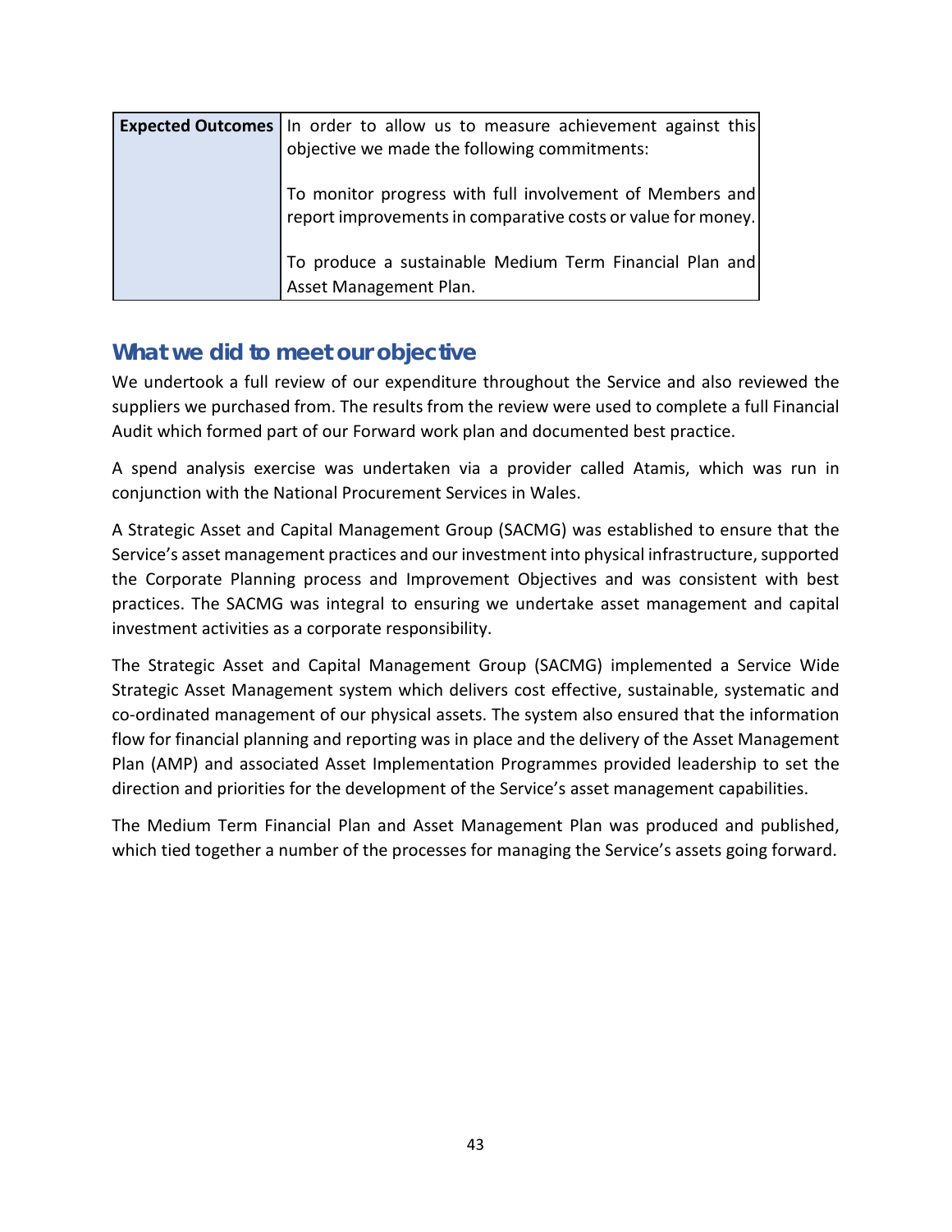| **Expected Outcomes** | In order to allow us to measure achievement against this objective we made the following commitments:<br><br>To monitor progress with full involvement of Members and report improvements in comparative costs or value for money.<br><br>To produce a sustainable Medium Term Financial Plan and Asset Management Plan. |
|---|---|

## What we did to meet our objective

We undertook a full review of our expenditure throughout the Service and also reviewed the suppliers we purchased from. The results from the review were used to complete a full Financial Audit which formed part of our Forward work plan and documented best practice.

A spend analysis exercise was undertaken via a provider called Atamis, which was run in conjunction with the National Procurement Services in Wales.

A Strategic Asset and Capital Management Group (SACMG) was established to ensure that the Service's asset management practices and our investment into physical infrastructure, supported the Corporate Planning process and Improvement Objectives and was consistent with best practices. The SACMG was integral to ensuring we undertake asset management and capital investment activities as a corporate responsibility.

The Strategic Asset and Capital Management Group (SACMG) implemented a Service Wide Strategic Asset Management system which delivers cost effective, sustainable, systematic and co-ordinated management of our physical assets. The system also ensured that the information flow for financial planning and reporting was in place and the delivery of the Asset Management Plan (AMP) and associated Asset Implementation Programmes provided leadership to set the direction and priorities for the development of the Service's asset management capabilities.

The Medium Term Financial Plan and Asset Management Plan was produced and published, which tied together a number of the processes for managing the Service's assets going forward.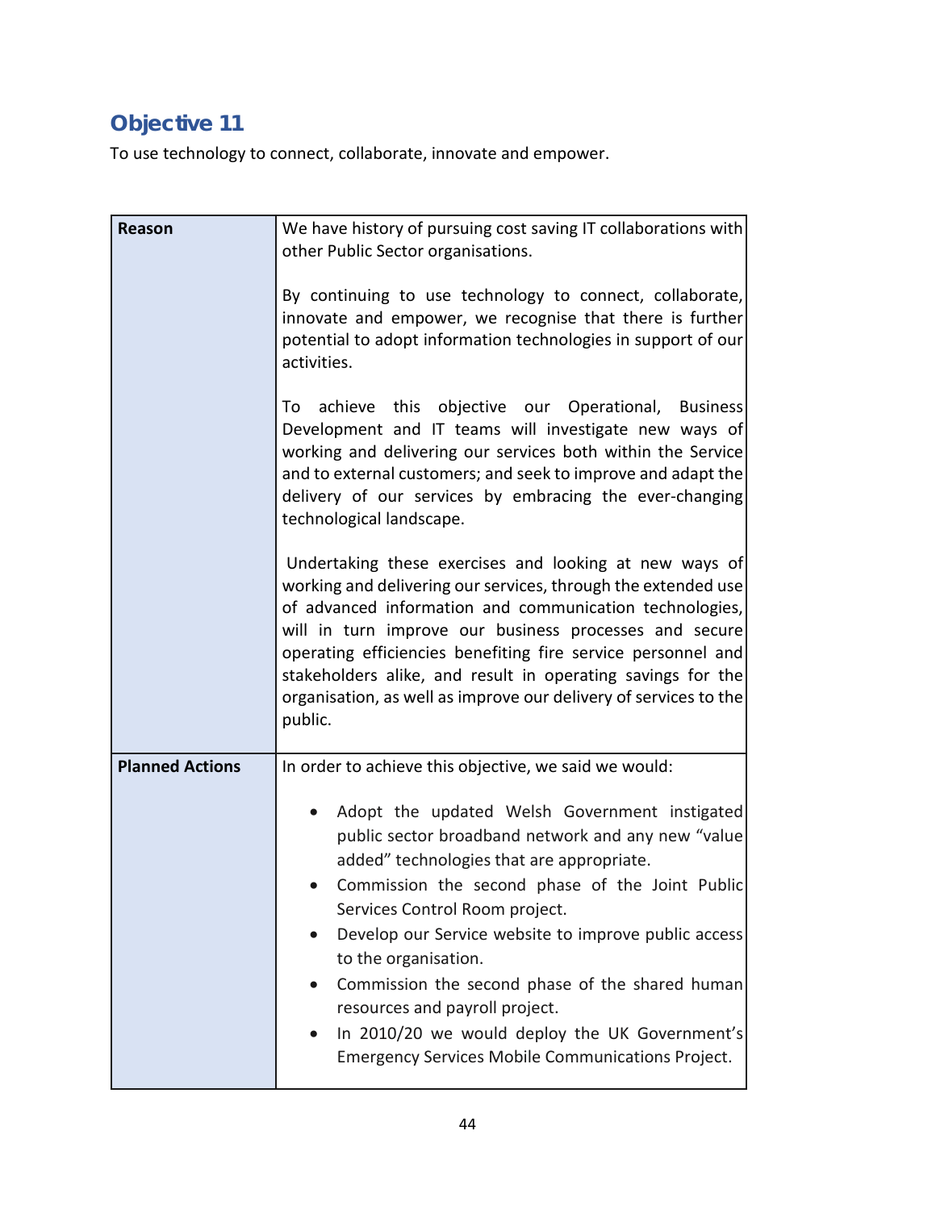## Objective 11

To use technology to connect, collaborate, innovate and empower.

| | |
|---|---|
| **Reason** | We have history of pursuing cost saving IT collaborations with other Public Sector organisations.<br><br>By continuing to use technology to connect, collaborate, innovate and empower, we recognise that there is further potential to adopt information technologies in support of our activities.<br><br>To achieve this objective our Operational, Business Development and IT teams will investigate new ways of working and delivering our services both within the Service and to external customers; and seek to improve and adapt the delivery of our services by embracing the ever-changing technological landscape.<br><br>Undertaking these exercises and looking at new ways of working and delivering our services, through the extended use of advanced information and communication technologies, will in turn improve our business processes and secure operating efficiencies benefiting fire service personnel and stakeholders alike, and result in operating savings for the organisation, as well as improve our delivery of services to the public. |
| **Planned Actions** | In order to achieve this objective, we said we would:<br><br>• Adopt the updated Welsh Government instigated public sector broadband network and any new "value added" technologies that are appropriate.<br>• Commission the second phase of the Joint Public Services Control Room project.<br>• Develop our Service website to improve public access to the organisation.<br>• Commission the second phase of the shared human resources and payroll project.<br>• In 2010/20 we would deploy the UK Government's Emergency Services Mobile Communications Project. |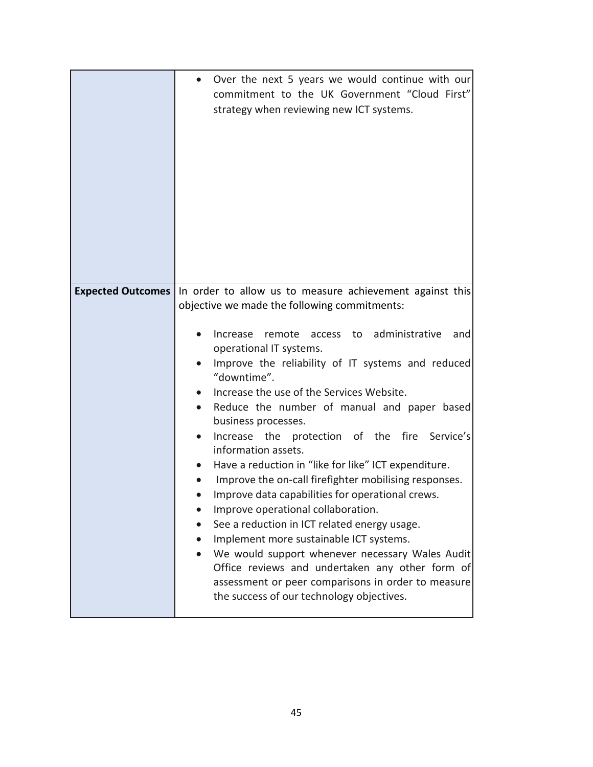| | |
|---|---|
| | • Over the next 5 years we would continue with our commitment to the UK Government "Cloud First" strategy when reviewing new ICT systems. |
| **Expected Outcomes** | In order to allow us to measure achievement against this objective we made the following commitments:<br><br>• Increase remote access to administrative and operational IT systems.<br>• Improve the reliability of IT systems and reduced "downtime".<br>• Increase the use of the Services Website.<br>• Reduce the number of manual and paper based business processes.<br>• Increase the protection of the fire Service's information assets.<br>• Have a reduction in "like for like" ICT expenditure.<br>• Improve the on-call firefighter mobilising responses.<br>• Improve data capabilities for operational crews.<br>• Improve operational collaboration.<br>• See a reduction in ICT related energy usage.<br>• Implement more sustainable ICT systems.<br>• We would support whenever necessary Wales Audit Office reviews and undertaken any other form of assessment or peer comparisons in order to measure the success of our technology objectives. |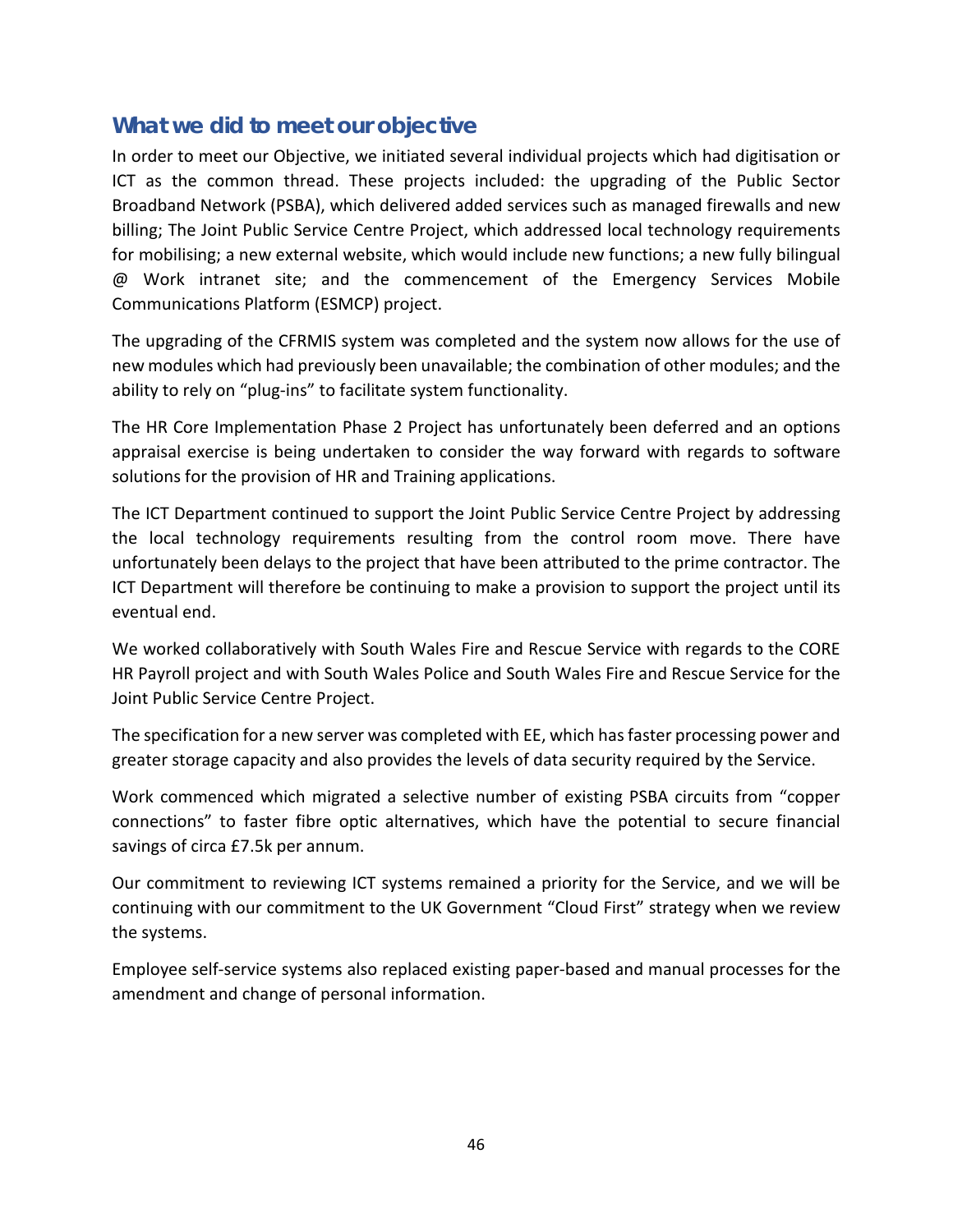## What we did to meet our objective

In order to meet our Objective, we initiated several individual projects which had digitisation or ICT as the common thread. These projects included: the upgrading of the Public Sector Broadband Network (PSBA), which delivered added services such as managed firewalls and new billing; The Joint Public Service Centre Project, which addressed local technology requirements for mobilising; a new external website, which would include new functions; a new fully bilingual @ Work intranet site; and the commencement of the Emergency Services Mobile Communications Platform (ESMCP) project.

The upgrading of the CFRMIS system was completed and the system now allows for the use of new modules which had previously been unavailable; the combination of other modules; and the ability to rely on "plug-ins" to facilitate system functionality.

The HR Core Implementation Phase 2 Project has unfortunately been deferred and an options appraisal exercise is being undertaken to consider the way forward with regards to software solutions for the provision of HR and Training applications.

The ICT Department continued to support the Joint Public Service Centre Project by addressing the local technology requirements resulting from the control room move. There have unfortunately been delays to the project that have been attributed to the prime contractor. The ICT Department will therefore be continuing to make a provision to support the project until its eventual end.

We worked collaboratively with South Wales Fire and Rescue Service with regards to the CORE HR Payroll project and with South Wales Police and South Wales Fire and Rescue Service for the Joint Public Service Centre Project.

The specification for a new server was completed with EE, which has faster processing power and greater storage capacity and also provides the levels of data security required by the Service.

Work commenced which migrated a selective number of existing PSBA circuits from "copper connections" to faster fibre optic alternatives, which have the potential to secure financial savings of circa £7.5k per annum.

Our commitment to reviewing ICT systems remained a priority for the Service, and we will be continuing with our commitment to the UK Government "Cloud First" strategy when we review the systems.

Employee self-service systems also replaced existing paper-based and manual processes for the amendment and change of personal information.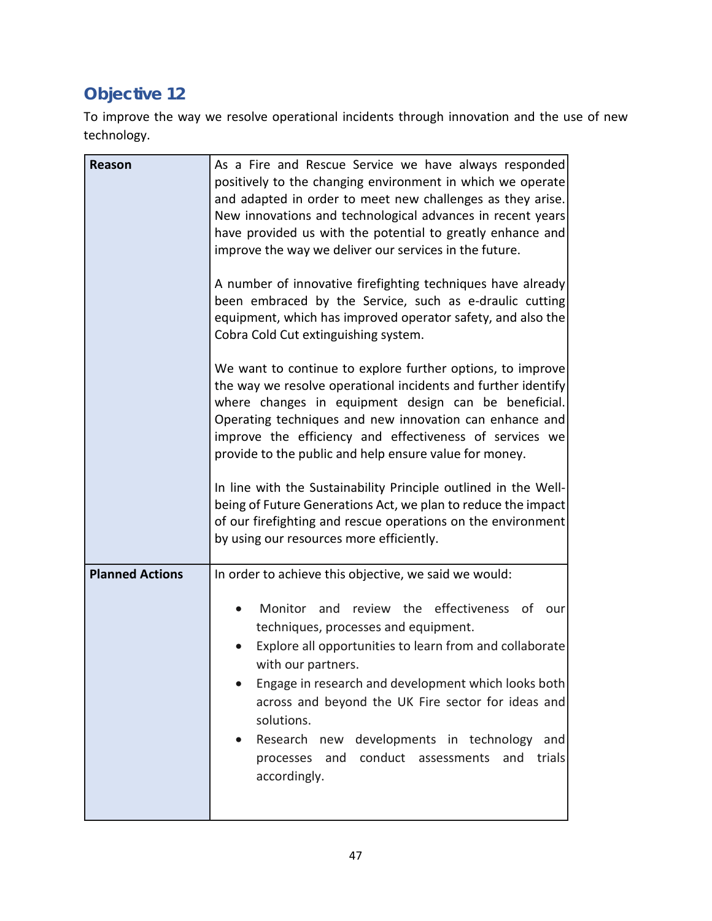## Objective 12

To improve the way we resolve operational incidents through innovation and the use of new technology.

| | |
|---|---|
| **Reason** | As a Fire and Rescue Service we have always responded positively to the changing environment in which we operate and adapted in order to meet new challenges as they arise. New innovations and technological advances in recent years have provided us with the potential to greatly enhance and improve the way we deliver our services in the future.<br><br>A number of innovative firefighting techniques have already been embraced by the Service, such as e-draulic cutting equipment, which has improved operator safety, and also the Cobra Cold Cut extinguishing system.<br><br>We want to continue to explore further options, to improve the way we resolve operational incidents and further identify where changes in equipment design can be beneficial. Operating techniques and new innovation can enhance and improve the efficiency and effectiveness of services we provide to the public and help ensure value for money.<br><br>In line with the Sustainability Principle outlined in the Well-being of Future Generations Act, we plan to reduce the impact of our firefighting and rescue operations on the environment by using our resources more efficiently. |
| **Planned Actions** | In order to achieve this objective, we said we would:<br><br>• Monitor and review the effectiveness of our techniques, processes and equipment.<br>• Explore all opportunities to learn from and collaborate with our partners.<br>• Engage in research and development which looks both across and beyond the UK Fire sector for ideas and solutions.<br>• Research new developments in technology and processes and conduct assessments and trials accordingly. |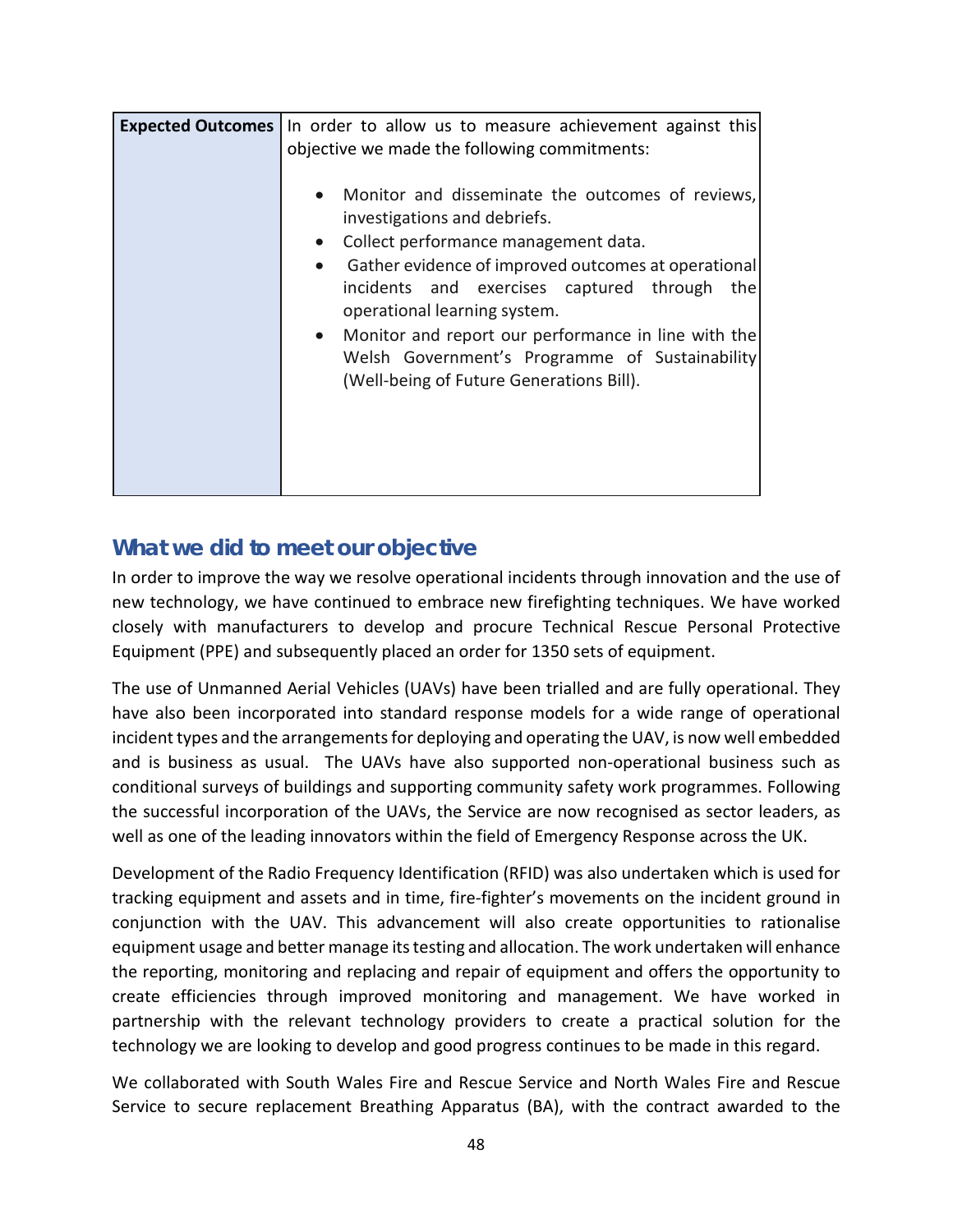| Expected Outcomes | In order to allow us to measure achievement against this objective we made the following commitments:<br><br>• Monitor and disseminate the outcomes of reviews, investigations and debriefs.<br>• Collect performance management data.<br>• Gather evidence of improved outcomes at operational incidents and exercises captured through the operational learning system.<br>• Monitor and report our performance in line with the Welsh Government's Programme of Sustainability (Well-being of Future Generations Bill). |
|---|---|

## What we did to meet our objective

In order to improve the way we resolve operational incidents through innovation and the use of new technology, we have continued to embrace new firefighting techniques. We have worked closely with manufacturers to develop and procure Technical Rescue Personal Protective Equipment (PPE) and subsequently placed an order for 1350 sets of equipment.

The use of Unmanned Aerial Vehicles (UAVs) have been trialled and are fully operational. They have also been incorporated into standard response models for a wide range of operational incident types and the arrangements for deploying and operating the UAV, is now well embedded and is business as usual. The UAVs have also supported non-operational business such as conditional surveys of buildings and supporting community safety work programmes. Following the successful incorporation of the UAVs, the Service are now recognised as sector leaders, as well as one of the leading innovators within the field of Emergency Response across the UK.

Development of the Radio Frequency Identification (RFID) was also undertaken which is used for tracking equipment and assets and in time, fire-fighter's movements on the incident ground in conjunction with the UAV. This advancement will also create opportunities to rationalise equipment usage and better manage its testing and allocation. The work undertaken will enhance the reporting, monitoring and replacing and repair of equipment and offers the opportunity to create efficiencies through improved monitoring and management. We have worked in partnership with the relevant technology providers to create a practical solution for the technology we are looking to develop and good progress continues to be made in this regard.

We collaborated with South Wales Fire and Rescue Service and North Wales Fire and Rescue Service to secure replacement Breathing Apparatus (BA), with the contract awarded to the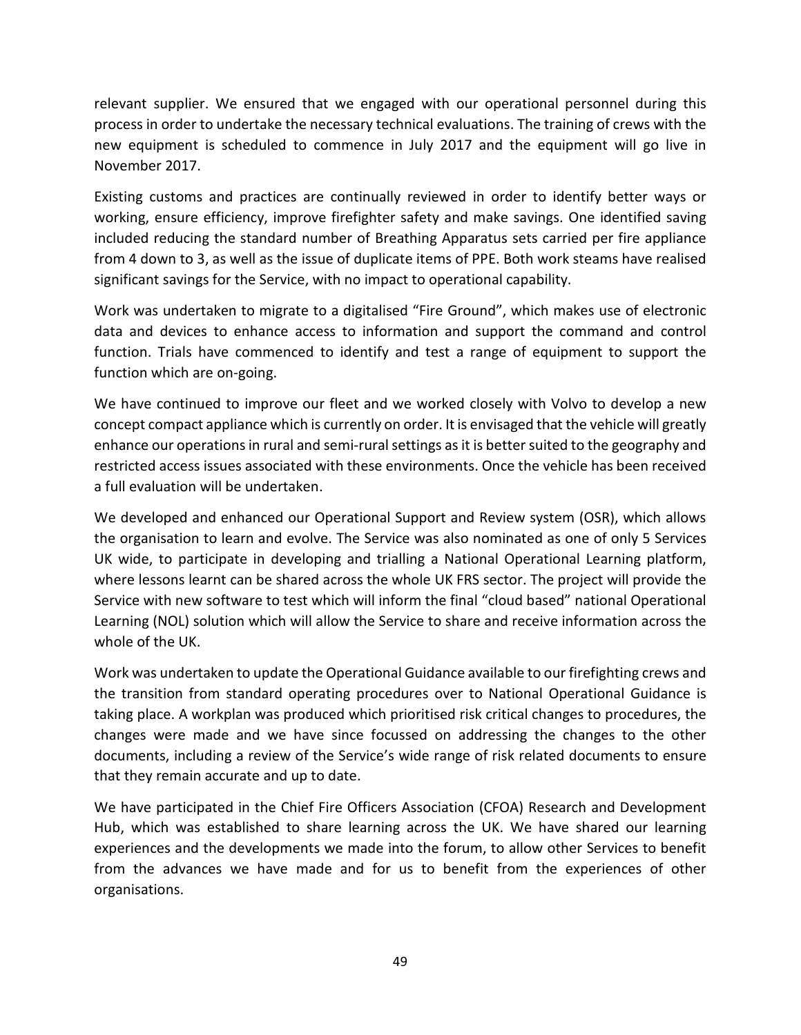relevant supplier. We ensured that we engaged with our operational personnel during this process in order to undertake the necessary technical evaluations. The training of crews with the new equipment is scheduled to commence in July 2017 and the equipment will go live in November 2017.

Existing customs and practices are continually reviewed in order to identify better ways or working, ensure efficiency, improve firefighter safety and make savings. One identified saving included reducing the standard number of Breathing Apparatus sets carried per fire appliance from 4 down to 3, as well as the issue of duplicate items of PPE. Both work steams have realised significant savings for the Service, with no impact to operational capability.

Work was undertaken to migrate to a digitalised "Fire Ground", which makes use of electronic data and devices to enhance access to information and support the command and control function. Trials have commenced to identify and test a range of equipment to support the function which are on-going.

We have continued to improve our fleet and we worked closely with Volvo to develop a new concept compact appliance which is currently on order. It is envisaged that the vehicle will greatly enhance our operations in rural and semi-rural settings as it is better suited to the geography and restricted access issues associated with these environments. Once the vehicle has been received a full evaluation will be undertaken.

We developed and enhanced our Operational Support and Review system (OSR), which allows the organisation to learn and evolve. The Service was also nominated as one of only 5 Services UK wide, to participate in developing and trialling a National Operational Learning platform, where lessons learnt can be shared across the whole UK FRS sector. The project will provide the Service with new software to test which will inform the final "cloud based" national Operational Learning (NOL) solution which will allow the Service to share and receive information across the whole of the UK.

Work was undertaken to update the Operational Guidance available to our firefighting crews and the transition from standard operating procedures over to National Operational Guidance is taking place. A workplan was produced which prioritised risk critical changes to procedures, the changes were made and we have since focussed on addressing the changes to the other documents, including a review of the Service's wide range of risk related documents to ensure that they remain accurate and up to date.

We have participated in the Chief Fire Officers Association (CFOA) Research and Development Hub, which was established to share learning across the UK. We have shared our learning experiences and the developments we made into the forum, to allow other Services to benefit from the advances we have made and for us to benefit from the experiences of other organisations.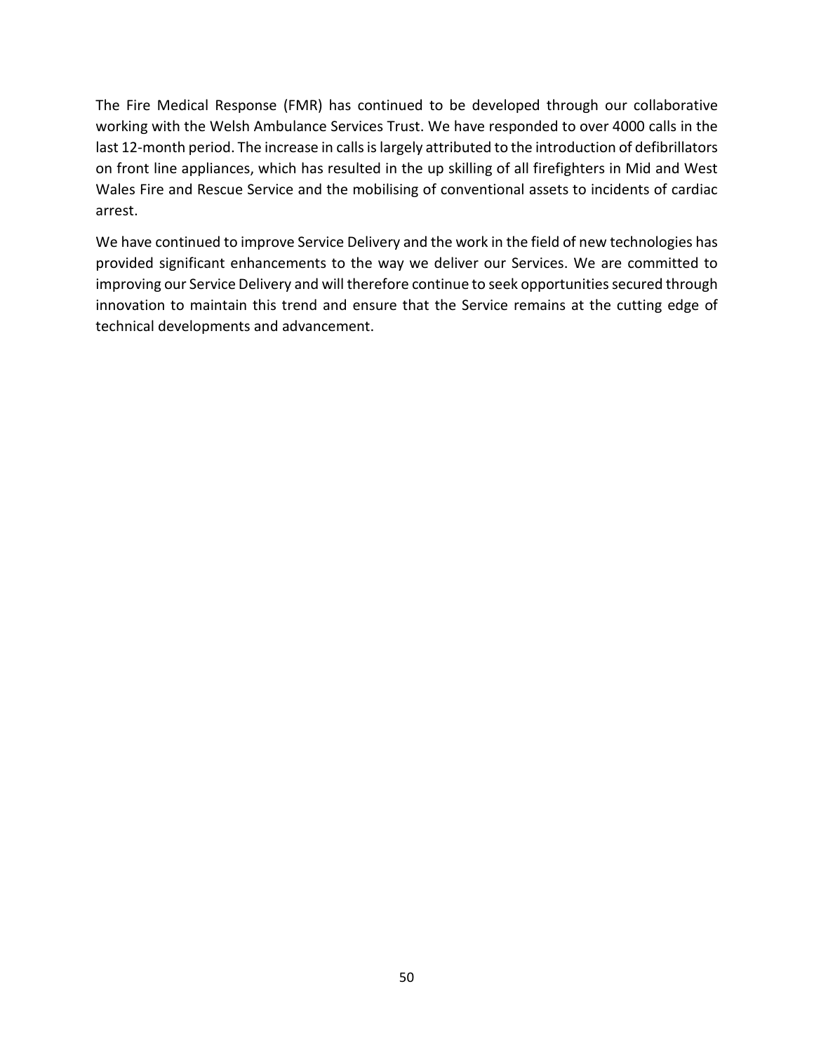The Fire Medical Response (FMR) has continued to be developed through our collaborative working with the Welsh Ambulance Services Trust. We have responded to over 4000 calls in the last 12-month period. The increase in calls is largely attributed to the introduction of defibrillators on front line appliances, which has resulted in the up skilling of all firefighters in Mid and West Wales Fire and Rescue Service and the mobilising of conventional assets to incidents of cardiac arrest.

We have continued to improve Service Delivery and the work in the field of new technologies has provided significant enhancements to the way we deliver our Services. We are committed to improving our Service Delivery and will therefore continue to seek opportunities secured through innovation to maintain this trend and ensure that the Service remains at the cutting edge of technical developments and advancement.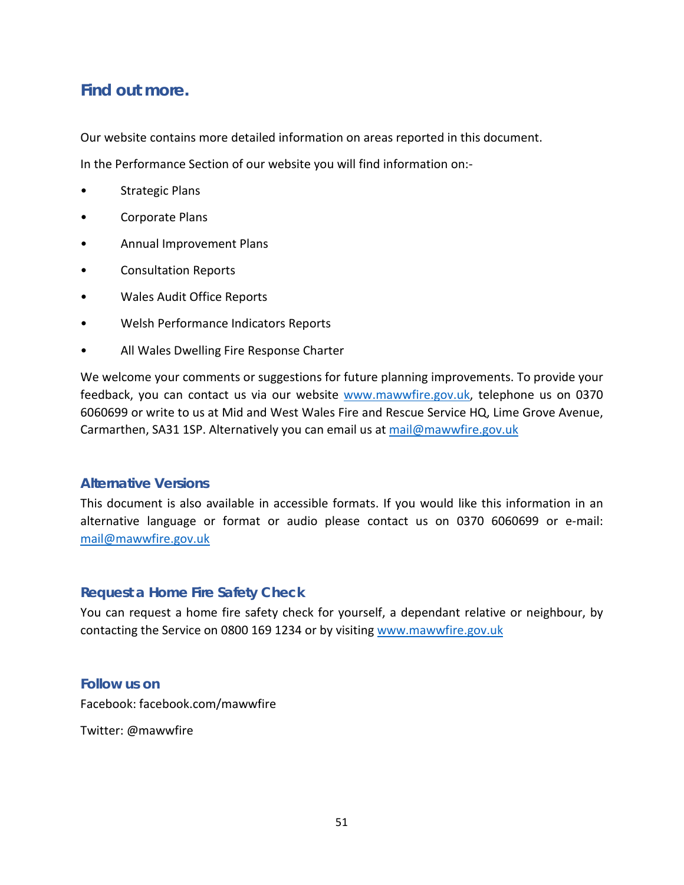## Find out more.

Our website contains more detailed information on areas reported in this document.

In the Performance Section of our website you will find information on:-

- Strategic Plans
- Corporate Plans
- Annual Improvement Plans
- Consultation Reports
- Wales Audit Office Reports
- Welsh Performance Indicators Reports
- All Wales Dwelling Fire Response Charter

We welcome your comments or suggestions for future planning improvements. To provide your feedback, you can contact us via our website www.mawwfire.gov.uk, telephone us on 0370 6060699 or write to us at Mid and West Wales Fire and Rescue Service HQ, Lime Grove Avenue, Carmarthen, SA31 1SP. Alternatively you can email us at mail@mawwfire.gov.uk

### Alternative Versions

This document is also available in accessible formats. If you would like this information in an alternative language or format or audio please contact us on 0370 6060699 or e-mail: mail@mawwfire.gov.uk

### Request a Home Fire Safety Check

You can request a home fire safety check for yourself, a dependant relative or neighbour, by contacting the Service on 0800 169 1234 or by visiting www.mawwfire.gov.uk

### Follow us on

Facebook: facebook.com/mawwfire

Twitter: @mawwfire